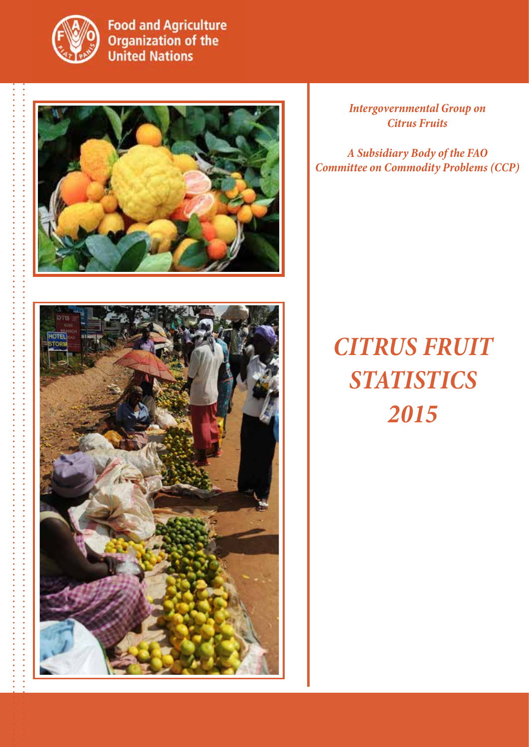Food and Agriculture Organization of the United Nations

*Intergovernmental Group on Citrus Fruits*

*A Subsidiary Body of the FAO Committee on Commodity Problems (CCP)*

# *CITRUS FRUIT STATISTICS 2015*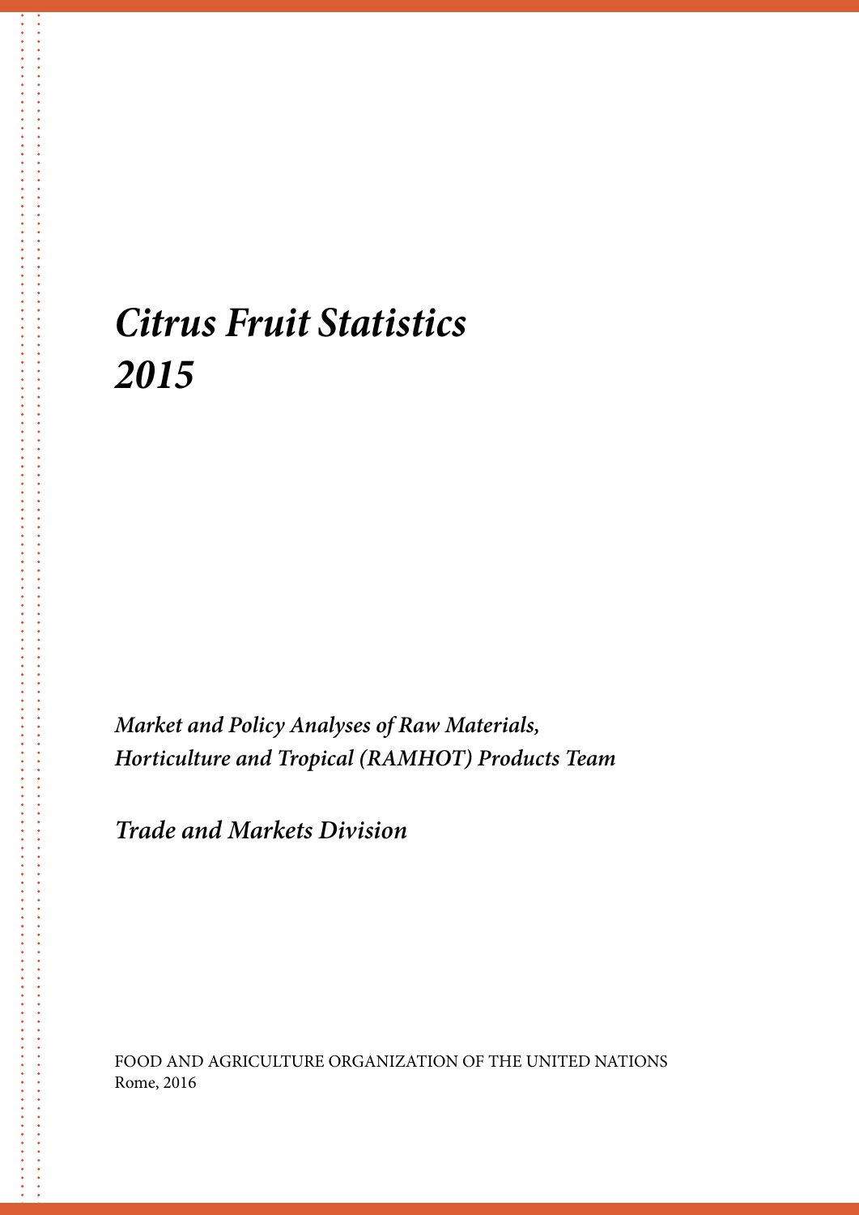# *Citrus Fruit Statistics 2015*

***Market and Policy Analyses of Raw Materials, Horticulture and Tropical (RAMHOT) Products Team***

***Trade and Markets Division***

FOOD AND AGRICULTURE ORGANIZATION OF THE UNITED NATIONS
Rome, 2016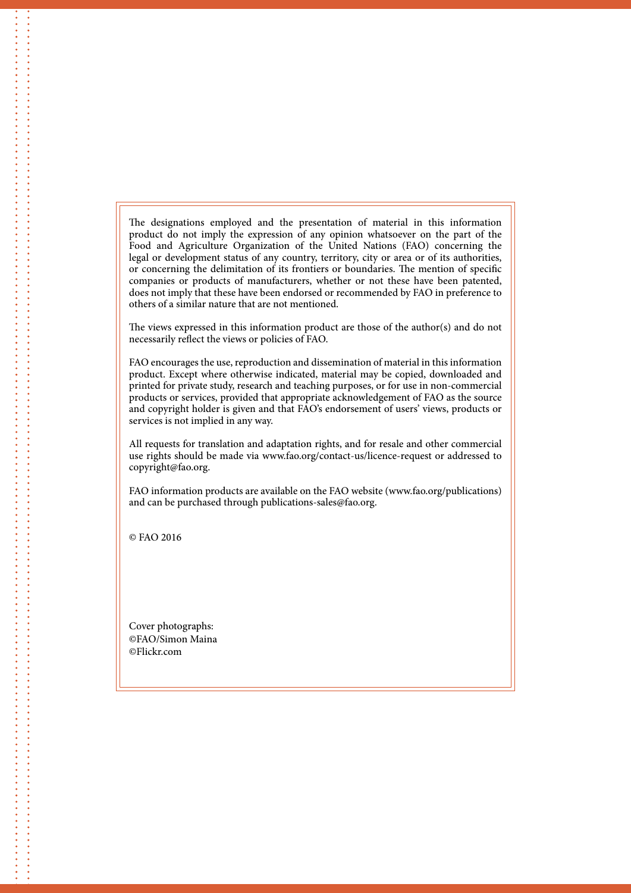The designations employed and the presentation of material in this information product do not imply the expression of any opinion whatsoever on the part of the Food and Agriculture Organization of the United Nations (FAO) concerning the legal or development status of any country, territory, city or area or of its authorities, or concerning the delimitation of its frontiers or boundaries. The mention of specific companies or products of manufacturers, whether or not these have been patented, does not imply that these have been endorsed or recommended by FAO in preference to others of a similar nature that are not mentioned.

The views expressed in this information product are those of the author(s) and do not necessarily reflect the views or policies of FAO.

FAO encourages the use, reproduction and dissemination of material in this information product. Except where otherwise indicated, material may be copied, downloaded and printed for private study, research and teaching purposes, or for use in non-commercial products or services, provided that appropriate acknowledgement of FAO as the source and copyright holder is given and that FAO's endorsement of users' views, products or services is not implied in any way.

All requests for translation and adaptation rights, and for resale and other commercial use rights should be made via www.fao.org/contact-us/licence-request or addressed to copyright@fao.org.

FAO information products are available on the FAO website (www.fao.org/publications) and can be purchased through publications-sales@fao.org.

© FAO 2016

Cover photographs:
©FAO/Simon Maina
©Flickr.com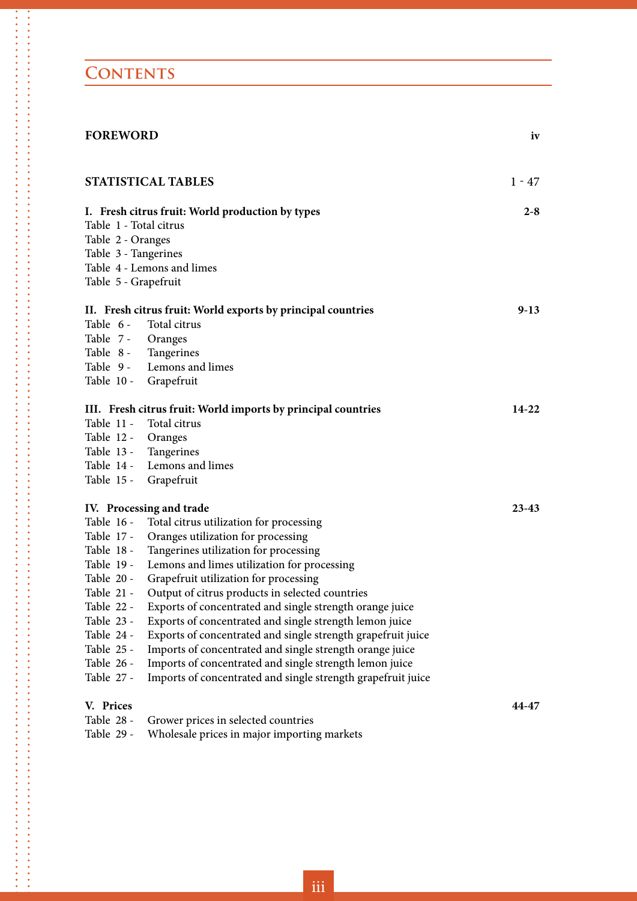# CONTENTS

**FOREWORD** **iv**

**STATISTICAL TABLES** 1 - 47

**I. Fresh citrus fruit: World production by types** **2-8**

Table 1 - Total citrus
Table 2 - Oranges
Table 3 - Tangerines
Table 4 - Lemons and limes
Table 5 - Grapefruit

**II. Fresh citrus fruit: World exports by principal countries** **9-13**

Table 6 - Total citrus
Table 7 - Oranges
Table 8 - Tangerines
Table 9 - Lemons and limes
Table 10 - Grapefruit

**III. Fresh citrus fruit: World imports by principal countries** **14-22**

Table 11 - Total citrus
Table 12 - Oranges
Table 13 - Tangerines
Table 14 - Lemons and limes
Table 15 - Grapefruit

**IV. Processing and trade** **23-43**

Table 16 - Total citrus utilization for processing
Table 17 - Oranges utilization for processing
Table 18 - Tangerines utilization for processing
Table 19 - Lemons and limes utilization for processing
Table 20 - Grapefruit utilization for processing
Table 21 - Output of citrus products in selected countries
Table 22 - Exports of concentrated and single strength orange juice
Table 23 - Exports of concentrated and single strength lemon juice
Table 24 - Exports of concentrated and single strength grapefruit juice
Table 25 - Imports of concentrated and single strength orange juice
Table 26 - Imports of concentrated and single strength lemon juice
Table 27 - Imports of concentrated and single strength grapefruit juice

**V. Prices** **44-47**

Table 28 - Grower prices in selected countries
Table 29 - Wholesale prices in major importing markets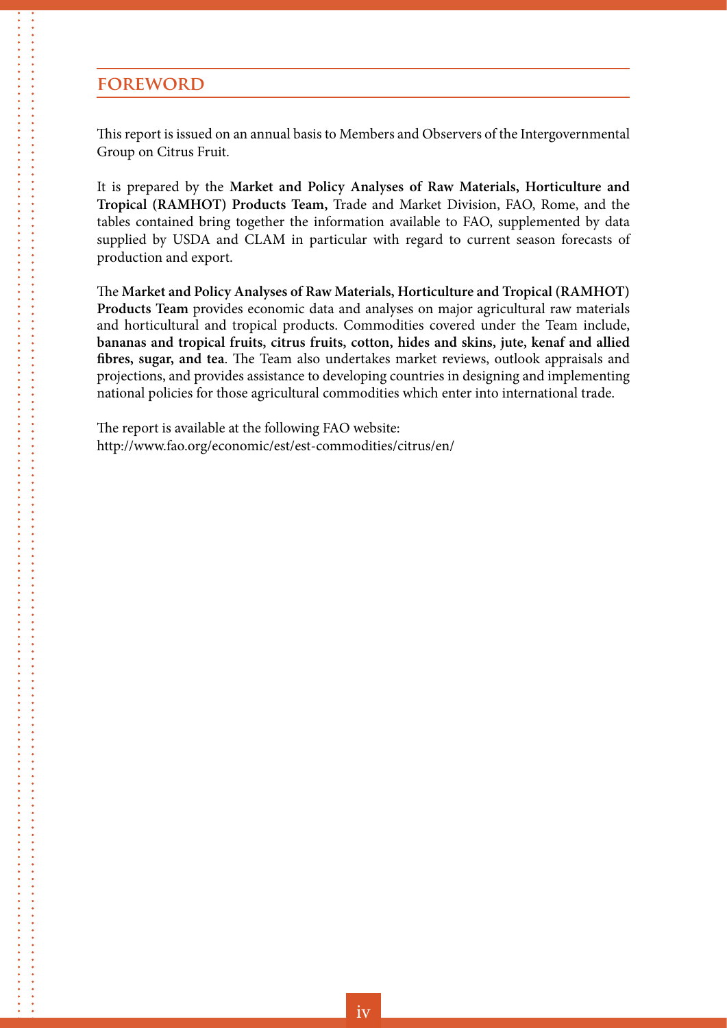# FOREWORD

This report is issued on an annual basis to Members and Observers of the Intergovernmental Group on Citrus Fruit.

It is prepared by the **Market and Policy Analyses of Raw Materials, Horticulture and Tropical (RAMHOT) Products Team,** Trade and Market Division, FAO, Rome, and the tables contained bring together the information available to FAO, supplemented by data supplied by USDA and CLAM in particular with regard to current season forecasts of production and export.

The **Market and Policy Analyses of Raw Materials, Horticulture and Tropical (RAMHOT) Products Team** provides economic data and analyses on major agricultural raw materials and horticultural and tropical products. Commodities covered under the Team include, **bananas and tropical fruits, citrus fruits, cotton, hides and skins, jute, kenaf and allied fibres, sugar, and tea**. The Team also undertakes market reviews, outlook appraisals and projections, and provides assistance to developing countries in designing and implementing national policies for those agricultural commodities which enter into international trade.

The report is available at the following FAO website:
http://www.fao.org/economic/est/est-commodities/citrus/en/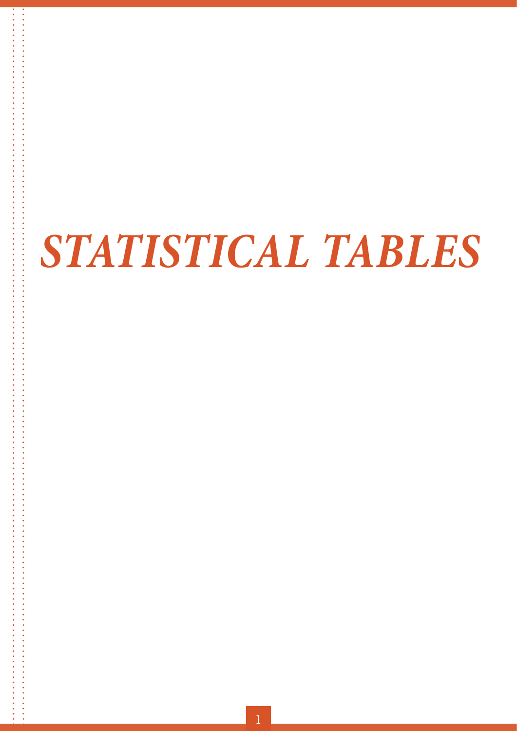# *STATISTICAL TABLES*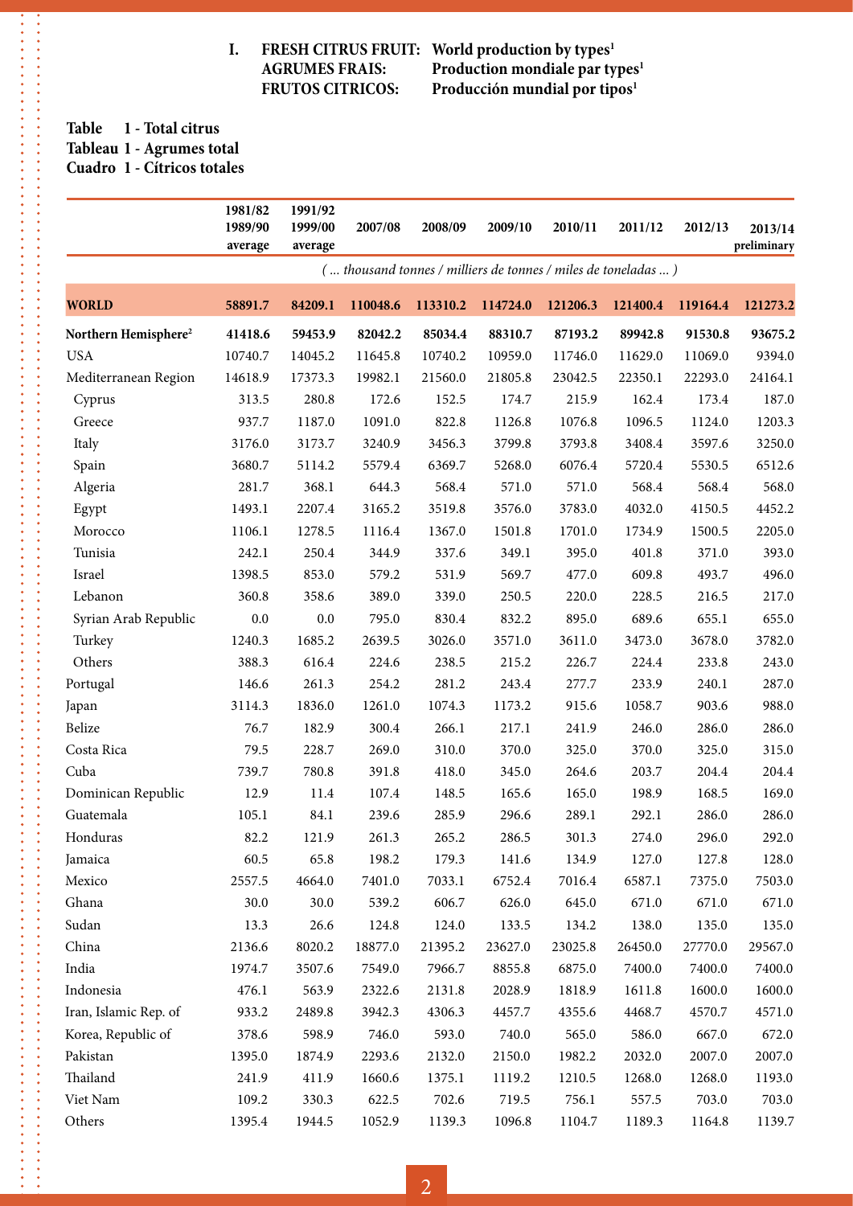# I. FRESH CITRUS FRUIT: World production by types[1]
# AGRUMES FRAIS: Production mondiale par types[1]
# FRUTOS CITRICOS: Producción mundial por tipos[1]

## Table 1 - Total citrus
## Tableau 1 - Agrumes total
## Cuadro 1 - Cítricos totales

| | 1981/82 1989/90 average | 1991/92 1999/00 average | 2007/08 | 2008/09 | 2009/10 | 2010/11 | 2011/12 | 2012/13 | 2013/14 preliminary |
|---|---|---|---|---|---|---|---|---|---|
| | *( ... thousand tonnes / milliers de tonnes / miles de toneladas ... )* | | | | | | | | |
| **WORLD** | **58891.7** | **84209.1** | **110048.6** | **113310.2** | **114724.0** | **121206.3** | **121400.4** | **119164.4** | **121273.2** |
| **Northern Hemisphere[2]** | **41418.6** | **59453.9** | **82042.2** | **85034.4** | **88310.7** | **87193.2** | **89942.8** | **91530.8** | **93675.2** |
| USA | 10740.7 | 14045.2 | 11645.8 | 10740.2 | 10959.0 | 11746.0 | 11629.0 | 11069.0 | 9394.0 |
| Mediterranean Region | 14618.9 | 17373.3 | 19982.1 | 21560.0 | 21805.8 | 23042.5 | 22350.1 | 22293.0 | 24164.1 |
| Cyprus | 313.5 | 280.8 | 172.6 | 152.5 | 174.7 | 215.9 | 162.4 | 173.4 | 187.0 |
| Greece | 937.7 | 1187.0 | 1091.0 | 822.8 | 1126.8 | 1076.8 | 1096.5 | 1124.0 | 1203.3 |
| Italy | 3176.0 | 3173.7 | 3240.9 | 3456.3 | 3799.8 | 3793.8 | 3408.4 | 3597.6 | 3250.0 |
| Spain | 3680.7 | 5114.2 | 5579.4 | 6369.7 | 5268.0 | 6076.4 | 5720.4 | 5530.5 | 6512.6 |
| Algeria | 281.7 | 368.1 | 644.3 | 568.4 | 571.0 | 571.0 | 568.4 | 568.4 | 568.0 |
| Egypt | 1493.1 | 2207.4 | 3165.2 | 3519.8 | 3576.0 | 3783.0 | 4032.0 | 4150.5 | 4452.2 |
| Morocco | 1106.1 | 1278.5 | 1116.4 | 1367.0 | 1501.8 | 1701.0 | 1734.9 | 1500.5 | 2205.0 |
| Tunisia | 242.1 | 250.4 | 344.9 | 337.6 | 349.1 | 395.0 | 401.8 | 371.0 | 393.0 |
| Israel | 1398.5 | 853.0 | 579.2 | 531.9 | 569.7 | 477.0 | 609.8 | 493.7 | 496.0 |
| Lebanon | 360.8 | 358.6 | 389.0 | 339.0 | 250.5 | 220.0 | 228.5 | 216.5 | 217.0 |
| Syrian Arab Republic | 0.0 | 0.0 | 795.0 | 830.4 | 832.2 | 895.0 | 689.6 | 655.1 | 655.0 |
| Turkey | 1240.3 | 1685.2 | 2639.5 | 3026.0 | 3571.0 | 3611.0 | 3473.0 | 3678.0 | 3782.0 |
| Others | 388.3 | 616.4 | 224.6 | 238.5 | 215.2 | 226.7 | 224.4 | 233.8 | 243.0 |
| Portugal | 146.6 | 261.3 | 254.2 | 281.2 | 243.4 | 277.7 | 233.9 | 240.1 | 287.0 |
| Japan | 3114.3 | 1836.0 | 1261.0 | 1074.3 | 1173.2 | 915.6 | 1058.7 | 903.6 | 988.0 |
| Belize | 76.7 | 182.9 | 300.4 | 266.1 | 217.1 | 241.9 | 246.0 | 286.0 | 286.0 |
| Costa Rica | 79.5 | 228.7 | 269.0 | 310.0 | 370.0 | 325.0 | 370.0 | 325.0 | 315.0 |
| Cuba | 739.7 | 780.8 | 391.8 | 418.0 | 345.0 | 264.6 | 203.7 | 204.4 | 204.4 |
| Dominican Republic | 12.9 | 11.4 | 107.4 | 148.5 | 165.6 | 165.0 | 198.9 | 168.5 | 169.0 |
| Guatemala | 105.1 | 84.1 | 239.6 | 285.9 | 296.6 | 289.1 | 292.1 | 286.0 | 286.0 |
| Honduras | 82.2 | 121.9 | 261.3 | 265.2 | 286.5 | 301.3 | 274.0 | 296.0 | 292.0 |
| Jamaica | 60.5 | 65.8 | 198.2 | 179.3 | 141.6 | 134.9 | 127.0 | 127.8 | 128.0 |
| Mexico | 2557.5 | 4664.0 | 7401.0 | 7033.1 | 6752.4 | 7016.4 | 6587.1 | 7375.0 | 7503.0 |
| Ghana | 30.0 | 30.0 | 539.2 | 606.7 | 626.0 | 645.0 | 671.0 | 671.0 | 671.0 |
| Sudan | 13.3 | 26.6 | 124.8 | 124.0 | 133.5 | 134.2 | 138.0 | 135.0 | 135.0 |
| China | 2136.6 | 8020.2 | 18877.0 | 21395.2 | 23627.0 | 23025.8 | 26450.0 | 27770.0 | 29567.0 |
| India | 1974.7 | 3507.6 | 7549.0 | 7966.7 | 8855.8 | 6875.0 | 7400.0 | 7400.0 | 7400.0 |
| Indonesia | 476.1 | 563.9 | 2322.6 | 2131.8 | 2028.9 | 1818.9 | 1611.8 | 1600.0 | 1600.0 |
| Iran, Islamic Rep. of | 933.2 | 2489.8 | 3942.3 | 4306.3 | 4457.7 | 4355.6 | 4468.7 | 4570.7 | 4571.0 |
| Korea, Republic of | 378.6 | 598.9 | 746.0 | 593.0 | 740.0 | 565.0 | 586.0 | 667.0 | 672.0 |
| Pakistan | 1395.0 | 1874.9 | 2293.6 | 2132.0 | 2150.0 | 1982.2 | 2032.0 | 2007.0 | 2007.0 |
| Thailand | 241.9 | 411.9 | 1660.6 | 1375.1 | 1119.2 | 1210.5 | 1268.0 | 1268.0 | 1193.0 |
| Viet Nam | 109.2 | 330.3 | 622.5 | 702.6 | 719.5 | 756.1 | 557.5 | 703.0 | 703.0 |
| Others | 1395.4 | 1944.5 | 1052.9 | 1139.3 | 1096.8 | 1104.7 | 1189.3 | 1164.8 | 1139.7 |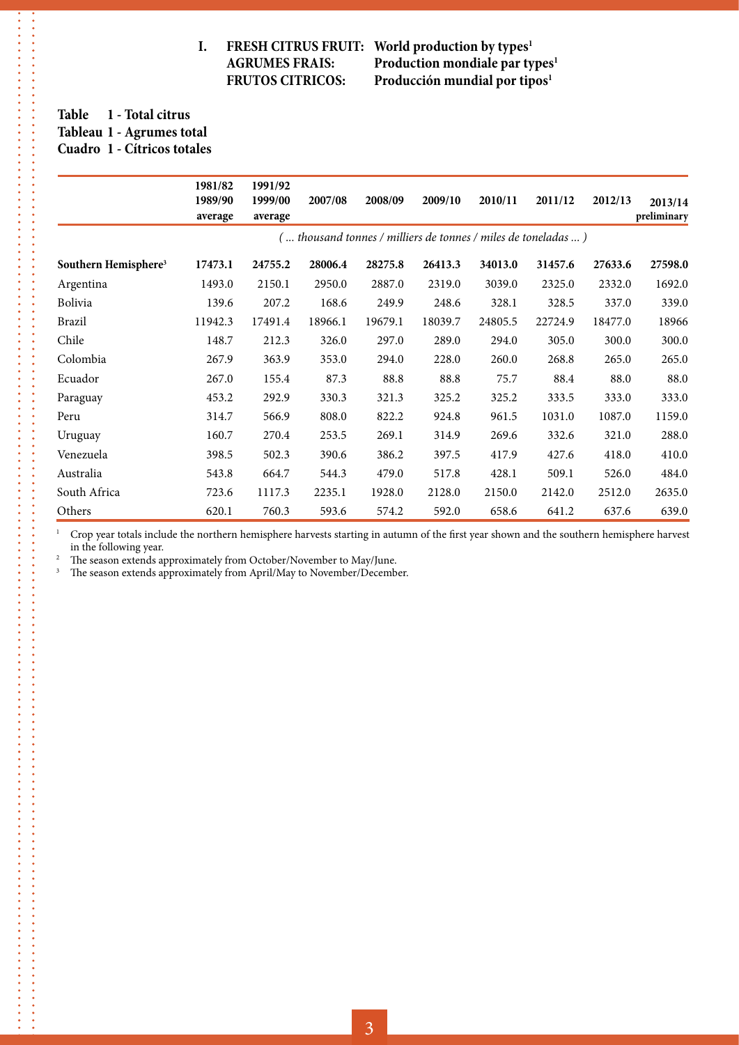## I. FRESH CITRUS FRUIT: World production by types[1]
## AGRUMES FRAIS: Production mondiale par types[1]
## FRUTOS CITRICOS: Producción mundial por tipos[1]

**Table 1 - Total citrus**
**Tableau 1 - Agrumes total**
**Cuadro 1 - Cítricos totales**

| | 1981/82 1989/90 average | 1991/92 1999/00 average | 2007/08 | 2008/09 | 2009/10 | 2010/11 | 2011/12 | 2012/13 | 2013/14 preliminary |
|---|---|---|---|---|---|---|---|---|---|
| | *( ... thousand tonnes / milliers de tonnes / miles de toneladas ... )* | | | | | | | | |
| **Southern Hemisphere[3]** | **17473.1** | **24755.2** | **28006.4** | **28275.8** | **26413.3** | **34013.0** | **31457.6** | **27633.6** | **27598.0** |
| Argentina | 1493.0 | 2150.1 | 2950.0 | 2887.0 | 2319.0 | 3039.0 | 2325.0 | 2332.0 | 1692.0 |
| Bolivia | 139.6 | 207.2 | 168.6 | 249.9 | 248.6 | 328.1 | 328.5 | 337.0 | 339.0 |
| Brazil | 11942.3 | 17491.4 | 18966.1 | 19679.1 | 18039.7 | 24805.5 | 22724.9 | 18477.0 | 18966 |
| Chile | 148.7 | 212.3 | 326.0 | 297.0 | 289.0 | 294.0 | 305.0 | 300.0 | 300.0 |
| Colombia | 267.9 | 363.9 | 353.0 | 294.0 | 228.0 | 260.0 | 268.8 | 265.0 | 265.0 |
| Ecuador | 267.0 | 155.4 | 87.3 | 88.8 | 88.8 | 75.7 | 88.4 | 88.0 | 88.0 |
| Paraguay | 453.2 | 292.9 | 330.3 | 321.3 | 325.2 | 325.2 | 333.5 | 333.0 | 333.0 |
| Peru | 314.7 | 566.9 | 808.0 | 822.2 | 924.8 | 961.5 | 1031.0 | 1087.0 | 1159.0 |
| Uruguay | 160.7 | 270.4 | 253.5 | 269.1 | 314.9 | 269.6 | 332.6 | 321.0 | 288.0 |
| Venezuela | 398.5 | 502.3 | 390.6 | 386.2 | 397.5 | 417.9 | 427.6 | 418.0 | 410.0 |
| Australia | 543.8 | 664.7 | 544.3 | 479.0 | 517.8 | 428.1 | 509.1 | 526.0 | 484.0 |
| South Africa | 723.6 | 1117.3 | 2235.1 | 1928.0 | 2128.0 | 2150.0 | 2142.0 | 2512.0 | 2635.0 |
| Others | 620.1 | 760.3 | 593.6 | 574.2 | 592.0 | 658.6 | 641.2 | 637.6 | 639.0 |

[1] Crop year totals include the northern hemisphere harvests starting in autumn of the first year shown and the southern hemisphere harvest in the following year.
[2] The season extends approximately from October/November to May/June.
[3] The season extends approximately from April/May to November/December.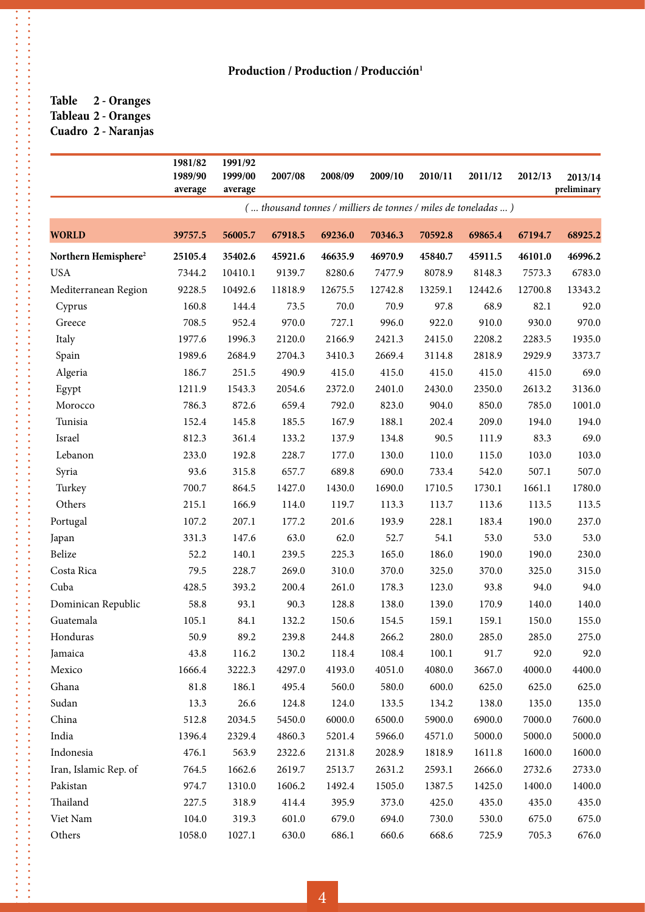## Production / Production / Producción[1]

**Table 2 - Oranges**
**Tableau 2 - Oranges**
**Cuadro 2 - Naranjas**

| | 1981/82 1989/90 average | 1991/92 1999/00 average | 2007/08 | 2008/09 | 2009/10 | 2010/11 | 2011/12 | 2012/13 | 2013/14 preliminary |
|---|---|---|---|---|---|---|---|---|---|
| | *( ... thousand tonnes / milliers de tonnes / miles de toneladas ... )* | | | | | | | | |
| **WORLD** | **39757.5** | **56005.7** | **67918.5** | **69236.0** | **70346.3** | **70592.8** | **69865.4** | **67194.7** | **68925.2** |
| **Northern Hemisphere[2]** | **25105.4** | **35402.6** | **45921.6** | **46635.9** | **46970.9** | **45840.7** | **45911.5** | **46101.0** | **46996.2** |
| USA | 7344.2 | 10410.1 | 9139.7 | 8280.6 | 7477.9 | 8078.9 | 8148.3 | 7573.3 | 6783.0 |
| Mediterranean Region | 9228.5 | 10492.6 | 11818.9 | 12675.5 | 12742.8 | 13259.1 | 12442.6 | 12700.8 | 13343.2 |
| Cyprus | 160.8 | 144.4 | 73.5 | 70.0 | 70.9 | 97.8 | 68.9 | 82.1 | 92.0 |
| Greece | 708.5 | 952.4 | 970.0 | 727.1 | 996.0 | 922.0 | 910.0 | 930.0 | 970.0 |
| Italy | 1977.6 | 1996.3 | 2120.0 | 2166.9 | 2421.3 | 2415.0 | 2208.2 | 2283.5 | 1935.0 |
| Spain | 1989.6 | 2684.9 | 2704.3 | 3410.3 | 2669.4 | 3114.8 | 2818.9 | 2929.9 | 3373.7 |
| Algeria | 186.7 | 251.5 | 490.9 | 415.0 | 415.0 | 415.0 | 415.0 | 415.0 | 69.0 |
| Egypt | 1211.9 | 1543.3 | 2054.6 | 2372.0 | 2401.0 | 2430.0 | 2350.0 | 2613.2 | 3136.0 |
| Morocco | 786.3 | 872.6 | 659.4 | 792.0 | 823.0 | 904.0 | 850.0 | 785.0 | 1001.0 |
| Tunisia | 152.4 | 145.8 | 185.5 | 167.9 | 188.1 | 202.4 | 209.0 | 194.0 | 194.0 |
| Israel | 812.3 | 361.4 | 133.2 | 137.9 | 134.8 | 90.5 | 111.9 | 83.3 | 69.0 |
| Lebanon | 233.0 | 192.8 | 228.7 | 177.0 | 130.0 | 110.0 | 115.0 | 103.0 | 103.0 |
| Syria | 93.6 | 315.8 | 657.7 | 689.8 | 690.0 | 733.4 | 542.0 | 507.1 | 507.0 |
| Turkey | 700.7 | 864.5 | 1427.0 | 1430.0 | 1690.0 | 1710.5 | 1730.1 | 1661.1 | 1780.0 |
| Others | 215.1 | 166.9 | 114.0 | 119.7 | 113.3 | 113.7 | 113.6 | 113.5 | 113.5 |
| Portugal | 107.2 | 207.1 | 177.2 | 201.6 | 193.9 | 228.1 | 183.4 | 190.0 | 237.0 |
| Japan | 331.3 | 147.6 | 63.0 | 62.0 | 52.7 | 54.1 | 53.0 | 53.0 | 53.0 |
| Belize | 52.2 | 140.1 | 239.5 | 225.3 | 165.0 | 186.0 | 190.0 | 190.0 | 230.0 |
| Costa Rica | 79.5 | 228.7 | 269.0 | 310.0 | 370.0 | 325.0 | 370.0 | 325.0 | 315.0 |
| Cuba | 428.5 | 393.2 | 200.4 | 261.0 | 178.3 | 123.0 | 93.8 | 94.0 | 94.0 |
| Dominican Republic | 58.8 | 93.1 | 90.3 | 128.8 | 138.0 | 139.0 | 170.9 | 140.0 | 140.0 |
| Guatemala | 105.1 | 84.1 | 132.2 | 150.6 | 154.5 | 159.1 | 159.1 | 150.0 | 155.0 |
| Honduras | 50.9 | 89.2 | 239.8 | 244.8 | 266.2 | 280.0 | 285.0 | 285.0 | 275.0 |
| Jamaica | 43.8 | 116.2 | 130.2 | 118.4 | 108.4 | 100.1 | 91.7 | 92.0 | 92.0 |
| Mexico | 1666.4 | 3222.3 | 4297.0 | 4193.0 | 4051.0 | 4080.0 | 3667.0 | 4000.0 | 4400.0 |
| Ghana | 81.8 | 186.1 | 495.4 | 560.0 | 580.0 | 600.0 | 625.0 | 625.0 | 625.0 |
| Sudan | 13.3 | 26.6 | 124.8 | 124.0 | 133.5 | 134.2 | 138.0 | 135.0 | 135.0 |
| China | 512.8 | 2034.5 | 5450.0 | 6000.0 | 6500.0 | 5900.0 | 6900.0 | 7000.0 | 7600.0 |
| India | 1396.4 | 2329.4 | 4860.3 | 5201.4 | 5966.0 | 4571.0 | 5000.0 | 5000.0 | 5000.0 |
| Indonesia | 476.1 | 563.9 | 2322.6 | 2131.8 | 2028.9 | 1818.9 | 1611.8 | 1600.0 | 1600.0 |
| Iran, Islamic Rep. of | 764.5 | 1662.6 | 2619.7 | 2513.7 | 2631.2 | 2593.1 | 2666.0 | 2732.6 | 2733.0 |
| Pakistan | 974.7 | 1310.0 | 1606.2 | 1492.4 | 1505.0 | 1387.5 | 1425.0 | 1400.0 | 1400.0 |
| Thailand | 227.5 | 318.9 | 414.4 | 395.9 | 373.0 | 425.0 | 435.0 | 435.0 | 435.0 |
| Viet Nam | 104.0 | 319.3 | 601.0 | 679.0 | 694.0 | 730.0 | 530.0 | 675.0 | 675.0 |
| Others | 1058.0 | 1027.1 | 630.0 | 686.1 | 660.6 | 668.6 | 725.9 | 705.3 | 676.0 |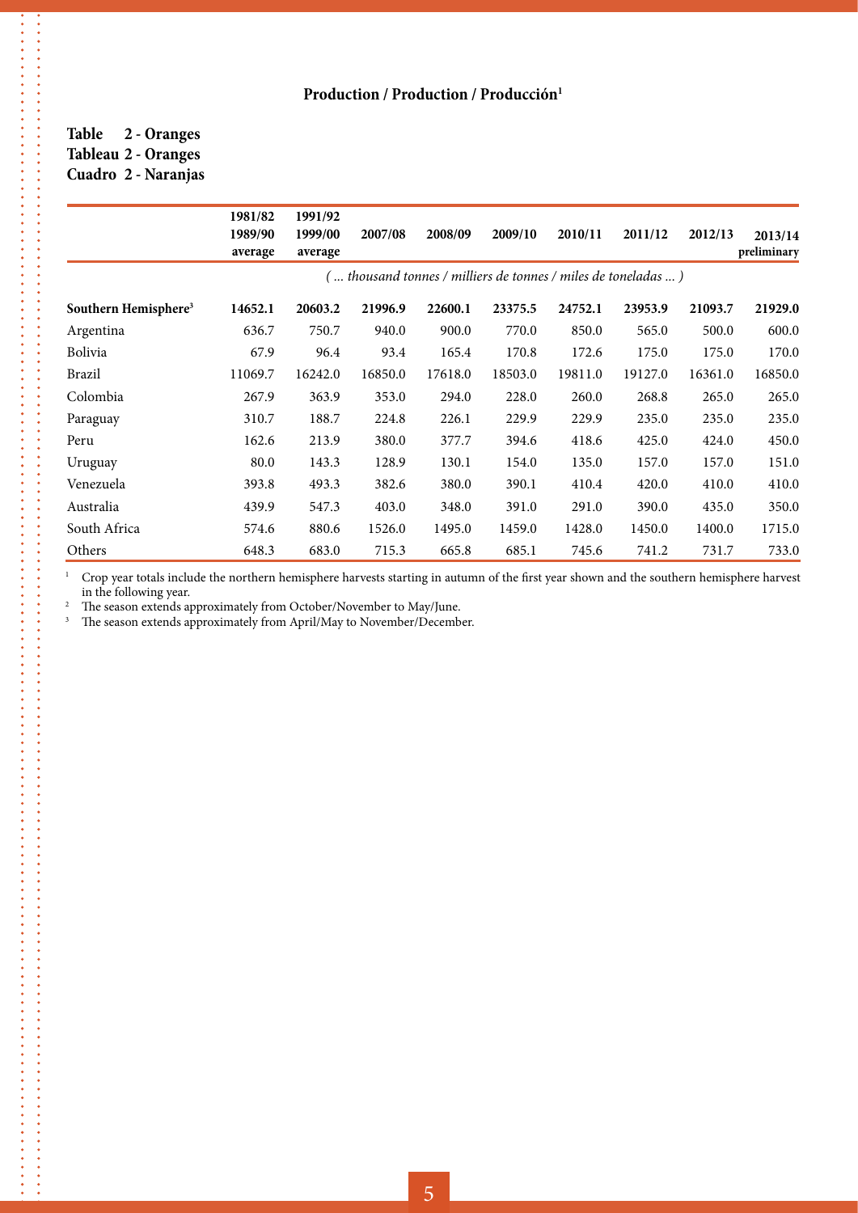**Production / Production / Producción[1]**

**Table 2 - Oranges**
**Tableau 2 - Oranges**
**Cuadro 2 - Naranjas**

| | 1981/82 1989/90 average | 1991/92 1999/00 average | 2007/08 | 2008/09 | 2009/10 | 2010/11 | 2011/12 | 2012/13 | 2013/14 preliminary |
|---|---|---|---|---|---|---|---|---|---|
| | *( ... thousand tonnes / milliers de tonnes / miles de toneladas ... )* | | | | | | | | |
| **Southern Hemisphere[3]** | **14652.1** | **20603.2** | **21996.9** | **22600.1** | **23375.5** | **24752.1** | **23953.9** | **21093.7** | **21929.0** |
| Argentina | 636.7 | 750.7 | 940.0 | 900.0 | 770.0 | 850.0 | 565.0 | 500.0 | 600.0 |
| Bolivia | 67.9 | 96.4 | 93.4 | 165.4 | 170.8 | 172.6 | 175.0 | 175.0 | 170.0 |
| Brazil | 11069.7 | 16242.0 | 16850.0 | 17618.0 | 18503.0 | 19811.0 | 19127.0 | 16361.0 | 16850.0 |
| Colombia | 267.9 | 363.9 | 353.0 | 294.0 | 228.0 | 260.0 | 268.8 | 265.0 | 265.0 |
| Paraguay | 310.7 | 188.7 | 224.8 | 226.1 | 229.9 | 229.9 | 235.0 | 235.0 | 235.0 |
| Peru | 162.6 | 213.9 | 380.0 | 377.7 | 394.6 | 418.6 | 425.0 | 424.0 | 450.0 |
| Uruguay | 80.0 | 143.3 | 128.9 | 130.1 | 154.0 | 135.0 | 157.0 | 157.0 | 151.0 |
| Venezuela | 393.8 | 493.3 | 382.6 | 380.0 | 390.1 | 410.4 | 420.0 | 410.0 | 410.0 |
| Australia | 439.9 | 547.3 | 403.0 | 348.0 | 391.0 | 291.0 | 390.0 | 435.0 | 350.0 |
| South Africa | 574.6 | 880.6 | 1526.0 | 1495.0 | 1459.0 | 1428.0 | 1450.0 | 1400.0 | 1715.0 |
| Others | 648.3 | 683.0 | 715.3 | 665.8 | 685.1 | 745.6 | 741.2 | 731.7 | 733.0 |

[1] Crop year totals include the northern hemisphere harvests starting in autumn of the first year shown and the southern hemisphere harvest in the following year.
[2] The season extends approximately from October/November to May/June.
[3] The season extends approximately from April/May to November/December.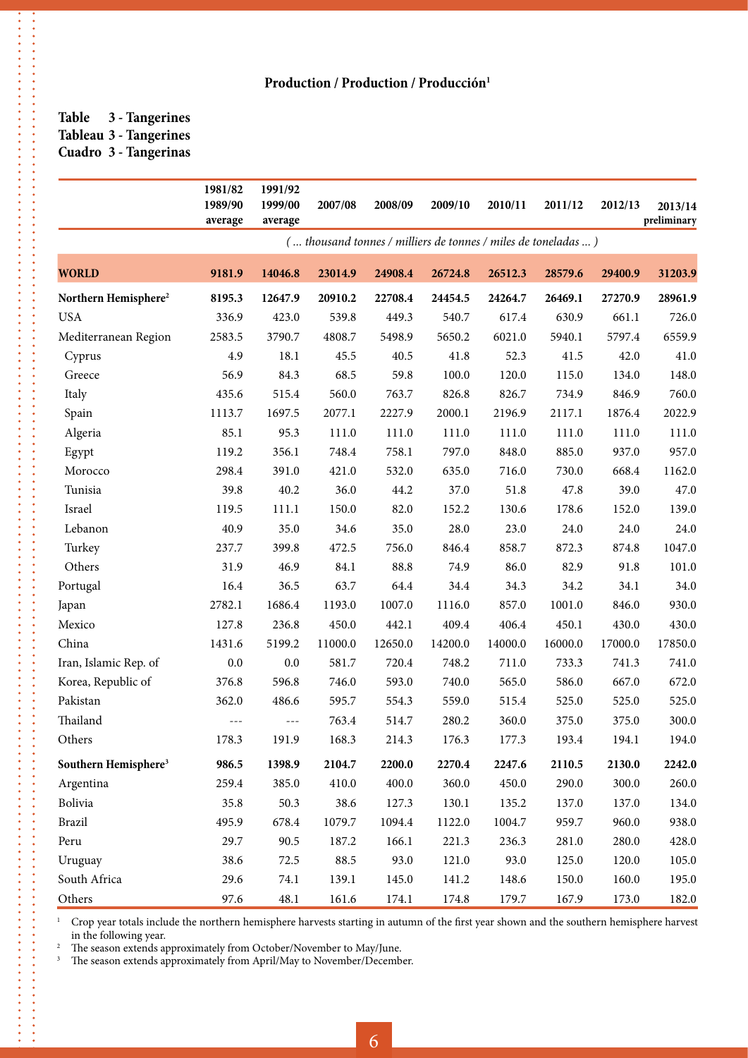**Production / Production / Producción[1]**

**Table 3 - Tangerines**
**Tableau 3 - Tangerines**
**Cuadro 3 - Tangerinas**

| | 1981/82 1989/90 average | 1991/92 1999/00 average | 2007/08 | 2008/09 | 2009/10 | 2010/11 | 2011/12 | 2012/13 | 2013/14 preliminary |
|---|---|---|---|---|---|---|---|---|---|
| | *( ... thousand tonnes / milliers de tonnes / miles de toneladas ... )* | | | | | | | | |
| **WORLD** | **9181.9** | **14046.8** | **23014.9** | **24908.4** | **26724.8** | **26512.3** | **28579.6** | **29400.9** | **31203.9** |
| **Northern Hemisphere[2]** | **8195.3** | **12647.9** | **20910.2** | **22708.4** | **24454.5** | **24264.7** | **26469.1** | **27270.9** | **28961.9** |
| USA | 336.9 | 423.0 | 539.8 | 449.3 | 540.7 | 617.4 | 630.9 | 661.1 | 726.0 |
| Mediterranean Region | 2583.5 | 3790.7 | 4808.7 | 5498.9 | 5650.2 | 6021.0 | 5940.1 | 5797.4 | 6559.9 |
| Cyprus | 4.9 | 18.1 | 45.5 | 40.5 | 41.8 | 52.3 | 41.5 | 42.0 | 41.0 |
| Greece | 56.9 | 84.3 | 68.5 | 59.8 | 100.0 | 120.0 | 115.0 | 134.0 | 148.0 |
| Italy | 435.6 | 515.4 | 560.0 | 763.7 | 826.8 | 826.7 | 734.9 | 846.9 | 760.0 |
| Spain | 1113.7 | 1697.5 | 2077.1 | 2227.9 | 2000.1 | 2196.9 | 2117.1 | 1876.4 | 2022.9 |
| Algeria | 85.1 | 95.3 | 111.0 | 111.0 | 111.0 | 111.0 | 111.0 | 111.0 | 111.0 |
| Egypt | 119.2 | 356.1 | 748.4 | 758.1 | 797.0 | 848.0 | 885.0 | 937.0 | 957.0 |
| Morocco | 298.4 | 391.0 | 421.0 | 532.0 | 635.0 | 716.0 | 730.0 | 668.4 | 1162.0 |
| Tunisia | 39.8 | 40.2 | 36.0 | 44.2 | 37.0 | 51.8 | 47.8 | 39.0 | 47.0 |
| Israel | 119.5 | 111.1 | 150.0 | 82.0 | 152.2 | 130.6 | 178.6 | 152.0 | 139.0 |
| Lebanon | 40.9 | 35.0 | 34.6 | 35.0 | 28.0 | 23.0 | 24.0 | 24.0 | 24.0 |
| Turkey | 237.7 | 399.8 | 472.5 | 756.0 | 846.4 | 858.7 | 872.3 | 874.8 | 1047.0 |
| Others | 31.9 | 46.9 | 84.1 | 88.8 | 74.9 | 86.0 | 82.9 | 91.8 | 101.0 |
| Portugal | 16.4 | 36.5 | 63.7 | 64.4 | 34.4 | 34.3 | 34.2 | 34.1 | 34.0 |
| Japan | 2782.1 | 1686.4 | 1193.0 | 1007.0 | 1116.0 | 857.0 | 1001.0 | 846.0 | 930.0 |
| Mexico | 127.8 | 236.8 | 450.0 | 442.1 | 409.4 | 406.4 | 450.1 | 430.0 | 430.0 |
| China | 1431.6 | 5199.2 | 11000.0 | 12650.0 | 14200.0 | 14000.0 | 16000.0 | 17000.0 | 17850.0 |
| Iran, Islamic Rep. of | 0.0 | 0.0 | 581.7 | 720.4 | 748.2 | 711.0 | 733.3 | 741.3 | 741.0 |
| Korea, Republic of | 376.8 | 596.8 | 746.0 | 593.0 | 740.0 | 565.0 | 586.0 | 667.0 | 672.0 |
| Pakistan | 362.0 | 486.6 | 595.7 | 554.3 | 559.0 | 515.4 | 525.0 | 525.0 | 525.0 |
| Thailand | --- | --- | 763.4 | 514.7 | 280.2 | 360.0 | 375.0 | 375.0 | 300.0 |
| Others | 178.3 | 191.9 | 168.3 | 214.3 | 176.3 | 177.3 | 193.4 | 194.1 | 194.0 |
| **Southern Hemisphere[3]** | **986.5** | **1398.9** | **2104.7** | **2200.0** | **2270.4** | **2247.6** | **2110.5** | **2130.0** | **2242.0** |
| Argentina | 259.4 | 385.0 | 410.0 | 400.0 | 360.0 | 450.0 | 290.0 | 300.0 | 260.0 |
| Bolivia | 35.8 | 50.3 | 38.6 | 127.3 | 130.1 | 135.2 | 137.0 | 137.0 | 134.0 |
| Brazil | 495.9 | 678.4 | 1079.7 | 1094.4 | 1122.0 | 1004.7 | 959.7 | 960.0 | 938.0 |
| Peru | 29.7 | 90.5 | 187.2 | 166.1 | 221.3 | 236.3 | 281.0 | 280.0 | 428.0 |
| Uruguay | 38.6 | 72.5 | 88.5 | 93.0 | 121.0 | 93.0 | 125.0 | 120.0 | 105.0 |
| South Africa | 29.6 | 74.1 | 139.1 | 145.0 | 141.2 | 148.6 | 150.0 | 160.0 | 195.0 |
| Others | 97.6 | 48.1 | 161.6 | 174.1 | 174.8 | 179.7 | 167.9 | 173.0 | 182.0 |

[1] Crop year totals include the northern hemisphere harvests starting in autumn of the first year shown and the southern hemisphere harvest in the following year.
[2] The season extends approximately from October/November to May/June.
[3] The season extends approximately from April/May to November/December.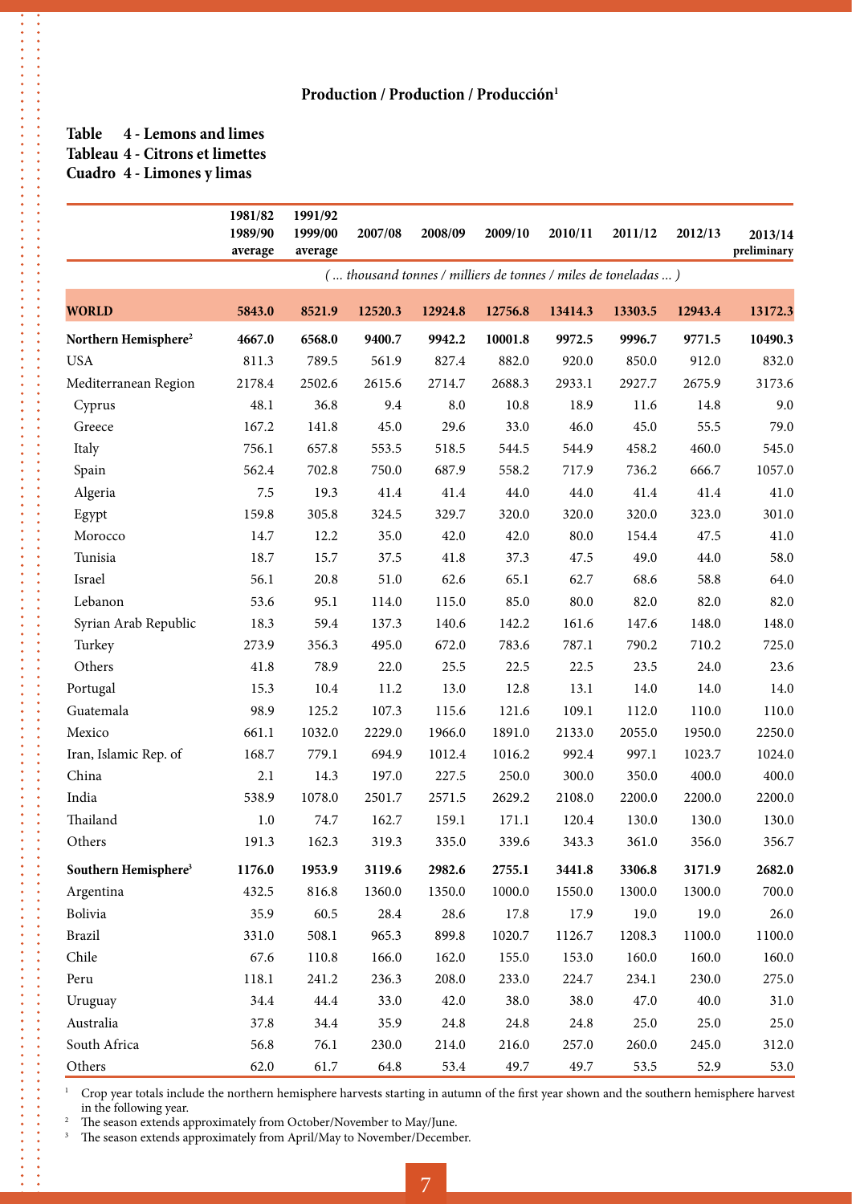## Production / Production / Producción[1]

### Table 4 - Lemons and limes
### Tableau 4 - Citrons et limettes
### Cuadro 4 - Limones y limas

| | 1981/82 1989/90 average | 1991/92 1999/00 average | 2007/08 | 2008/09 | 2009/10 | 2010/11 | 2011/12 | 2012/13 | 2013/14 preliminary |
|---|---|---|---|---|---|---|---|---|---|
| | *( ... thousand tonnes / milliers de tonnes / miles de toneladas ... )* | | | | | | | | |
| **WORLD** | **5843.0** | **8521.9** | **12520.3** | **12924.8** | **12756.8** | **13414.3** | **13303.5** | **12943.4** | **13172.3** |
| **Northern Hemisphere[2]** | **4667.0** | **6568.0** | **9400.7** | **9942.2** | **10001.8** | **9972.5** | **9996.7** | **9771.5** | **10490.3** |
| USA | 811.3 | 789.5 | 561.9 | 827.4 | 882.0 | 920.0 | 850.0 | 912.0 | 832.0 |
| Mediterranean Region | 2178.4 | 2502.6 | 2615.6 | 2714.7 | 2688.3 | 2933.1 | 2927.7 | 2675.9 | 3173.6 |
| Cyprus | 48.1 | 36.8 | 9.4 | 8.0 | 10.8 | 18.9 | 11.6 | 14.8 | 9.0 |
| Greece | 167.2 | 141.8 | 45.0 | 29.6 | 33.0 | 46.0 | 45.0 | 55.5 | 79.0 |
| Italy | 756.1 | 657.8 | 553.5 | 518.5 | 544.5 | 544.9 | 458.2 | 460.0 | 545.0 |
| Spain | 562.4 | 702.8 | 750.0 | 687.9 | 558.2 | 717.9 | 736.2 | 666.7 | 1057.0 |
| Algeria | 7.5 | 19.3 | 41.4 | 41.4 | 44.0 | 44.0 | 41.4 | 41.4 | 41.0 |
| Egypt | 159.8 | 305.8 | 324.5 | 329.7 | 320.0 | 320.0 | 320.0 | 323.0 | 301.0 |
| Morocco | 14.7 | 12.2 | 35.0 | 42.0 | 42.0 | 80.0 | 154.4 | 47.5 | 41.0 |
| Tunisia | 18.7 | 15.7 | 37.5 | 41.8 | 37.3 | 47.5 | 49.0 | 44.0 | 58.0 |
| Israel | 56.1 | 20.8 | 51.0 | 62.6 | 65.1 | 62.7 | 68.6 | 58.8 | 64.0 |
| Lebanon | 53.6 | 95.1 | 114.0 | 115.0 | 85.0 | 80.0 | 82.0 | 82.0 | 82.0 |
| Syrian Arab Republic | 18.3 | 59.4 | 137.3 | 140.6 | 142.2 | 161.6 | 147.6 | 148.0 | 148.0 |
| Turkey | 273.9 | 356.3 | 495.0 | 672.0 | 783.6 | 787.1 | 790.2 | 710.2 | 725.0 |
| Others | 41.8 | 78.9 | 22.0 | 25.5 | 22.5 | 22.5 | 23.5 | 24.0 | 23.6 |
| Portugal | 15.3 | 10.4 | 11.2 | 13.0 | 12.8 | 13.1 | 14.0 | 14.0 | 14.0 |
| Guatemala | 98.9 | 125.2 | 107.3 | 115.6 | 121.6 | 109.1 | 112.0 | 110.0 | 110.0 |
| Mexico | 661.1 | 1032.0 | 2229.0 | 1966.0 | 1891.0 | 2133.0 | 2055.0 | 1950.0 | 2250.0 |
| Iran, Islamic Rep. of | 168.7 | 779.1 | 694.9 | 1012.4 | 1016.2 | 992.4 | 997.1 | 1023.7 | 1024.0 |
| China | 2.1 | 14.3 | 197.0 | 227.5 | 250.0 | 300.0 | 350.0 | 400.0 | 400.0 |
| India | 538.9 | 1078.0 | 2501.7 | 2571.5 | 2629.2 | 2108.0 | 2200.0 | 2200.0 | 2200.0 |
| Thailand | 1.0 | 74.7 | 162.7 | 159.1 | 171.1 | 120.4 | 130.0 | 130.0 | 130.0 |
| Others | 191.3 | 162.3 | 319.3 | 335.0 | 339.6 | 343.3 | 361.0 | 356.0 | 356.7 |
| **Southern Hemisphere[3]** | **1176.0** | **1953.9** | **3119.6** | **2982.6** | **2755.1** | **3441.8** | **3306.8** | **3171.9** | **2682.0** |
| Argentina | 432.5 | 816.8 | 1360.0 | 1350.0 | 1000.0 | 1550.0 | 1300.0 | 1300.0 | 700.0 |
| Bolivia | 35.9 | 60.5 | 28.4 | 28.6 | 17.8 | 17.9 | 19.0 | 19.0 | 26.0 |
| Brazil | 331.0 | 508.1 | 965.3 | 899.8 | 1020.7 | 1126.7 | 1208.3 | 1100.0 | 1100.0 |
| Chile | 67.6 | 110.8 | 166.0 | 162.0 | 155.0 | 153.0 | 160.0 | 160.0 | 160.0 |
| Peru | 118.1 | 241.2 | 236.3 | 208.0 | 233.0 | 224.7 | 234.1 | 230.0 | 275.0 |
| Uruguay | 34.4 | 44.4 | 33.0 | 42.0 | 38.0 | 38.0 | 47.0 | 40.0 | 31.0 |
| Australia | 37.8 | 34.4 | 35.9 | 24.8 | 24.8 | 24.8 | 25.0 | 25.0 | 25.0 |
| South Africa | 56.8 | 76.1 | 230.0 | 214.0 | 216.0 | 257.0 | 260.0 | 245.0 | 312.0 |
| Others | 62.0 | 61.7 | 64.8 | 53.4 | 49.7 | 49.7 | 53.5 | 52.9 | 53.0 |

[1] Crop year totals include the northern hemisphere harvests starting in autumn of the first year shown and the southern hemisphere harvest in the following year.

[2] The season extends approximately from October/November to May/June.

[3] The season extends approximately from April/May to November/December.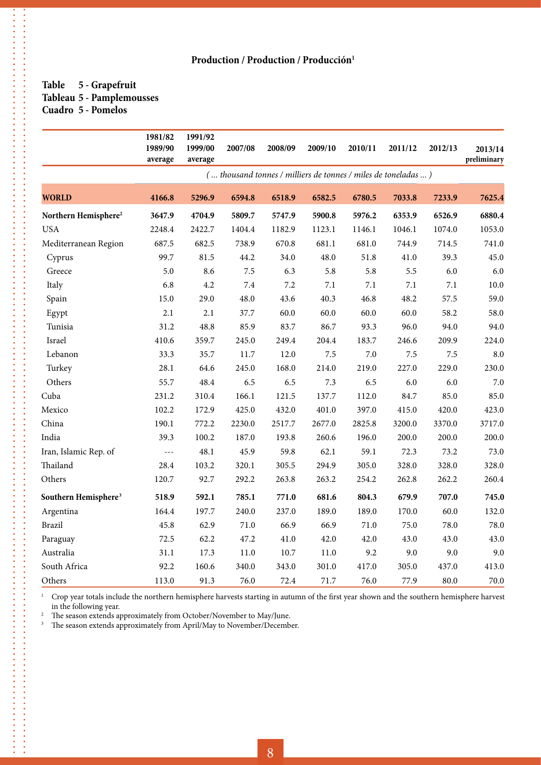**Production / Production / Producción**[1]

**Table 5 - Grapefruit**
**Tableau 5 - Pamplemousses**
**Cuadro 5 - Pomelos**

| | 1981/82 1989/90 average | 1991/92 1999/00 average | 2007/08 | 2008/09 | 2009/10 | 2010/11 | 2011/12 | 2012/13 | 2013/14 preliminary |
|---|---|---|---|---|---|---|---|---|---|
| | *( ... thousand tonnes / milliers de tonnes / miles de toneladas ... )* | | | | | | | | |
| **WORLD** | **4166.8** | **5296.9** | **6594.8** | **6518.9** | **6582.5** | **6780.5** | **7033.8** | **7233.9** | **7625.4** |
| **Northern Hemisphere**[2] | **3647.9** | **4704.9** | **5809.7** | **5747.9** | **5900.8** | **5976.2** | **6353.9** | **6526.9** | **6880.4** |
| USA | 2248.4 | 2422.7 | 1404.4 | 1182.9 | 1123.1 | 1146.1 | 1046.1 | 1074.0 | 1053.0 |
| Mediterranean Region | 687.5 | 682.5 | 738.9 | 670.8 | 681.1 | 681.0 | 744.9 | 714.5 | 741.0 |
| Cyprus | 99.7 | 81.5 | 44.2 | 34.0 | 48.0 | 51.8 | 41.0 | 39.3 | 45.0 |
| Greece | 5.0 | 8.6 | 7.5 | 6.3 | 5.8 | 5.8 | 5.5 | 6.0 | 6.0 |
| Italy | 6.8 | 4.2 | 7.4 | 7.2 | 7.1 | 7.1 | 7.1 | 7.1 | 10.0 |
| Spain | 15.0 | 29.0 | 48.0 | 43.6 | 40.3 | 46.8 | 48.2 | 57.5 | 59.0 |
| Egypt | 2.1 | 2.1 | 37.7 | 60.0 | 60.0 | 60.0 | 60.0 | 58.2 | 58.0 |
| Tunisia | 31.2 | 48.8 | 85.9 | 83.7 | 86.7 | 93.3 | 96.0 | 94.0 | 94.0 |
| Israel | 410.6 | 359.7 | 245.0 | 249.4 | 204.4 | 183.7 | 246.6 | 209.9 | 224.0 |
| Lebanon | 33.3 | 35.7 | 11.7 | 12.0 | 7.5 | 7.0 | 7.5 | 7.5 | 8.0 |
| Turkey | 28.1 | 64.6 | 245.0 | 168.0 | 214.0 | 219.0 | 227.0 | 229.0 | 230.0 |
| Others | 55.7 | 48.4 | 6.5 | 6.5 | 7.3 | 6.5 | 6.0 | 6.0 | 7.0 |
| Cuba | 231.2 | 310.4 | 166.1 | 121.5 | 137.7 | 112.0 | 84.7 | 85.0 | 85.0 |
| Mexico | 102.2 | 172.9 | 425.0 | 432.0 | 401.0 | 397.0 | 415.0 | 420.0 | 423.0 |
| China | 190.1 | 772.2 | 2230.0 | 2517.7 | 2677.0 | 2825.8 | 3200.0 | 3370.0 | 3717.0 |
| India | 39.3 | 100.2 | 187.0 | 193.8 | 260.6 | 196.0 | 200.0 | 200.0 | 200.0 |
| Iran, Islamic Rep. of | --- | 48.1 | 45.9 | 59.8 | 62.1 | 59.1 | 72.3 | 73.2 | 73.0 |
| Thailand | 28.4 | 103.2 | 320.1 | 305.5 | 294.9 | 305.0 | 328.0 | 328.0 | 328.0 |
| Others | 120.7 | 92.7 | 292.2 | 263.8 | 263.2 | 254.2 | 262.8 | 262.2 | 260.4 |
| **Southern Hemisphere**[3] | **518.9** | **592.1** | **785.1** | **771.0** | **681.6** | **804.3** | **679.9** | **707.0** | **745.0** |
| Argentina | 164.4 | 197.7 | 240.0 | 237.0 | 189.0 | 189.0 | 170.0 | 60.0 | 132.0 |
| Brazil | 45.8 | 62.9 | 71.0 | 66.9 | 66.9 | 71.0 | 75.0 | 78.0 | 78.0 |
| Paraguay | 72.5 | 62.2 | 47.2 | 41.0 | 42.0 | 42.0 | 43.0 | 43.0 | 43.0 |
| Australia | 31.1 | 17.3 | 11.0 | 10.7 | 11.0 | 9.2 | 9.0 | 9.0 | 9.0 |
| South Africa | 92.2 | 160.6 | 340.0 | 343.0 | 301.0 | 417.0 | 305.0 | 437.0 | 413.0 |
| Others | 113.0 | 91.3 | 76.0 | 72.4 | 71.7 | 76.0 | 77.9 | 80.0 | 70.0 |

[1] Crop year totals include the northern hemisphere harvests starting in autumn of the first year shown and the southern hemisphere harvest in the following year.
[2] The season extends approximately from October/November to May/June.
[3] The season extends approximately from April/May to November/December.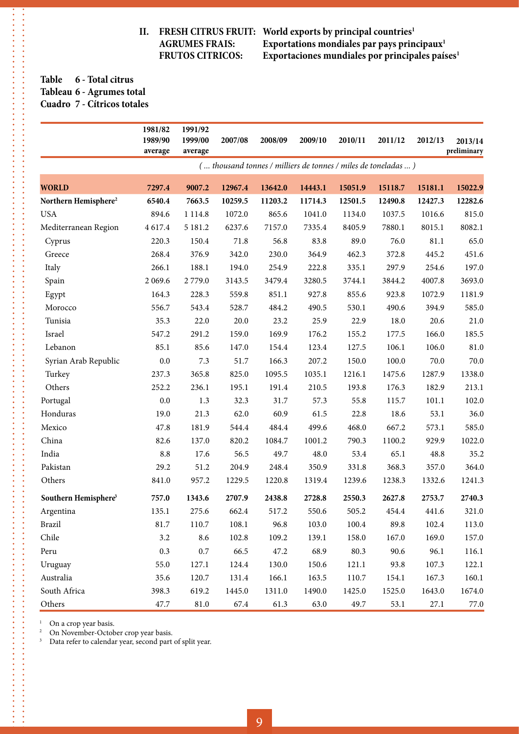## II. FRESH CITRUS FRUIT: World exports by principal countries[1]
## AGRUMES FRAIS: Exportations mondiales par pays principaux[1]
## FRUTOS CITRICOS: Exportaciones mundiales por principales países[1]

**Table 6 - Total citrus**
**Tableau 6 - Agrumes total**
**Cuadro 7 - Cítricos totales**

| | 1981/82 1989/90 average | 1991/92 1999/00 average | 2007/08 | 2008/09 | 2009/10 | 2010/11 | 2011/12 | 2012/13 | 2013/14 preliminary |
|---|---|---|---|---|---|---|---|---|---|
| | *( ... thousand tonnes / milliers de tonnes / miles de toneladas ... )* | | | | | | | | |
| **WORLD** | **7297.4** | **9007.2** | **12967.4** | **13642.0** | **14443.1** | **15051.9** | **15118.7** | **15181.1** | **15022.9** |
| **Northern Hemisphere[2]** | **6540.4** | **7663.5** | **10259.5** | **11203.2** | **11714.3** | **12501.5** | **12490.8** | **12427.3** | **12282.6** |
| USA | 894.6 | 1 114.8 | 1072.0 | 865.6 | 1041.0 | 1134.0 | 1037.5 | 1016.6 | 815.0 |
| Mediterranean Region | 4 617.4 | 5 181.2 | 6237.6 | 7157.0 | 7335.4 | 8405.9 | 7880.1 | 8015.1 | 8082.1 |
| Cyprus | 220.3 | 150.4 | 71.8 | 56.8 | 83.8 | 89.0 | 76.0 | 81.1 | 65.0 |
| Greece | 268.4 | 376.9 | 342.0 | 230.0 | 364.9 | 462.3 | 372.8 | 445.2 | 451.6 |
| Italy | 266.1 | 188.1 | 194.0 | 254.9 | 222.8 | 335.1 | 297.9 | 254.6 | 197.0 |
| Spain | 2 069.6 | 2 779.0 | 3143.5 | 3479.4 | 3280.5 | 3744.1 | 3844.2 | 4007.8 | 3693.0 |
| Egypt | 164.3 | 228.3 | 559.8 | 851.1 | 927.8 | 855.6 | 923.8 | 1072.9 | 1181.9 |
| Morocco | 556.7 | 543.4 | 528.7 | 484.2 | 490.5 | 530.1 | 490.6 | 394.9 | 585.0 |
| Tunisia | 35.3 | 22.0 | 20.0 | 23.2 | 25.9 | 22.9 | 18.0 | 20.6 | 21.0 |
| Israel | 547.2 | 291.2 | 159.0 | 169.9 | 176.2 | 155.2 | 177.5 | 166.0 | 185.5 |
| Lebanon | 85.1 | 85.6 | 147.0 | 154.4 | 123.4 | 127.5 | 106.1 | 106.0 | 81.0 |
| Syrian Arab Republic | 0.0 | 7.3 | 51.7 | 166.3 | 207.2 | 150.0 | 100.0 | 70.0 | 70.0 |
| Turkey | 237.3 | 365.8 | 825.0 | 1095.5 | 1035.1 | 1216.1 | 1475.6 | 1287.9 | 1338.0 |
| Others | 252.2 | 236.1 | 195.1 | 191.4 | 210.5 | 193.8 | 176.3 | 182.9 | 213.1 |
| Portugal | 0.0 | 1.3 | 32.3 | 31.7 | 57.3 | 55.8 | 115.7 | 101.1 | 102.0 |
| Honduras | 19.0 | 21.3 | 62.0 | 60.9 | 61.5 | 22.8 | 18.6 | 53.1 | 36.0 |
| Mexico | 47.8 | 181.9 | 544.4 | 484.4 | 499.6 | 468.0 | 667.2 | 573.1 | 585.0 |
| China | 82.6 | 137.0 | 820.2 | 1084.7 | 1001.2 | 790.3 | 1100.2 | 929.9 | 1022.0 |
| India | 8.8 | 17.6 | 56.5 | 49.7 | 48.0 | 53.4 | 65.1 | 48.8 | 35.2 |
| Pakistan | 29.2 | 51.2 | 204.9 | 248.4 | 350.9 | 331.8 | 368.3 | 357.0 | 364.0 |
| Others | 841.0 | 957.2 | 1229.5 | 1220.8 | 1319.4 | 1239.6 | 1238.3 | 1332.6 | 1241.3 |
| **Southern Hemisphere[3]** | **757.0** | **1343.6** | **2707.9** | **2438.8** | **2728.8** | **2550.3** | **2627.8** | **2753.7** | **2740.3** |
| Argentina | 135.1 | 275.6 | 662.4 | 517.2 | 550.6 | 505.2 | 454.4 | 441.6 | 321.0 |
| Brazil | 81.7 | 110.7 | 108.1 | 96.8 | 103.0 | 100.4 | 89.8 | 102.4 | 113.0 |
| Chile | 3.2 | 8.6 | 102.8 | 109.2 | 139.1 | 158.0 | 167.0 | 169.0 | 157.0 |
| Peru | 0.3 | 0.7 | 66.5 | 47.2 | 68.9 | 80.3 | 90.6 | 96.1 | 116.1 |
| Uruguay | 55.0 | 127.1 | 124.4 | 130.0 | 150.6 | 121.1 | 93.8 | 107.3 | 122.1 |
| Australia | 35.6 | 120.7 | 131.4 | 166.1 | 163.5 | 110.7 | 154.1 | 167.3 | 160.1 |
| South Africa | 398.3 | 619.2 | 1445.0 | 1311.0 | 1490.0 | 1425.0 | 1525.0 | 1643.0 | 1674.0 |
| Others | 47.7 | 81.0 | 67.4 | 61.3 | 63.0 | 49.7 | 53.1 | 27.1 | 77.0 |

[1] On a crop year basis.
[2] On November-October crop year basis.
[3] Data refer to calendar year, second part of split year.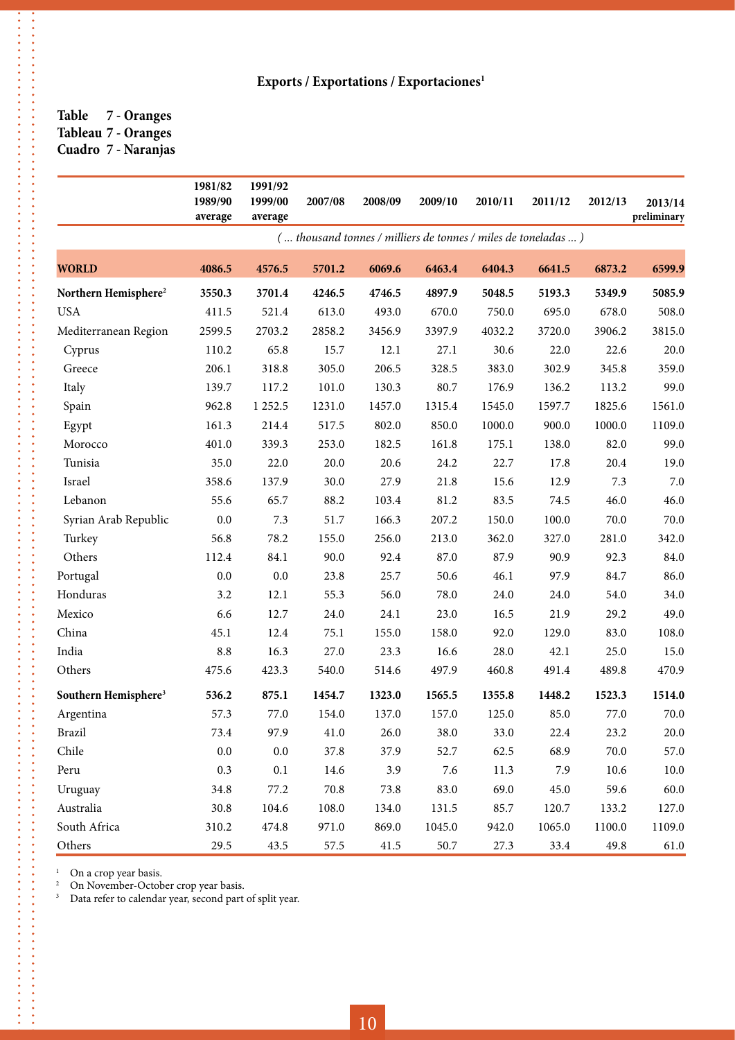**Exports / Exportations / Exportaciones[1]**

**Table 7 - Oranges**
**Tableau 7 - Oranges**
**Cuadro 7 - Naranjas**

| | 1981/82 1989/90 average | 1991/92 1999/00 average | 2007/08 | 2008/09 | 2009/10 | 2010/11 | 2011/12 | 2012/13 | 2013/14 preliminary |
|---|---|---|---|---|---|---|---|---|---|
| | *( ... thousand tonnes / milliers de tonnes / miles de toneladas ... )* | | | | | | | | |
| **WORLD** | **4086.5** | **4576.5** | **5701.2** | **6069.6** | **6463.4** | **6404.3** | **6641.5** | **6873.2** | **6599.9** |
| **Northern Hemisphere[2]** | **3550.3** | **3701.4** | **4246.5** | **4746.5** | **4897.9** | **5048.5** | **5193.3** | **5349.9** | **5085.9** |
| USA | 411.5 | 521.4 | 613.0 | 493.0 | 670.0 | 750.0 | 695.0 | 678.0 | 508.0 |
| Mediterranean Region | 2599.5 | 2703.2 | 2858.2 | 3456.9 | 3397.9 | 4032.2 | 3720.0 | 3906.2 | 3815.0 |
| Cyprus | 110.2 | 65.8 | 15.7 | 12.1 | 27.1 | 30.6 | 22.0 | 22.6 | 20.0 |
| Greece | 206.1 | 318.8 | 305.0 | 206.5 | 328.5 | 383.0 | 302.9 | 345.8 | 359.0 |
| Italy | 139.7 | 117.2 | 101.0 | 130.3 | 80.7 | 176.9 | 136.2 | 113.2 | 99.0 |
| Spain | 962.8 | 1 252.5 | 1231.0 | 1457.0 | 1315.4 | 1545.0 | 1597.7 | 1825.6 | 1561.0 |
| Egypt | 161.3 | 214.4 | 517.5 | 802.0 | 850.0 | 1000.0 | 900.0 | 1000.0 | 1109.0 |
| Morocco | 401.0 | 339.3 | 253.0 | 182.5 | 161.8 | 175.1 | 138.0 | 82.0 | 99.0 |
| Tunisia | 35.0 | 22.0 | 20.0 | 20.6 | 24.2 | 22.7 | 17.8 | 20.4 | 19.0 |
| Israel | 358.6 | 137.9 | 30.0 | 27.9 | 21.8 | 15.6 | 12.9 | 7.3 | 7.0 |
| Lebanon | 55.6 | 65.7 | 88.2 | 103.4 | 81.2 | 83.5 | 74.5 | 46.0 | 46.0 |
| Syrian Arab Republic | 0.0 | 7.3 | 51.7 | 166.3 | 207.2 | 150.0 | 100.0 | 70.0 | 70.0 |
| Turkey | 56.8 | 78.2 | 155.0 | 256.0 | 213.0 | 362.0 | 327.0 | 281.0 | 342.0 |
| Others | 112.4 | 84.1 | 90.0 | 92.4 | 87.0 | 87.9 | 90.9 | 92.3 | 84.0 |
| Portugal | 0.0 | 0.0 | 23.8 | 25.7 | 50.6 | 46.1 | 97.9 | 84.7 | 86.0 |
| Honduras | 3.2 | 12.1 | 55.3 | 56.0 | 78.0 | 24.0 | 24.0 | 54.0 | 34.0 |
| Mexico | 6.6 | 12.7 | 24.0 | 24.1 | 23.0 | 16.5 | 21.9 | 29.2 | 49.0 |
| China | 45.1 | 12.4 | 75.1 | 155.0 | 158.0 | 92.0 | 129.0 | 83.0 | 108.0 |
| India | 8.8 | 16.3 | 27.0 | 23.3 | 16.6 | 28.0 | 42.1 | 25.0 | 15.0 |
| Others | 475.6 | 423.3 | 540.0 | 514.6 | 497.9 | 460.8 | 491.4 | 489.8 | 470.9 |
| **Southern Hemisphere[3]** | **536.2** | **875.1** | **1454.7** | **1323.0** | **1565.5** | **1355.8** | **1448.2** | **1523.3** | **1514.0** |
| Argentina | 57.3 | 77.0 | 154.0 | 137.0 | 157.0 | 125.0 | 85.0 | 77.0 | 70.0 |
| Brazil | 73.4 | 97.9 | 41.0 | 26.0 | 38.0 | 33.0 | 22.4 | 23.2 | 20.0 |
| Chile | 0.0 | 0.0 | 37.8 | 37.9 | 52.7 | 62.5 | 68.9 | 70.0 | 57.0 |
| Peru | 0.3 | 0.1 | 14.6 | 3.9 | 7.6 | 11.3 | 7.9 | 10.6 | 10.0 |
| Uruguay | 34.8 | 77.2 | 70.8 | 73.8 | 83.0 | 69.0 | 45.0 | 59.6 | 60.0 |
| Australia | 30.8 | 104.6 | 108.0 | 134.0 | 131.5 | 85.7 | 120.7 | 133.2 | 127.0 |
| South Africa | 310.2 | 474.8 | 971.0 | 869.0 | 1045.0 | 942.0 | 1065.0 | 1100.0 | 1109.0 |
| Others | 29.5 | 43.5 | 57.5 | 41.5 | 50.7 | 27.3 | 33.4 | 49.8 | 61.0 |

[1] On a crop year basis.
[2] On November-October crop year basis.
[3] Data refer to calendar year, second part of split year.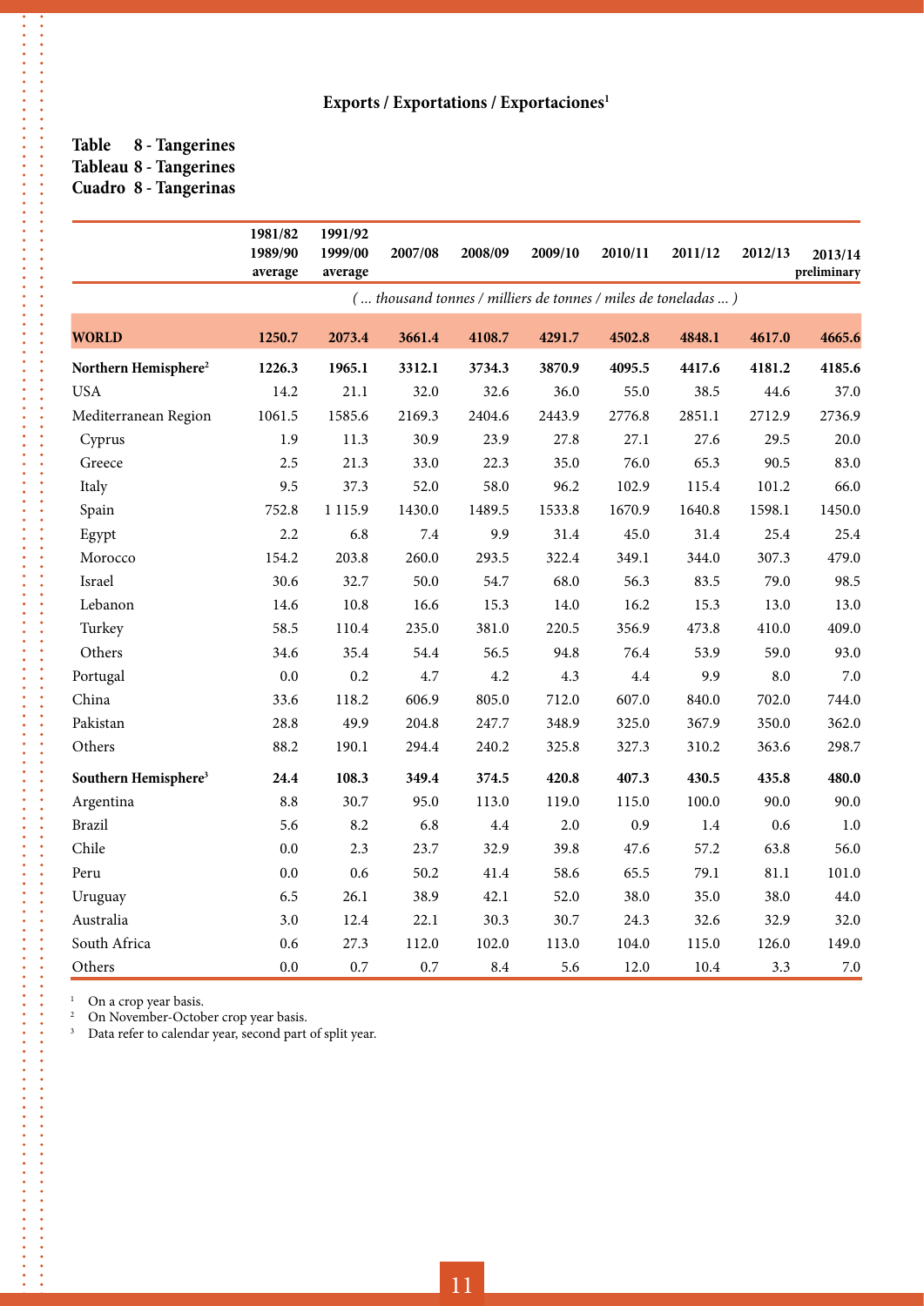**Exports / Exportations / Exportaciones[1]**

**Table 8 - Tangerines**
**Tableau 8 - Tangerines**
**Cuadro 8 - Tangerinas**

| | 1981/82 1989/90 average | 1991/92 1999/00 average | 2007/08 | 2008/09 | 2009/10 | 2010/11 | 2011/12 | 2012/13 | 2013/14 preliminary |
|---|---|---|---|---|---|---|---|---|---|
| | *( ... thousand tonnes / milliers de tonnes / miles de toneladas ... )* | | | | | | | | |
| **WORLD** | **1250.7** | **2073.4** | **3661.4** | **4108.7** | **4291.7** | **4502.8** | **4848.1** | **4617.0** | **4665.6** |
| **Northern Hemisphere[2]** | **1226.3** | **1965.1** | **3312.1** | **3734.3** | **3870.9** | **4095.5** | **4417.6** | **4181.2** | **4185.6** |
| USA | 14.2 | 21.1 | 32.0 | 32.6 | 36.0 | 55.0 | 38.5 | 44.6 | 37.0 |
| Mediterranean Region | 1061.5 | 1585.6 | 2169.3 | 2404.6 | 2443.9 | 2776.8 | 2851.1 | 2712.9 | 2736.9 |
| Cyprus | 1.9 | 11.3 | 30.9 | 23.9 | 27.8 | 27.1 | 27.6 | 29.5 | 20.0 |
| Greece | 2.5 | 21.3 | 33.0 | 22.3 | 35.0 | 76.0 | 65.3 | 90.5 | 83.0 |
| Italy | 9.5 | 37.3 | 52.0 | 58.0 | 96.2 | 102.9 | 115.4 | 101.2 | 66.0 |
| Spain | 752.8 | 1 115.9 | 1430.0 | 1489.5 | 1533.8 | 1670.9 | 1640.8 | 1598.1 | 1450.0 |
| Egypt | 2.2 | 6.8 | 7.4 | 9.9 | 31.4 | 45.0 | 31.4 | 25.4 | 25.4 |
| Morocco | 154.2 | 203.8 | 260.0 | 293.5 | 322.4 | 349.1 | 344.0 | 307.3 | 479.0 |
| Israel | 30.6 | 32.7 | 50.0 | 54.7 | 68.0 | 56.3 | 83.5 | 79.0 | 98.5 |
| Lebanon | 14.6 | 10.8 | 16.6 | 15.3 | 14.0 | 16.2 | 15.3 | 13.0 | 13.0 |
| Turkey | 58.5 | 110.4 | 235.0 | 381.0 | 220.5 | 356.9 | 473.8 | 410.0 | 409.0 |
| Others | 34.6 | 35.4 | 54.4 | 56.5 | 94.8 | 76.4 | 53.9 | 59.0 | 93.0 |
| Portugal | 0.0 | 0.2 | 4.7 | 4.2 | 4.3 | 4.4 | 9.9 | 8.0 | 7.0 |
| China | 33.6 | 118.2 | 606.9 | 805.0 | 712.0 | 607.0 | 840.0 | 702.0 | 744.0 |
| Pakistan | 28.8 | 49.9 | 204.8 | 247.7 | 348.9 | 325.0 | 367.9 | 350.0 | 362.0 |
| Others | 88.2 | 190.1 | 294.4 | 240.2 | 325.8 | 327.3 | 310.2 | 363.6 | 298.7 |
| **Southern Hemisphere[3]** | **24.4** | **108.3** | **349.4** | **374.5** | **420.8** | **407.3** | **430.5** | **435.8** | **480.0** |
| Argentina | 8.8 | 30.7 | 95.0 | 113.0 | 119.0 | 115.0 | 100.0 | 90.0 | 90.0 |
| Brazil | 5.6 | 8.2 | 6.8 | 4.4 | 2.0 | 0.9 | 1.4 | 0.6 | 1.0 |
| Chile | 0.0 | 2.3 | 23.7 | 32.9 | 39.8 | 47.6 | 57.2 | 63.8 | 56.0 |
| Peru | 0.0 | 0.6 | 50.2 | 41.4 | 58.6 | 65.5 | 79.1 | 81.1 | 101.0 |
| Uruguay | 6.5 | 26.1 | 38.9 | 42.1 | 52.0 | 38.0 | 35.0 | 38.0 | 44.0 |
| Australia | 3.0 | 12.4 | 22.1 | 30.3 | 30.7 | 24.3 | 32.6 | 32.9 | 32.0 |
| South Africa | 0.6 | 27.3 | 112.0 | 102.0 | 113.0 | 104.0 | 115.0 | 126.0 | 149.0 |
| Others | 0.0 | 0.7 | 0.7 | 8.4 | 5.6 | 12.0 | 10.4 | 3.3 | 7.0 |

[1] On a crop year basis.
[2] On November-October crop year basis.
[3] Data refer to calendar year, second part of split year.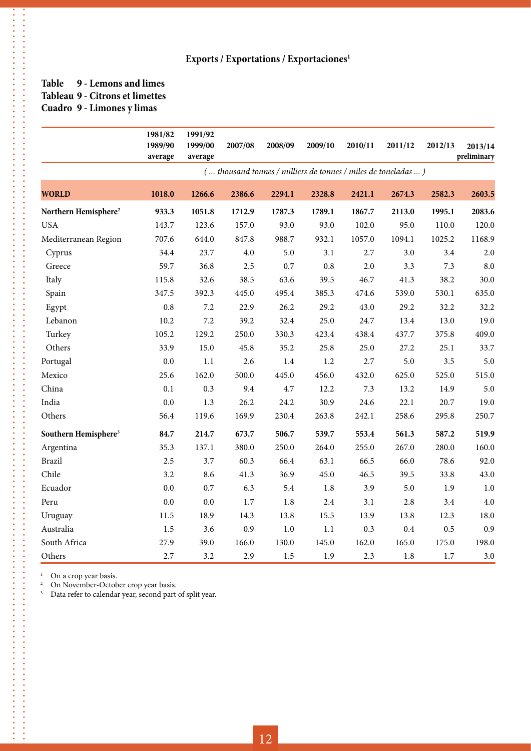## Exports / Exportations / Exportaciones[1]

### Table 9 - Lemons and limes
### Tableau 9 - Citrons et limettes
### Cuadro 9 - Limones y limas

| | 1981/82 1989/90 average | 1991/92 1999/00 average | 2007/08 | 2008/09 | 2009/10 | 2010/11 | 2011/12 | 2012/13 | 2013/14 preliminary |
|---|---|---|---|---|---|---|---|---|---|
| | *( ... thousand tonnes / milliers de tonnes / miles de toneladas ... )* | | | | | | | | |
| **WORLD** | **1018.0** | **1266.6** | **2386.6** | **2294.1** | **2328.8** | **2421.1** | **2674.3** | **2582.3** | **2603.5** |
| **Northern Hemisphere[2]** | **933.3** | **1051.8** | **1712.9** | **1787.3** | **1789.1** | **1867.7** | **2113.0** | **1995.1** | **2083.6** |
| USA | 143.7 | 123.6 | 157.0 | 93.0 | 93.0 | 102.0 | 95.0 | 110.0 | 120.0 |
| Mediterranean Region | 707.6 | 644.0 | 847.8 | 988.7 | 932.1 | 1057.0 | 1094.1 | 1025.2 | 1168.9 |
| Cyprus | 34.4 | 23.7 | 4.0 | 5.0 | 3.1 | 2.7 | 3.0 | 3.4 | 2.0 |
| Greece | 59.7 | 36.8 | 2.5 | 0.7 | 0.8 | 2.0 | 3.3 | 7.3 | 8.0 |
| Italy | 115.8 | 32.6 | 38.5 | 63.6 | 39.5 | 46.7 | 41.3 | 38.2 | 30.0 |
| Spain | 347.5 | 392.3 | 445.0 | 495.4 | 385.3 | 474.6 | 539.0 | 530.1 | 635.0 |
| Egypt | 0.8 | 7.2 | 22.9 | 26.2 | 29.2 | 43.0 | 29.2 | 32.2 | 32.2 |
| Lebanon | 10.2 | 7.2 | 39.2 | 32.4 | 25.0 | 24.7 | 13.4 | 13.0 | 19.0 |
| Turkey | 105.2 | 129.2 | 250.0 | 330.3 | 423.4 | 438.4 | 437.7 | 375.8 | 409.0 |
| Others | 33.9 | 15.0 | 45.8 | 35.2 | 25.8 | 25.0 | 27.2 | 25.1 | 33.7 |
| Portugal | 0.0 | 1.1 | 2.6 | 1.4 | 1.2 | 2.7 | 5.0 | 3.5 | 5.0 |
| Mexico | 25.6 | 162.0 | 500.0 | 445.0 | 456.0 | 432.0 | 625.0 | 525.0 | 515.0 |
| China | 0.1 | 0.3 | 9.4 | 4.7 | 12.2 | 7.3 | 13.2 | 14.9 | 5.0 |
| India | 0.0 | 1.3 | 26.2 | 24.2 | 30.9 | 24.6 | 22.1 | 20.7 | 19.0 |
| Others | 56.4 | 119.6 | 169.9 | 230.4 | 263.8 | 242.1 | 258.6 | 295.8 | 250.7 |
| **Southern Hemisphere[3]** | **84.7** | **214.7** | **673.7** | **506.7** | **539.7** | **553.4** | **561.3** | **587.2** | **519.9** |
| Argentina | 35.3 | 137.1 | 380.0 | 250.0 | 264.0 | 255.0 | 267.0 | 280.0 | 160.0 |
| Brazil | 2.5 | 3.7 | 60.3 | 66.4 | 63.1 | 66.5 | 66.0 | 78.6 | 92.0 |
| Chile | 3.2 | 8.6 | 41.3 | 36.9 | 45.0 | 46.5 | 39.5 | 33.8 | 43.0 |
| Ecuador | 0.0 | 0.7 | 6.3 | 5.4 | 1.8 | 3.9 | 5.0 | 1.9 | 1.0 |
| Peru | 0.0 | 0.0 | 1.7 | 1.8 | 2.4 | 3.1 | 2.8 | 3.4 | 4.0 |
| Uruguay | 11.5 | 18.9 | 14.3 | 13.8 | 15.5 | 13.9 | 13.8 | 12.3 | 18.0 |
| Australia | 1.5 | 3.6 | 0.9 | 1.0 | 1.1 | 0.3 | 0.4 | 0.5 | 0.9 |
| South Africa | 27.9 | 39.0 | 166.0 | 130.0 | 145.0 | 162.0 | 165.0 | 175.0 | 198.0 |
| Others | 2.7 | 3.2 | 2.9 | 1.5 | 1.9 | 2.3 | 1.8 | 1.7 | 3.0 |

[1] On a crop year basis.
[2] On November-October crop year basis.
[3] Data refer to calendar year, second part of split year.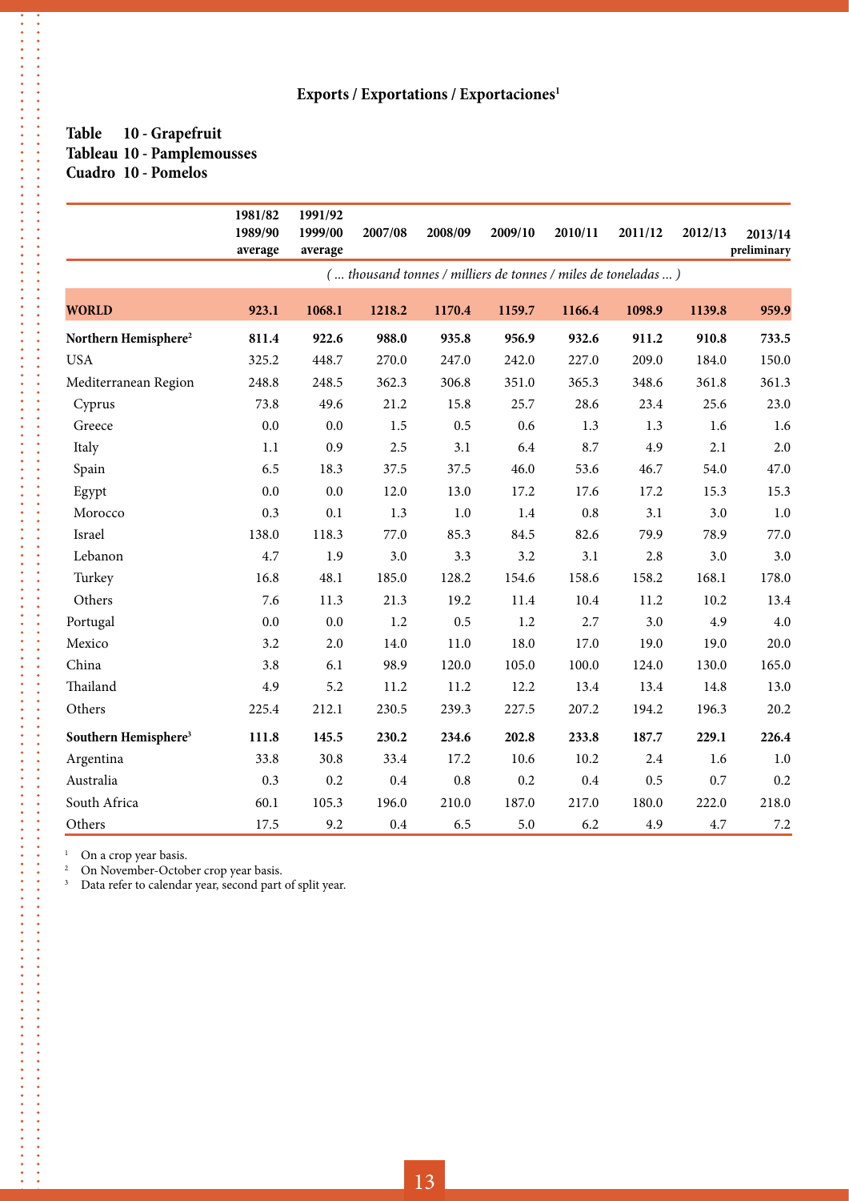## Exports / Exportations / Exportaciones[1]

**Table 10 - Grapefruit**
**Tableau 10 - Pamplemousses**
**Cuadro 10 - Pomelos**

| | 1981/82 1989/90 average | 1991/92 1999/00 average | 2007/08 | 2008/09 | 2009/10 | 2010/11 | 2011/12 | 2012/13 | 2013/14 preliminary |
|---|---|---|---|---|---|---|---|---|---|
| | *( ... thousand tonnes / milliers de tonnes / miles de toneladas ... )* | | | | | | | | |
| **WORLD** | **923.1** | **1068.1** | **1218.2** | **1170.4** | **1159.7** | **1166.4** | **1098.9** | **1139.8** | **959.9** |
| **Northern Hemisphere[2]** | **811.4** | **922.6** | **988.0** | **935.8** | **956.9** | **932.6** | **911.2** | **910.8** | **733.5** |
| USA | 325.2 | 448.7 | 270.0 | 247.0 | 242.0 | 227.0 | 209.0 | 184.0 | 150.0 |
| Mediterranean Region | 248.8 | 248.5 | 362.3 | 306.8 | 351.0 | 365.3 | 348.6 | 361.8 | 361.3 |
| Cyprus | 73.8 | 49.6 | 21.2 | 15.8 | 25.7 | 28.6 | 23.4 | 25.6 | 23.0 |
| Greece | 0.0 | 0.0 | 1.5 | 0.5 | 0.6 | 1.3 | 1.3 | 1.6 | 1.6 |
| Italy | 1.1 | 0.9 | 2.5 | 3.1 | 6.4 | 8.7 | 4.9 | 2.1 | 2.0 |
| Spain | 6.5 | 18.3 | 37.5 | 37.5 | 46.0 | 53.6 | 46.7 | 54.0 | 47.0 |
| Egypt | 0.0 | 0.0 | 12.0 | 13.0 | 17.2 | 17.6 | 17.2 | 15.3 | 15.3 |
| Morocco | 0.3 | 0.1 | 1.3 | 1.0 | 1.4 | 0.8 | 3.1 | 3.0 | 1.0 |
| Israel | 138.0 | 118.3 | 77.0 | 85.3 | 84.5 | 82.6 | 79.9 | 78.9 | 77.0 |
| Lebanon | 4.7 | 1.9 | 3.0 | 3.3 | 3.2 | 3.1 | 2.8 | 3.0 | 3.0 |
| Turkey | 16.8 | 48.1 | 185.0 | 128.2 | 154.6 | 158.6 | 158.2 | 168.1 | 178.0 |
| Others | 7.6 | 11.3 | 21.3 | 19.2 | 11.4 | 10.4 | 11.2 | 10.2 | 13.4 |
| Portugal | 0.0 | 0.0 | 1.2 | 0.5 | 1.2 | 2.7 | 3.0 | 4.9 | 4.0 |
| Mexico | 3.2 | 2.0 | 14.0 | 11.0 | 18.0 | 17.0 | 19.0 | 19.0 | 20.0 |
| China | 3.8 | 6.1 | 98.9 | 120.0 | 105.0 | 100.0 | 124.0 | 130.0 | 165.0 |
| Thailand | 4.9 | 5.2 | 11.2 | 11.2 | 12.2 | 13.4 | 13.4 | 14.8 | 13.0 |
| Others | 225.4 | 212.1 | 230.5 | 239.3 | 227.5 | 207.2 | 194.2 | 196.3 | 20.2 |
| **Southern Hemisphere[3]** | **111.8** | **145.5** | **230.2** | **234.6** | **202.8** | **233.8** | **187.7** | **229.1** | **226.4** |
| Argentina | 33.8 | 30.8 | 33.4 | 17.2 | 10.6 | 10.2 | 2.4 | 1.6 | 1.0 |
| Australia | 0.3 | 0.2 | 0.4 | 0.8 | 0.2 | 0.4 | 0.5 | 0.7 | 0.2 |
| South Africa | 60.1 | 105.3 | 196.0 | 210.0 | 187.0 | 217.0 | 180.0 | 222.0 | 218.0 |
| Others | 17.5 | 9.2 | 0.4 | 6.5 | 5.0 | 6.2 | 4.9 | 4.7 | 7.2 |

[1] On a crop year basis.
[2] On November-October crop year basis.
[3] Data refer to calendar year, second part of split year.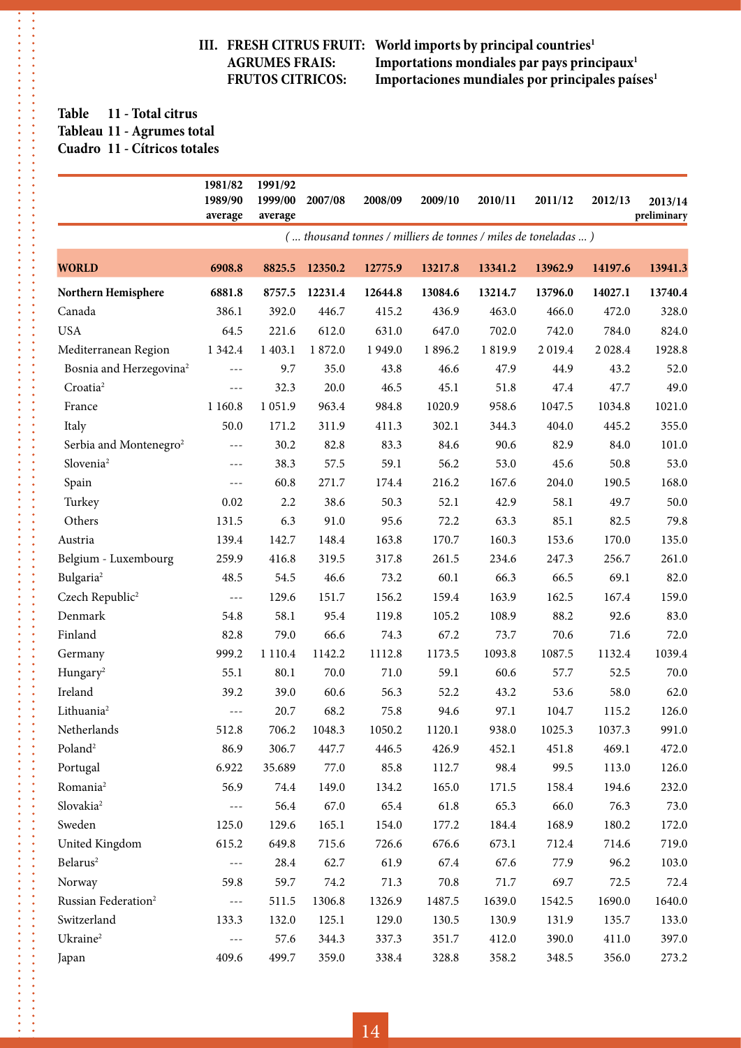# III. FRESH CITRUS FRUIT: World imports by principal countries[1]
## AGRUMES FRAIS: Importations mondiales par pays principaux[1]
## FRUTOS CITRICOS: Importaciones mundiales por principales países[1]

**Table 11 - Total citrus**
**Tableau 11 - Agrumes total**
**Cuadro 11 - Cítricos totales**

| | 1981/82 1989/90 average | 1991/92 1999/00 average | 2007/08 | 2008/09 | 2009/10 | 2010/11 | 2011/12 | 2012/13 | 2013/14 preliminary |
|---|---|---|---|---|---|---|---|---|---|
| | *( ... thousand tonnes / milliers de tonnes / miles de toneladas ... )* | | | | | | | | |
| **WORLD** | **6908.8** | **8825.5** | **12350.2** | **12775.9** | **13217.8** | **13341.2** | **13962.9** | **14197.6** | **13941.3** |
| **Northern Hemisphere** | **6881.8** | **8757.5** | **12231.4** | **12644.8** | **13084.6** | **13214.7** | **13796.0** | **14027.1** | **13740.4** |
| Canada | 386.1 | 392.0 | 446.7 | 415.2 | 436.9 | 463.0 | 466.0 | 472.0 | 328.0 |
| USA | 64.5 | 221.6 | 612.0 | 631.0 | 647.0 | 702.0 | 742.0 | 784.0 | 824.0 |
| Mediterranean Region | 1 342.4 | 1 403.1 | 1 872.0 | 1 949.0 | 1 896.2 | 1 819.9 | 2 019.4 | 2 028.4 | 1928.8 |
| Bosnia and Herzegovina[2] | --- | 9.7 | 35.0 | 43.8 | 46.6 | 47.9 | 44.9 | 43.2 | 52.0 |
| Croatia[2] | --- | 32.3 | 20.0 | 46.5 | 45.1 | 51.8 | 47.4 | 47.7 | 49.0 |
| France | 1 160.8 | 1 051.9 | 963.4 | 984.8 | 1020.9 | 958.6 | 1047.5 | 1034.8 | 1021.0 |
| Italy | 50.0 | 171.2 | 311.9 | 411.3 | 302.1 | 344.3 | 404.0 | 445.2 | 355.0 |
| Serbia and Montenegro[2] | --- | 30.2 | 82.8 | 83.3 | 84.6 | 90.6 | 82.9 | 84.0 | 101.0 |
| Slovenia[2] | --- | 38.3 | 57.5 | 59.1 | 56.2 | 53.0 | 45.6 | 50.8 | 53.0 |
| Spain | --- | 60.8 | 271.7 | 174.4 | 216.2 | 167.6 | 204.0 | 190.5 | 168.0 |
| Turkey | 0.02 | 2.2 | 38.6 | 50.3 | 52.1 | 42.9 | 58.1 | 49.7 | 50.0 |
| Others | 131.5 | 6.3 | 91.0 | 95.6 | 72.2 | 63.3 | 85.1 | 82.5 | 79.8 |
| Austria | 139.4 | 142.7 | 148.4 | 163.8 | 170.7 | 160.3 | 153.6 | 170.0 | 135.0 |
| Belgium - Luxembourg | 259.9 | 416.8 | 319.5 | 317.8 | 261.5 | 234.6 | 247.3 | 256.7 | 261.0 |
| Bulgaria[2] | 48.5 | 54.5 | 46.6 | 73.2 | 60.1 | 66.3 | 66.5 | 69.1 | 82.0 |
| Czech Republic[2] | --- | 129.6 | 151.7 | 156.2 | 159.4 | 163.9 | 162.5 | 167.4 | 159.0 |
| Denmark | 54.8 | 58.1 | 95.4 | 119.8 | 105.2 | 108.9 | 88.2 | 92.6 | 83.0 |
| Finland | 82.8 | 79.0 | 66.6 | 74.3 | 67.2 | 73.7 | 70.6 | 71.6 | 72.0 |
| Germany | 999.2 | 1 110.4 | 1142.2 | 1112.8 | 1173.5 | 1093.8 | 1087.5 | 1132.4 | 1039.4 |
| Hungary[2] | 55.1 | 80.1 | 70.0 | 71.0 | 59.1 | 60.6 | 57.7 | 52.5 | 70.0 |
| Ireland | 39.2 | 39.0 | 60.6 | 56.3 | 52.2 | 43.2 | 53.6 | 58.0 | 62.0 |
| Lithuania[2] | --- | 20.7 | 68.2 | 75.8 | 94.6 | 97.1 | 104.7 | 115.2 | 126.0 |
| Netherlands | 512.8 | 706.2 | 1048.3 | 1050.2 | 1120.1 | 938.0 | 1025.3 | 1037.3 | 991.0 |
| Poland[2] | 86.9 | 306.7 | 447.7 | 446.5 | 426.9 | 452.1 | 451.8 | 469.1 | 472.0 |
| Portugal | 6.922 | 35.689 | 77.0 | 85.8 | 112.7 | 98.4 | 99.5 | 113.0 | 126.0 |
| Romania[2] | 56.9 | 74.4 | 149.0 | 134.2 | 165.0 | 171.5 | 158.4 | 194.6 | 232.0 |
| Slovakia[2] | --- | 56.4 | 67.0 | 65.4 | 61.8 | 65.3 | 66.0 | 76.3 | 73.0 |
| Sweden | 125.0 | 129.6 | 165.1 | 154.0 | 177.2 | 184.4 | 168.9 | 180.2 | 172.0 |
| United Kingdom | 615.2 | 649.8 | 715.6 | 726.6 | 676.6 | 673.1 | 712.4 | 714.6 | 719.0 |
| Belarus[2] | --- | 28.4 | 62.7 | 61.9 | 67.4 | 67.6 | 77.9 | 96.2 | 103.0 |
| Norway | 59.8 | 59.7 | 74.2 | 71.3 | 70.8 | 71.7 | 69.7 | 72.5 | 72.4 |
| Russian Federation[2] | --- | 511.5 | 1306.8 | 1326.9 | 1487.5 | 1639.0 | 1542.5 | 1690.0 | 1640.0 |
| Switzerland | 133.3 | 132.0 | 125.1 | 129.0 | 130.5 | 130.9 | 131.9 | 135.7 | 133.0 |
| Ukraine[2] | --- | 57.6 | 344.3 | 337.3 | 351.7 | 412.0 | 390.0 | 411.0 | 397.0 |
| Japan | 409.6 | 499.7 | 359.0 | 338.4 | 328.8 | 358.2 | 348.5 | 356.0 | 273.2 |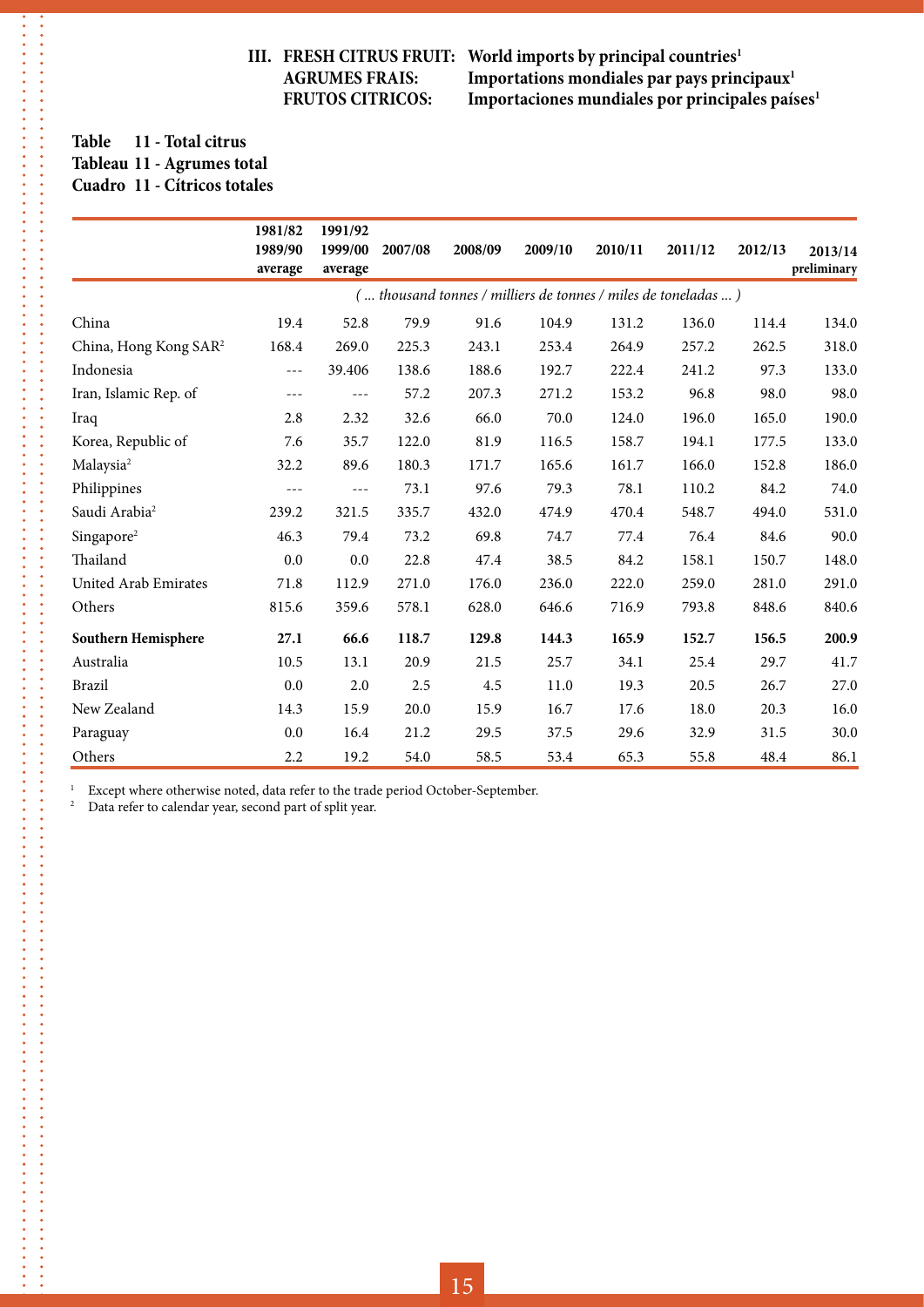## III. FRESH CITRUS FRUIT: World imports by principal countries[1]
## AGRUMES FRAIS: Importations mondiales par pays principaux[1]
## FRUTOS CITRICOS: Importaciones mundiales por principales países[1]

### Table 11 - Total citrus
### Tableau 11 - Agrumes total
### Cuadro 11 - Cítricos totales

| | 1981/82 1989/90 average | 1991/92 1999/00 average | 2007/08 | 2008/09 | 2009/10 | 2010/11 | 2011/12 | 2012/13 | 2013/14 preliminary |
|---|---|---|---|---|---|---|---|---|---|
| | *( ... thousand tonnes / milliers de tonnes / miles de toneladas ... )* | | | | | | | | |
| China | 19.4 | 52.8 | 79.9 | 91.6 | 104.9 | 131.2 | 136.0 | 114.4 | 134.0 |
| China, Hong Kong SAR[2] | 168.4 | 269.0 | 225.3 | 243.1 | 253.4 | 264.9 | 257.2 | 262.5 | 318.0 |
| Indonesia | --- | 39.406 | 138.6 | 188.6 | 192.7 | 222.4 | 241.2 | 97.3 | 133.0 |
| Iran, Islamic Rep. of | --- | --- | 57.2 | 207.3 | 271.2 | 153.2 | 96.8 | 98.0 | 98.0 |
| Iraq | 2.8 | 2.32 | 32.6 | 66.0 | 70.0 | 124.0 | 196.0 | 165.0 | 190.0 |
| Korea, Republic of | 7.6 | 35.7 | 122.0 | 81.9 | 116.5 | 158.7 | 194.1 | 177.5 | 133.0 |
| Malaysia[2] | 32.2 | 89.6 | 180.3 | 171.7 | 165.6 | 161.7 | 166.0 | 152.8 | 186.0 |
| Philippines | --- | --- | 73.1 | 97.6 | 79.3 | 78.1 | 110.2 | 84.2 | 74.0 |
| Saudi Arabia[2] | 239.2 | 321.5 | 335.7 | 432.0 | 474.9 | 470.4 | 548.7 | 494.0 | 531.0 |
| Singapore[2] | 46.3 | 79.4 | 73.2 | 69.8 | 74.7 | 77.4 | 76.4 | 84.6 | 90.0 |
| Thailand | 0.0 | 0.0 | 22.8 | 47.4 | 38.5 | 84.2 | 158.1 | 150.7 | 148.0 |
| United Arab Emirates | 71.8 | 112.9 | 271.0 | 176.0 | 236.0 | 222.0 | 259.0 | 281.0 | 291.0 |
| Others | 815.6 | 359.6 | 578.1 | 628.0 | 646.6 | 716.9 | 793.8 | 848.6 | 840.6 |
| **Southern Hemisphere** | **27.1** | **66.6** | **118.7** | **129.8** | **144.3** | **165.9** | **152.7** | **156.5** | **200.9** |
| Australia | 10.5 | 13.1 | 20.9 | 21.5 | 25.7 | 34.1 | 25.4 | 29.7 | 41.7 |
| Brazil | 0.0 | 2.0 | 2.5 | 4.5 | 11.0 | 19.3 | 20.5 | 26.7 | 27.0 |
| New Zealand | 14.3 | 15.9 | 20.0 | 15.9 | 16.7 | 17.6 | 18.0 | 20.3 | 16.0 |
| Paraguay | 0.0 | 16.4 | 21.2 | 29.5 | 37.5 | 29.6 | 32.9 | 31.5 | 30.0 |
| Others | 2.2 | 19.2 | 54.0 | 58.5 | 53.4 | 65.3 | 55.8 | 48.4 | 86.1 |

[1] Except where otherwise noted, data refer to the trade period October-September.
[2] Data refer to calendar year, second part of split year.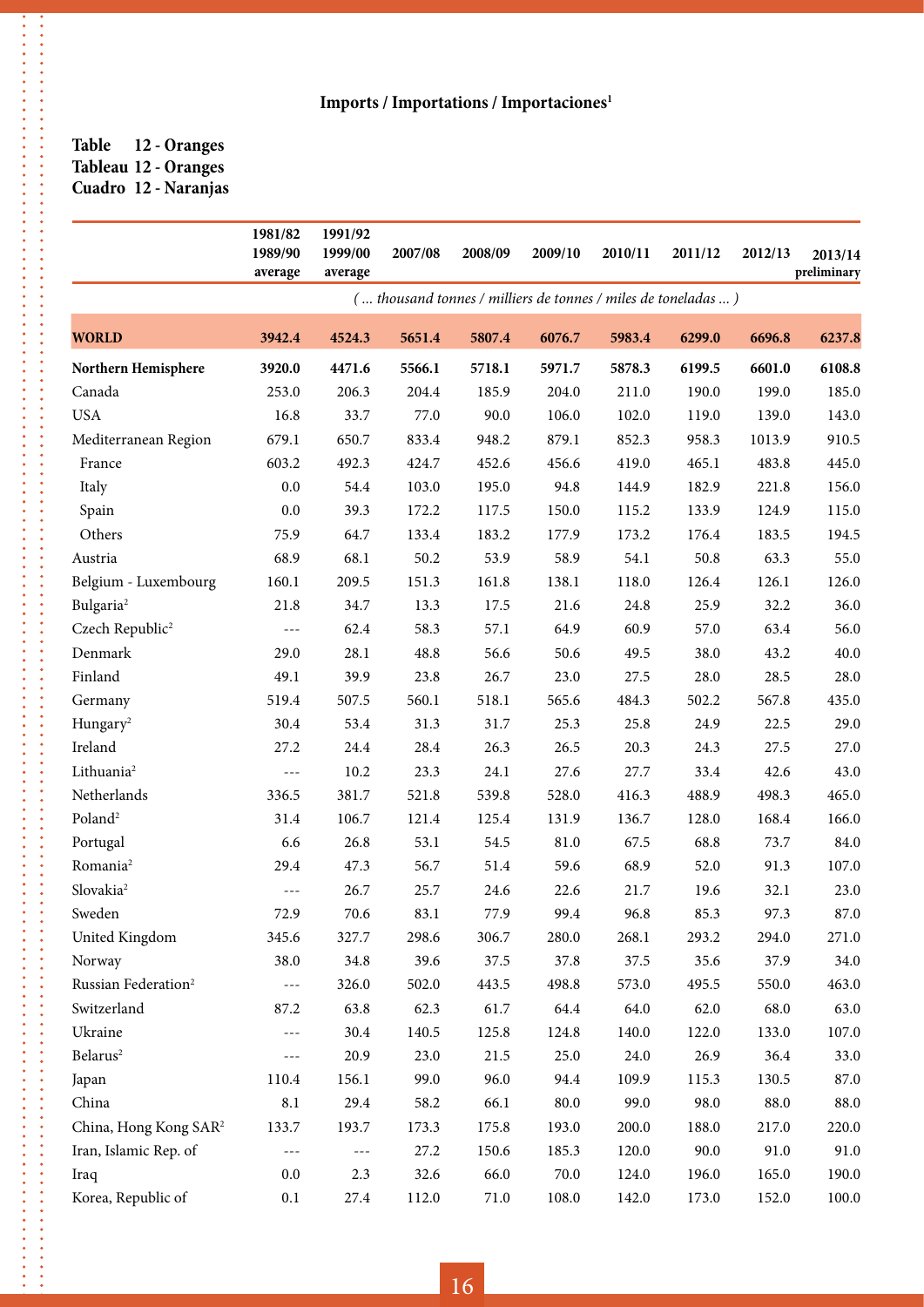**Imports / Importations / Importaciones[1]**

**Table 12 - Oranges**
**Tableau 12 - Oranges**
**Cuadro 12 - Naranjas**

| | 1981/82 1989/90 average | 1991/92 1999/00 average | 2007/08 | 2008/09 | 2009/10 | 2010/11 | 2011/12 | 2012/13 | 2013/14 preliminary |
|---|---|---|---|---|---|---|---|---|---|
| | *( ... thousand tonnes / milliers de tonnes / miles de toneladas ... )* | | | | | | | | |
| **WORLD** | **3942.4** | **4524.3** | **5651.4** | **5807.4** | **6076.7** | **5983.4** | **6299.0** | **6696.8** | **6237.8** |
| **Northern Hemisphere** | **3920.0** | **4471.6** | **5566.1** | **5718.1** | **5971.7** | **5878.3** | **6199.5** | **6601.0** | **6108.8** |
| Canada | 253.0 | 206.3 | 204.4 | 185.9 | 204.0 | 211.0 | 190.0 | 199.0 | 185.0 |
| USA | 16.8 | 33.7 | 77.0 | 90.0 | 106.0 | 102.0 | 119.0 | 139.0 | 143.0 |
| Mediterranean Region | 679.1 | 650.7 | 833.4 | 948.2 | 879.1 | 852.3 | 958.3 | 1013.9 | 910.5 |
| France | 603.2 | 492.3 | 424.7 | 452.6 | 456.6 | 419.0 | 465.1 | 483.8 | 445.0 |
| Italy | 0.0 | 54.4 | 103.0 | 195.0 | 94.8 | 144.9 | 182.9 | 221.8 | 156.0 |
| Spain | 0.0 | 39.3 | 172.2 | 117.5 | 150.0 | 115.2 | 133.9 | 124.9 | 115.0 |
| Others | 75.9 | 64.7 | 133.4 | 183.2 | 177.9 | 173.2 | 176.4 | 183.5 | 194.5 |
| Austria | 68.9 | 68.1 | 50.2 | 53.9 | 58.9 | 54.1 | 50.8 | 63.3 | 55.0 |
| Belgium - Luxembourg | 160.1 | 209.5 | 151.3 | 161.8 | 138.1 | 118.0 | 126.4 | 126.1 | 126.0 |
| Bulgaria[2] | 21.8 | 34.7 | 13.3 | 17.5 | 21.6 | 24.8 | 25.9 | 32.2 | 36.0 |
| Czech Republic[2] | --- | 62.4 | 58.3 | 57.1 | 64.9 | 60.9 | 57.0 | 63.4 | 56.0 |
| Denmark | 29.0 | 28.1 | 48.8 | 56.6 | 50.6 | 49.5 | 38.0 | 43.2 | 40.0 |
| Finland | 49.1 | 39.9 | 23.8 | 26.7 | 23.0 | 27.5 | 28.0 | 28.5 | 28.0 |
| Germany | 519.4 | 507.5 | 560.1 | 518.1 | 565.6 | 484.3 | 502.2 | 567.8 | 435.0 |
| Hungary[2] | 30.4 | 53.4 | 31.3 | 31.7 | 25.3 | 25.8 | 24.9 | 22.5 | 29.0 |
| Ireland | 27.2 | 24.4 | 28.4 | 26.3 | 26.5 | 20.3 | 24.3 | 27.5 | 27.0 |
| Lithuania[2] | --- | 10.2 | 23.3 | 24.1 | 27.6 | 27.7 | 33.4 | 42.6 | 43.0 |
| Netherlands | 336.5 | 381.7 | 521.8 | 539.8 | 528.0 | 416.3 | 488.9 | 498.3 | 465.0 |
| Poland[2] | 31.4 | 106.7 | 121.4 | 125.4 | 131.9 | 136.7 | 128.0 | 168.4 | 166.0 |
| Portugal | 6.6 | 26.8 | 53.1 | 54.5 | 81.0 | 67.5 | 68.8 | 73.7 | 84.0 |
| Romania[2] | 29.4 | 47.3 | 56.7 | 51.4 | 59.6 | 68.9 | 52.0 | 91.3 | 107.0 |
| Slovakia[2] | --- | 26.7 | 25.7 | 24.6 | 22.6 | 21.7 | 19.6 | 32.1 | 23.0 |
| Sweden | 72.9 | 70.6 | 83.1 | 77.9 | 99.4 | 96.8 | 85.3 | 97.3 | 87.0 |
| United Kingdom | 345.6 | 327.7 | 298.6 | 306.7 | 280.0 | 268.1 | 293.2 | 294.0 | 271.0 |
| Norway | 38.0 | 34.8 | 39.6 | 37.5 | 37.8 | 37.5 | 35.6 | 37.9 | 34.0 |
| Russian Federation[2] | --- | 326.0 | 502.0 | 443.5 | 498.8 | 573.0 | 495.5 | 550.0 | 463.0 |
| Switzerland | 87.2 | 63.8 | 62.3 | 61.7 | 64.4 | 64.0 | 62.0 | 68.0 | 63.0 |
| Ukraine | --- | 30.4 | 140.5 | 125.8 | 124.8 | 140.0 | 122.0 | 133.0 | 107.0 |
| Belarus[2] | --- | 20.9 | 23.0 | 21.5 | 25.0 | 24.0 | 26.9 | 36.4 | 33.0 |
| Japan | 110.4 | 156.1 | 99.0 | 96.0 | 94.4 | 109.9 | 115.3 | 130.5 | 87.0 |
| China | 8.1 | 29.4 | 58.2 | 66.1 | 80.0 | 99.0 | 98.0 | 88.0 | 88.0 |
| China, Hong Kong SAR[2] | 133.7 | 193.7 | 173.3 | 175.8 | 193.0 | 200.0 | 188.0 | 217.0 | 220.0 |
| Iran, Islamic Rep. of | --- | --- | 27.2 | 150.6 | 185.3 | 120.0 | 90.0 | 91.0 | 91.0 |
| Iraq | 0.0 | 2.3 | 32.6 | 66.0 | 70.0 | 124.0 | 196.0 | 165.0 | 190.0 |
| Korea, Republic of | 0.1 | 27.4 | 112.0 | 71.0 | 108.0 | 142.0 | 173.0 | 152.0 | 100.0 |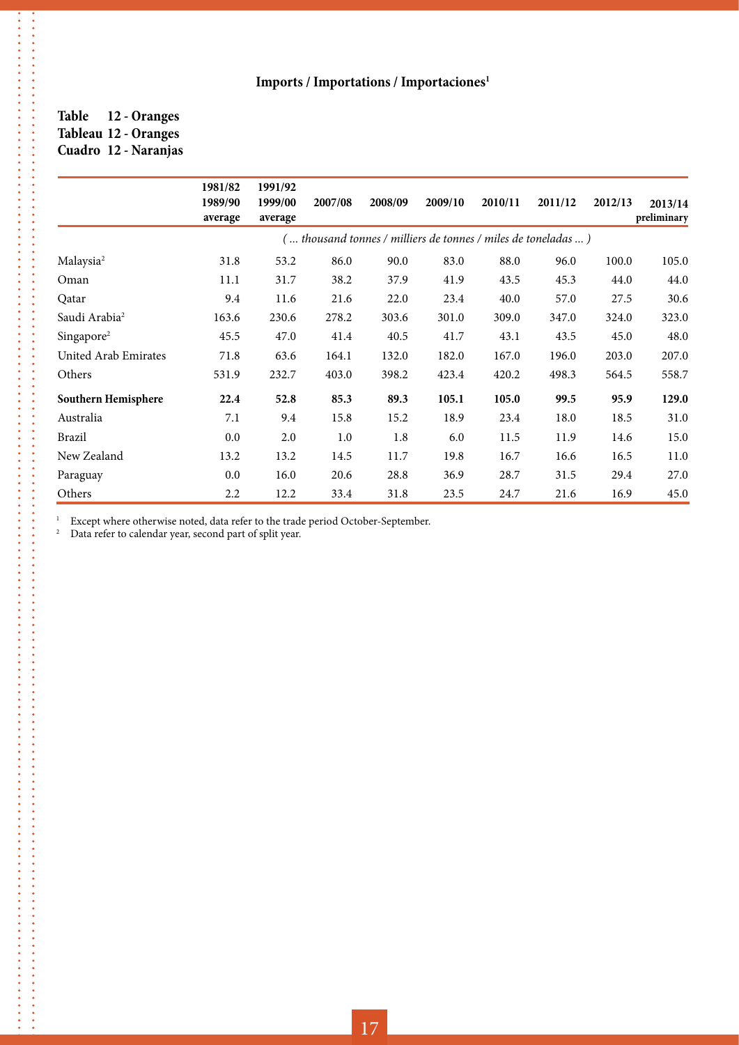## Imports / Importations / Importaciones[1]

**Table 12 - Oranges**
**Tableau 12 - Oranges**
**Cuadro 12 - Naranjas**

| | 1981/82 1989/90 average | 1991/92 1999/00 average | 2007/08 | 2008/09 | 2009/10 | 2010/11 | 2011/12 | 2012/13 | 2013/14 preliminary |
|---|---|---|---|---|---|---|---|---|---|
| | *( ... thousand tonnes / milliers de tonnes / miles de toneladas ... )* | | | | | | | | |
| Malaysia[2] | 31.8 | 53.2 | 86.0 | 90.0 | 83.0 | 88.0 | 96.0 | 100.0 | 105.0 |
| Oman | 11.1 | 31.7 | 38.2 | 37.9 | 41.9 | 43.5 | 45.3 | 44.0 | 44.0 |
| Qatar | 9.4 | 11.6 | 21.6 | 22.0 | 23.4 | 40.0 | 57.0 | 27.5 | 30.6 |
| Saudi Arabia[2] | 163.6 | 230.6 | 278.2 | 303.6 | 301.0 | 309.0 | 347.0 | 324.0 | 323.0 |
| Singapore[2] | 45.5 | 47.0 | 41.4 | 40.5 | 41.7 | 43.1 | 43.5 | 45.0 | 48.0 |
| United Arab Emirates | 71.8 | 63.6 | 164.1 | 132.0 | 182.0 | 167.0 | 196.0 | 203.0 | 207.0 |
| Others | 531.9 | 232.7 | 403.0 | 398.2 | 423.4 | 420.2 | 498.3 | 564.5 | 558.7 |
| **Southern Hemisphere** | **22.4** | **52.8** | **85.3** | **89.3** | **105.1** | **105.0** | **99.5** | **95.9** | **129.0** |
| Australia | 7.1 | 9.4 | 15.8 | 15.2 | 18.9 | 23.4 | 18.0 | 18.5 | 31.0 |
| Brazil | 0.0 | 2.0 | 1.0 | 1.8 | 6.0 | 11.5 | 11.9 | 14.6 | 15.0 |
| New Zealand | 13.2 | 13.2 | 14.5 | 11.7 | 19.8 | 16.7 | 16.6 | 16.5 | 11.0 |
| Paraguay | 0.0 | 16.0 | 20.6 | 28.8 | 36.9 | 28.7 | 31.5 | 29.4 | 27.0 |
| Others | 2.2 | 12.2 | 33.4 | 31.8 | 23.5 | 24.7 | 21.6 | 16.9 | 45.0 |

[1] Except where otherwise noted, data refer to the trade period October-September.
[2] Data refer to calendar year, second part of split year.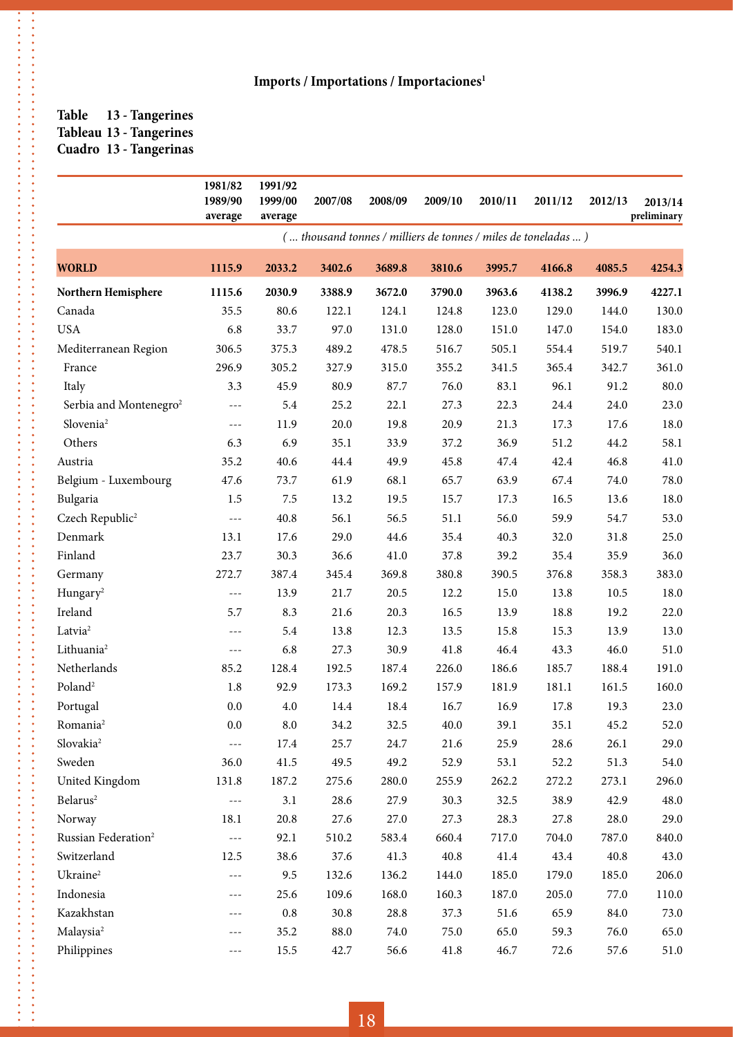## Imports / Importations / Importaciones[1]

**Table 13 - Tangerines**
**Tableau 13 - Tangerines**
**Cuadro 13 - Tangerinas**

| | 1981/82 1989/90 average | 1991/92 1999/00 average | 2007/08 | 2008/09 | 2009/10 | 2010/11 | 2011/12 | 2012/13 | 2013/14 preliminary |
|---|---|---|---|---|---|---|---|---|---|
| | *( ... thousand tonnes / milliers de tonnes / miles de toneladas ... )* | | | | | | | | |
| **WORLD** | **1115.9** | **2033.2** | **3402.6** | **3689.8** | **3810.6** | **3995.7** | **4166.8** | **4085.5** | **4254.3** |
| **Northern Hemisphere** | **1115.6** | **2030.9** | **3388.9** | **3672.0** | **3790.0** | **3963.6** | **4138.2** | **3996.9** | **4227.1** |
| Canada | 35.5 | 80.6 | 122.1 | 124.1 | 124.8 | 123.0 | 129.0 | 144.0 | 130.0 |
| USA | 6.8 | 33.7 | 97.0 | 131.0 | 128.0 | 151.0 | 147.0 | 154.0 | 183.0 |
| Mediterranean Region | 306.5 | 375.3 | 489.2 | 478.5 | 516.7 | 505.1 | 554.4 | 519.7 | 540.1 |
| France | 296.9 | 305.2 | 327.9 | 315.0 | 355.2 | 341.5 | 365.4 | 342.7 | 361.0 |
| Italy | 3.3 | 45.9 | 80.9 | 87.7 | 76.0 | 83.1 | 96.1 | 91.2 | 80.0 |
| Serbia and Montenegro[2] | --- | 5.4 | 25.2 | 22.1 | 27.3 | 22.3 | 24.4 | 24.0 | 23.0 |
| Slovenia[2] | --- | 11.9 | 20.0 | 19.8 | 20.9 | 21.3 | 17.3 | 17.6 | 18.0 |
| Others | 6.3 | 6.9 | 35.1 | 33.9 | 37.2 | 36.9 | 51.2 | 44.2 | 58.1 |
| Austria | 35.2 | 40.6 | 44.4 | 49.9 | 45.8 | 47.4 | 42.4 | 46.8 | 41.0 |
| Belgium - Luxembourg | 47.6 | 73.7 | 61.9 | 68.1 | 65.7 | 63.9 | 67.4 | 74.0 | 78.0 |
| Bulgaria | 1.5 | 7.5 | 13.2 | 19.5 | 15.7 | 17.3 | 16.5 | 13.6 | 18.0 |
| Czech Republic[2] | --- | 40.8 | 56.1 | 56.5 | 51.1 | 56.0 | 59.9 | 54.7 | 53.0 |
| Denmark | 13.1 | 17.6 | 29.0 | 44.6 | 35.4 | 40.3 | 32.0 | 31.8 | 25.0 |
| Finland | 23.7 | 30.3 | 36.6 | 41.0 | 37.8 | 39.2 | 35.4 | 35.9 | 36.0 |
| Germany | 272.7 | 387.4 | 345.4 | 369.8 | 380.8 | 390.5 | 376.8 | 358.3 | 383.0 |
| Hungary[2] | --- | 13.9 | 21.7 | 20.5 | 12.2 | 15.0 | 13.8 | 10.5 | 18.0 |
| Ireland | 5.7 | 8.3 | 21.6 | 20.3 | 16.5 | 13.9 | 18.8 | 19.2 | 22.0 |
| Latvia[2] | --- | 5.4 | 13.8 | 12.3 | 13.5 | 15.8 | 15.3 | 13.9 | 13.0 |
| Lithuania[2] | --- | 6.8 | 27.3 | 30.9 | 41.8 | 46.4 | 43.3 | 46.0 | 51.0 |
| Netherlands | 85.2 | 128.4 | 192.5 | 187.4 | 226.0 | 186.6 | 185.7 | 188.4 | 191.0 |
| Poland[2] | 1.8 | 92.9 | 173.3 | 169.2 | 157.9 | 181.9 | 181.1 | 161.5 | 160.0 |
| Portugal | 0.0 | 4.0 | 14.4 | 18.4 | 16.7 | 16.9 | 17.8 | 19.3 | 23.0 |
| Romania[2] | 0.0 | 8.0 | 34.2 | 32.5 | 40.0 | 39.1 | 35.1 | 45.2 | 52.0 |
| Slovakia[2] | --- | 17.4 | 25.7 | 24.7 | 21.6 | 25.9 | 28.6 | 26.1 | 29.0 |
| Sweden | 36.0 | 41.5 | 49.5 | 49.2 | 52.9 | 53.1 | 52.2 | 51.3 | 54.0 |
| United Kingdom | 131.8 | 187.2 | 275.6 | 280.0 | 255.9 | 262.2 | 272.2 | 273.1 | 296.0 |
| Belarus[2] | --- | 3.1 | 28.6 | 27.9 | 30.3 | 32.5 | 38.9 | 42.9 | 48.0 |
| Norway | 18.1 | 20.8 | 27.6 | 27.0 | 27.3 | 28.3 | 27.8 | 28.0 | 29.0 |
| Russian Federation[2] | --- | 92.1 | 510.2 | 583.4 | 660.4 | 717.0 | 704.0 | 787.0 | 840.0 |
| Switzerland | 12.5 | 38.6 | 37.6 | 41.3 | 40.8 | 41.4 | 43.4 | 40.8 | 43.0 |
| Ukraine[2] | --- | 9.5 | 132.6 | 136.2 | 144.0 | 185.0 | 179.0 | 185.0 | 206.0 |
| Indonesia | --- | 25.6 | 109.6 | 168.0 | 160.3 | 187.0 | 205.0 | 77.0 | 110.0 |
| Kazakhstan | --- | 0.8 | 30.8 | 28.8 | 37.3 | 51.6 | 65.9 | 84.0 | 73.0 |
| Malaysia[2] | --- | 35.2 | 88.0 | 74.0 | 75.0 | 65.0 | 59.3 | 76.0 | 65.0 |
| Philippines | --- | 15.5 | 42.7 | 56.6 | 41.8 | 46.7 | 72.6 | 57.6 | 51.0 |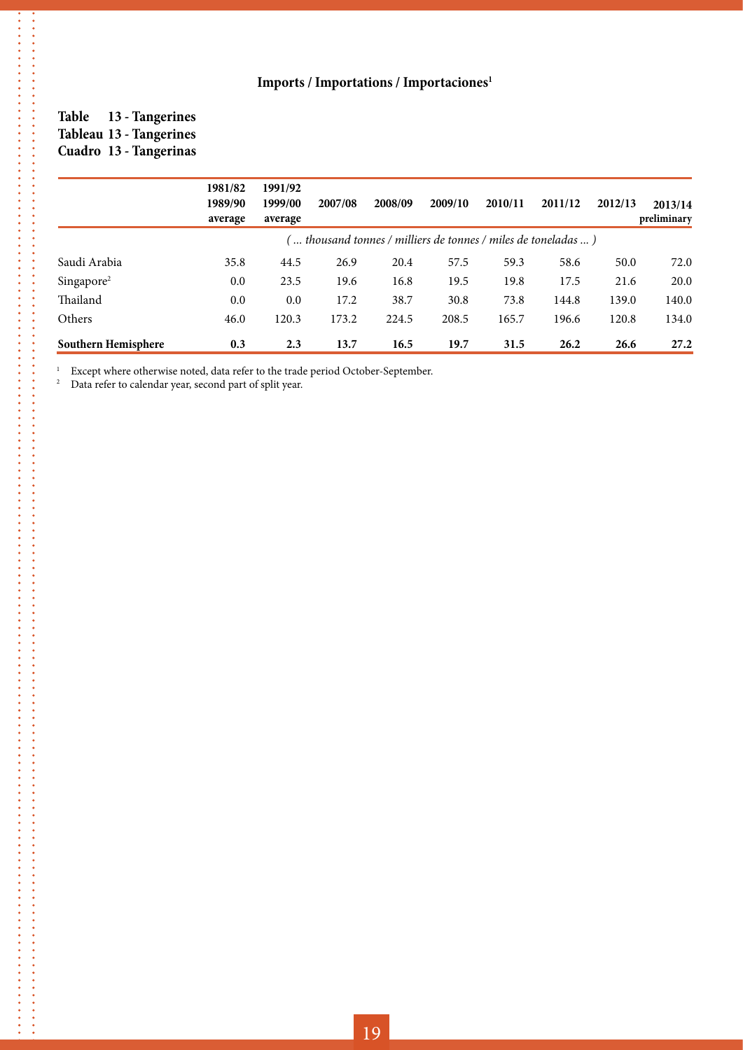**Imports / Importations / Importaciones[1]**

**Table 13 - Tangerines**
**Tableau 13 - Tangerines**
**Cuadro 13 - Tangerinas**

| | 1981/82 1989/90 average | 1991/92 1999/00 average | 2007/08 | 2008/09 | 2009/10 | 2010/11 | 2011/12 | 2012/13 | 2013/14 preliminary |
|---|---|---|---|---|---|---|---|---|---|
| | *( ... thousand tonnes / milliers de tonnes / miles de toneladas ... )* | | | | | | | | |
| Saudi Arabia | 35.8 | 44.5 | 26.9 | 20.4 | 57.5 | 59.3 | 58.6 | 50.0 | 72.0 |
| Singapore[2] | 0.0 | 23.5 | 19.6 | 16.8 | 19.5 | 19.8 | 17.5 | 21.6 | 20.0 |
| Thailand | 0.0 | 0.0 | 17.2 | 38.7 | 30.8 | 73.8 | 144.8 | 139.0 | 140.0 |
| Others | 46.0 | 120.3 | 173.2 | 224.5 | 208.5 | 165.7 | 196.6 | 120.8 | 134.0 |
| **Southern Hemisphere** | **0.3** | **2.3** | **13.7** | **16.5** | **19.7** | **31.5** | **26.2** | **26.6** | **27.2** |

[1] Except where otherwise noted, data refer to the trade period October-September.
[2] Data refer to calendar year, second part of split year.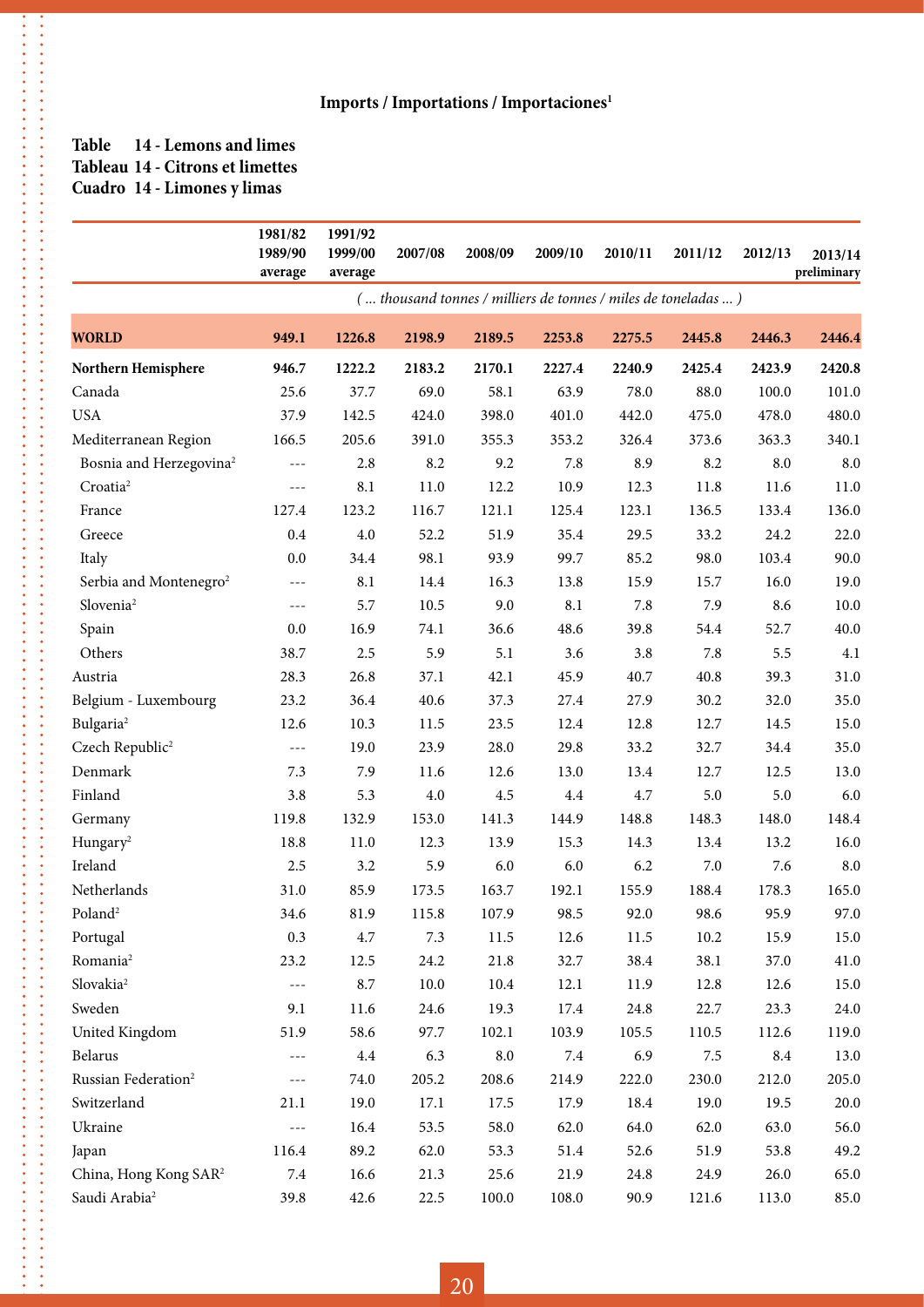**Imports / Importations / Importaciones[1]**

**Table 14 - Lemons and limes**
**Tableau 14 - Citrons et limettes**
**Cuadro 14 - Limones y limas**

| | 1981/82 1989/90 average | 1991/92 1999/00 average | 2007/08 | 2008/09 | 2009/10 | 2010/11 | 2011/12 | 2012/13 | 2013/14 preliminary |
|---|---|---|---|---|---|---|---|---|---|
| | *( ... thousand tonnes / milliers de tonnes / miles de toneladas ... )* | | | | | | | | |
| **WORLD** | **949.1** | **1226.8** | **2198.9** | **2189.5** | **2253.8** | **2275.5** | **2445.8** | **2446.3** | **2446.4** |
| **Northern Hemisphere** | **946.7** | **1222.2** | **2183.2** | **2170.1** | **2227.4** | **2240.9** | **2425.4** | **2423.9** | **2420.8** |
| Canada | 25.6 | 37.7 | 69.0 | 58.1 | 63.9 | 78.0 | 88.0 | 100.0 | 101.0 |
| USA | 37.9 | 142.5 | 424.0 | 398.0 | 401.0 | 442.0 | 475.0 | 478.0 | 480.0 |
| Mediterranean Region | 166.5 | 205.6 | 391.0 | 355.3 | 353.2 | 326.4 | 373.6 | 363.3 | 340.1 |
| Bosnia and Herzegovina[2] | --- | 2.8 | 8.2 | 9.2 | 7.8 | 8.9 | 8.2 | 8.0 | 8.0 |
| Croatia[2] | --- | 8.1 | 11.0 | 12.2 | 10.9 | 12.3 | 11.8 | 11.6 | 11.0 |
| France | 127.4 | 123.2 | 116.7 | 121.1 | 125.4 | 123.1 | 136.5 | 133.4 | 136.0 |
| Greece | 0.4 | 4.0 | 52.2 | 51.9 | 35.4 | 29.5 | 33.2 | 24.2 | 22.0 |
| Italy | 0.0 | 34.4 | 98.1 | 93.9 | 99.7 | 85.2 | 98.0 | 103.4 | 90.0 |
| Serbia and Montenegro[2] | --- | 8.1 | 14.4 | 16.3 | 13.8 | 15.9 | 15.7 | 16.0 | 19.0 |
| Slovenia[2] | --- | 5.7 | 10.5 | 9.0 | 8.1 | 7.8 | 7.9 | 8.6 | 10.0 |
| Spain | 0.0 | 16.9 | 74.1 | 36.6 | 48.6 | 39.8 | 54.4 | 52.7 | 40.0 |
| Others | 38.7 | 2.5 | 5.9 | 5.1 | 3.6 | 3.8 | 7.8 | 5.5 | 4.1 |
| Austria | 28.3 | 26.8 | 37.1 | 42.1 | 45.9 | 40.7 | 40.8 | 39.3 | 31.0 |
| Belgium - Luxembourg | 23.2 | 36.4 | 40.6 | 37.3 | 27.4 | 27.9 | 30.2 | 32.0 | 35.0 |
| Bulgaria[2] | 12.6 | 10.3 | 11.5 | 23.5 | 12.4 | 12.8 | 12.7 | 14.5 | 15.0 |
| Czech Republic[2] | --- | 19.0 | 23.9 | 28.0 | 29.8 | 33.2 | 32.7 | 34.4 | 35.0 |
| Denmark | 7.3 | 7.9 | 11.6 | 12.6 | 13.0 | 13.4 | 12.7 | 12.5 | 13.0 |
| Finland | 3.8 | 5.3 | 4.0 | 4.5 | 4.4 | 4.7 | 5.0 | 5.0 | 6.0 |
| Germany | 119.8 | 132.9 | 153.0 | 141.3 | 144.9 | 148.8 | 148.3 | 148.0 | 148.4 |
| Hungary[2] | 18.8 | 11.0 | 12.3 | 13.9 | 15.3 | 14.3 | 13.4 | 13.2 | 16.0 |
| Ireland | 2.5 | 3.2 | 5.9 | 6.0 | 6.0 | 6.2 | 7.0 | 7.6 | 8.0 |
| Netherlands | 31.0 | 85.9 | 173.5 | 163.7 | 192.1 | 155.9 | 188.4 | 178.3 | 165.0 |
| Poland[2] | 34.6 | 81.9 | 115.8 | 107.9 | 98.5 | 92.0 | 98.6 | 95.9 | 97.0 |
| Portugal | 0.3 | 4.7 | 7.3 | 11.5 | 12.6 | 11.5 | 10.2 | 15.9 | 15.0 |
| Romania[2] | 23.2 | 12.5 | 24.2 | 21.8 | 32.7 | 38.4 | 38.1 | 37.0 | 41.0 |
| Slovakia[2] | --- | 8.7 | 10.0 | 10.4 | 12.1 | 11.9 | 12.8 | 12.6 | 15.0 |
| Sweden | 9.1 | 11.6 | 24.6 | 19.3 | 17.4 | 24.8 | 22.7 | 23.3 | 24.0 |
| United Kingdom | 51.9 | 58.6 | 97.7 | 102.1 | 103.9 | 105.5 | 110.5 | 112.6 | 119.0 |
| Belarus | --- | 4.4 | 6.3 | 8.0 | 7.4 | 6.9 | 7.5 | 8.4 | 13.0 |
| Russian Federation[2] | --- | 74.0 | 205.2 | 208.6 | 214.9 | 222.0 | 230.0 | 212.0 | 205.0 |
| Switzerland | 21.1 | 19.0 | 17.1 | 17.5 | 17.9 | 18.4 | 19.0 | 19.5 | 20.0 |
| Ukraine | --- | 16.4 | 53.5 | 58.0 | 62.0 | 64.0 | 62.0 | 63.0 | 56.0 |
| Japan | 116.4 | 89.2 | 62.0 | 53.3 | 51.4 | 52.6 | 51.9 | 53.8 | 49.2 |
| China, Hong Kong SAR[2] | 7.4 | 16.6 | 21.3 | 25.6 | 21.9 | 24.8 | 24.9 | 26.0 | 65.0 |
| Saudi Arabia[2] | 39.8 | 42.6 | 22.5 | 100.0 | 108.0 | 90.9 | 121.6 | 113.0 | 85.0 |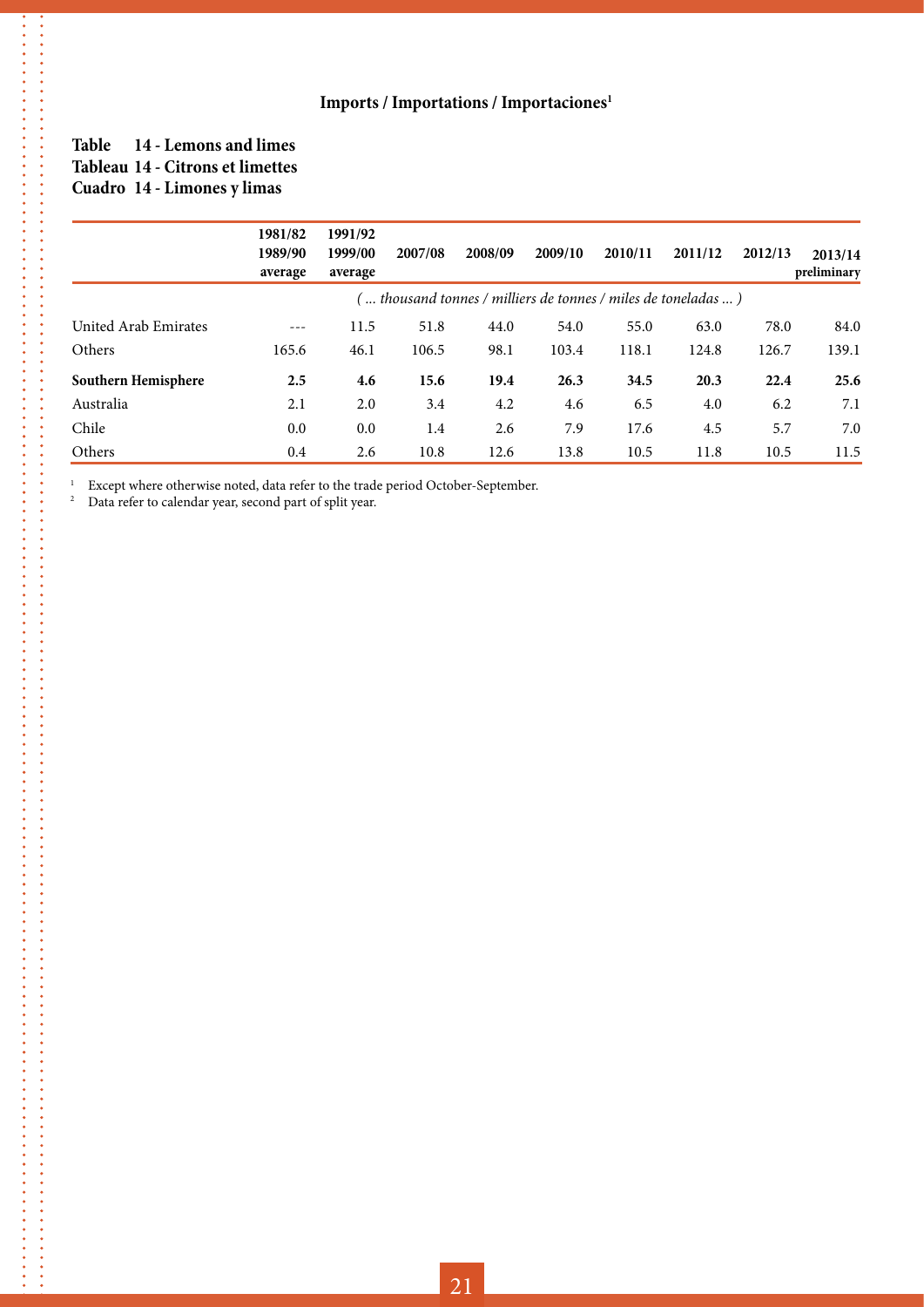### Imports / Importations / Importaciones[1]

**Table 14 - Lemons and limes**
**Tableau 14 - Citrons et limettes**
**Cuadro 14 - Limones y limas**

| | 1981/82 1989/90 average | 1991/92 1999/00 average | 2007/08 | 2008/09 | 2009/10 | 2010/11 | 2011/12 | 2012/13 | 2013/14 preliminary |
|---|---|---|---|---|---|---|---|---|---|
| | *( ... thousand tonnes / milliers de tonnes / miles de toneladas ... )* | | | | | | | | |
| United Arab Emirates | --- | 11.5 | 51.8 | 44.0 | 54.0 | 55.0 | 63.0 | 78.0 | 84.0 |
| Others | 165.6 | 46.1 | 106.5 | 98.1 | 103.4 | 118.1 | 124.8 | 126.7 | 139.1 |
| **Southern Hemisphere** | **2.5** | **4.6** | **15.6** | **19.4** | **26.3** | **34.5** | **20.3** | **22.4** | **25.6** |
| Australia | 2.1 | 2.0 | 3.4 | 4.2 | 4.6 | 6.5 | 4.0 | 6.2 | 7.1 |
| Chile | 0.0 | 0.0 | 1.4 | 2.6 | 7.9 | 17.6 | 4.5 | 5.7 | 7.0 |
| Others | 0.4 | 2.6 | 10.8 | 12.6 | 13.8 | 10.5 | 11.8 | 10.5 | 11.5 |

[1] Except where otherwise noted, data refer to the trade period October-September.
[2] Data refer to calendar year, second part of split year.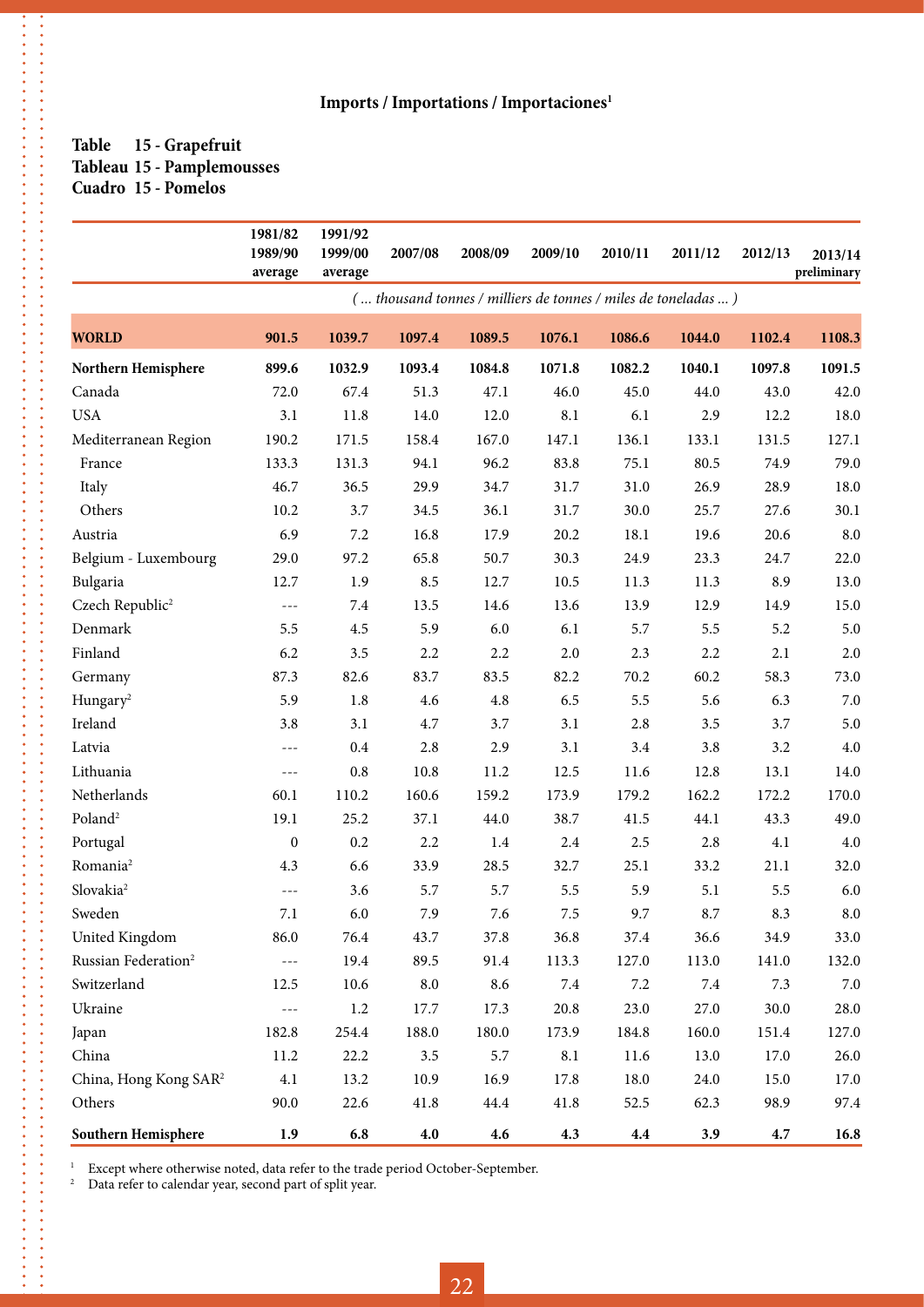## Imports / Importations / Importaciones[1]

**Table 15 - Grapefruit**
**Tableau 15 - Pamplemousses**
**Cuadro 15 - Pomelos**

| | 1981/82 1989/90 average | 1991/92 1999/00 average | 2007/08 | 2008/09 | 2009/10 | 2010/11 | 2011/12 | 2012/13 | 2013/14 preliminary |
|---|---|---|---|---|---|---|---|---|---|
| | *( ... thousand tonnes / milliers de tonnes / miles de toneladas ... )* | | | | | | | | |
| **WORLD** | **901.5** | **1039.7** | **1097.4** | **1089.5** | **1076.1** | **1086.6** | **1044.0** | **1102.4** | **1108.3** |
| **Northern Hemisphere** | **899.6** | **1032.9** | **1093.4** | **1084.8** | **1071.8** | **1082.2** | **1040.1** | **1097.8** | **1091.5** |
| Canada | 72.0 | 67.4 | 51.3 | 47.1 | 46.0 | 45.0 | 44.0 | 43.0 | 42.0 |
| USA | 3.1 | 11.8 | 14.0 | 12.0 | 8.1 | 6.1 | 2.9 | 12.2 | 18.0 |
| Mediterranean Region | 190.2 | 171.5 | 158.4 | 167.0 | 147.1 | 136.1 | 133.1 | 131.5 | 127.1 |
| France | 133.3 | 131.3 | 94.1 | 96.2 | 83.8 | 75.1 | 80.5 | 74.9 | 79.0 |
| Italy | 46.7 | 36.5 | 29.9 | 34.7 | 31.7 | 31.0 | 26.9 | 28.9 | 18.0 |
| Others | 10.2 | 3.7 | 34.5 | 36.1 | 31.7 | 30.0 | 25.7 | 27.6 | 30.1 |
| Austria | 6.9 | 7.2 | 16.8 | 17.9 | 20.2 | 18.1 | 19.6 | 20.6 | 8.0 |
| Belgium - Luxembourg | 29.0 | 97.2 | 65.8 | 50.7 | 30.3 | 24.9 | 23.3 | 24.7 | 22.0 |
| Bulgaria | 12.7 | 1.9 | 8.5 | 12.7 | 10.5 | 11.3 | 11.3 | 8.9 | 13.0 |
| Czech Republic[2] | --- | 7.4 | 13.5 | 14.6 | 13.6 | 13.9 | 12.9 | 14.9 | 15.0 |
| Denmark | 5.5 | 4.5 | 5.9 | 6.0 | 6.1 | 5.7 | 5.5 | 5.2 | 5.0 |
| Finland | 6.2 | 3.5 | 2.2 | 2.2 | 2.0 | 2.3 | 2.2 | 2.1 | 2.0 |
| Germany | 87.3 | 82.6 | 83.7 | 83.5 | 82.2 | 70.2 | 60.2 | 58.3 | 73.0 |
| Hungary[2] | 5.9 | 1.8 | 4.6 | 4.8 | 6.5 | 5.5 | 5.6 | 6.3 | 7.0 |
| Ireland | 3.8 | 3.1 | 4.7 | 3.7 | 3.1 | 2.8 | 3.5 | 3.7 | 5.0 |
| Latvia | --- | 0.4 | 2.8 | 2.9 | 3.1 | 3.4 | 3.8 | 3.2 | 4.0 |
| Lithuania | --- | 0.8 | 10.8 | 11.2 | 12.5 | 11.6 | 12.8 | 13.1 | 14.0 |
| Netherlands | 60.1 | 110.2 | 160.6 | 159.2 | 173.9 | 179.2 | 162.2 | 172.2 | 170.0 |
| Poland[2] | 19.1 | 25.2 | 37.1 | 44.0 | 38.7 | 41.5 | 44.1 | 43.3 | 49.0 |
| Portugal | 0 | 0.2 | 2.2 | 1.4 | 2.4 | 2.5 | 2.8 | 4.1 | 4.0 |
| Romania[2] | 4.3 | 6.6 | 33.9 | 28.5 | 32.7 | 25.1 | 33.2 | 21.1 | 32.0 |
| Slovakia[2] | --- | 3.6 | 5.7 | 5.7 | 5.5 | 5.9 | 5.1 | 5.5 | 6.0 |
| Sweden | 7.1 | 6.0 | 7.9 | 7.6 | 7.5 | 9.7 | 8.7 | 8.3 | 8.0 |
| United Kingdom | 86.0 | 76.4 | 43.7 | 37.8 | 36.8 | 37.4 | 36.6 | 34.9 | 33.0 |
| Russian Federation[2] | --- | 19.4 | 89.5 | 91.4 | 113.3 | 127.0 | 113.0 | 141.0 | 132.0 |
| Switzerland | 12.5 | 10.6 | 8.0 | 8.6 | 7.4 | 7.2 | 7.4 | 7.3 | 7.0 |
| Ukraine | --- | 1.2 | 17.7 | 17.3 | 20.8 | 23.0 | 27.0 | 30.0 | 28.0 |
| Japan | 182.8 | 254.4 | 188.0 | 180.0 | 173.9 | 184.8 | 160.0 | 151.4 | 127.0 |
| China | 11.2 | 22.2 | 3.5 | 5.7 | 8.1 | 11.6 | 13.0 | 17.0 | 26.0 |
| China, Hong Kong SAR[2] | 4.1 | 13.2 | 10.9 | 16.9 | 17.8 | 18.0 | 24.0 | 15.0 | 17.0 |
| Others | 90.0 | 22.6 | 41.8 | 44.4 | 41.8 | 52.5 | 62.3 | 98.9 | 97.4 |
| **Southern Hemisphere** | **1.9** | **6.8** | **4.0** | **4.6** | **4.3** | **4.4** | **3.9** | **4.7** | **16.8** |

[1] Except where otherwise noted, data refer to the trade period October-September.
[2] Data refer to calendar year, second part of split year.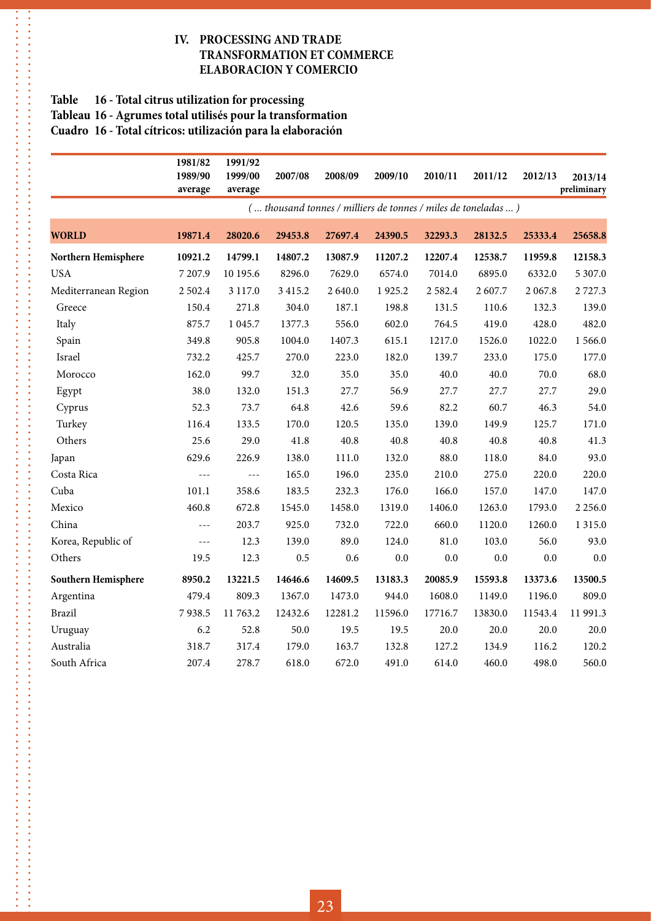## IV. PROCESSING AND TRADE
## TRANSFORMATION ET COMMERCE
## ELABORACION Y COMERCIO

### Table 16 - Total citrus utilization for processing
### Tableau 16 - Agrumes total utilisés pour la transformation
### Cuadro 16 - Total cítricos: utilización para la elaboración

| | 1981/82 1989/90 average | 1991/92 1999/00 average | 2007/08 | 2008/09 | 2009/10 | 2010/11 | 2011/12 | 2012/13 | 2013/14 preliminary |
|---|---|---|---|---|---|---|---|---|---|
| | *( ... thousand tonnes / milliers de tonnes / miles de toneladas ... )* | | | | | | | | |
| **WORLD** | **19871.4** | **28020.6** | **29453.8** | **27697.4** | **24390.5** | **32293.3** | **28132.5** | **25333.4** | **25658.8** |
| **Northern Hemisphere** | **10921.2** | **14799.1** | **14807.2** | **13087.9** | **11207.2** | **12207.4** | **12538.7** | **11959.8** | **12158.3** |
| USA | 7 207.9 | 10 195.6 | 8296.0 | 7629.0 | 6574.0 | 7014.0 | 6895.0 | 6332.0 | 5 307.0 |
| Mediterranean Region | 2 502.4 | 3 117.0 | 3 415.2 | 2 640.0 | 1 925.2 | 2 582.4 | 2 607.7 | 2 067.8 | 2 727.3 |
| Greece | 150.4 | 271.8 | 304.0 | 187.1 | 198.8 | 131.5 | 110.6 | 132.3 | 139.0 |
| Italy | 875.7 | 1 045.7 | 1377.3 | 556.0 | 602.0 | 764.5 | 419.0 | 428.0 | 482.0 |
| Spain | 349.8 | 905.8 | 1004.0 | 1407.3 | 615.1 | 1217.0 | 1526.0 | 1022.0 | 1 566.0 |
| Israel | 732.2 | 425.7 | 270.0 | 223.0 | 182.0 | 139.7 | 233.0 | 175.0 | 177.0 |
| Morocco | 162.0 | 99.7 | 32.0 | 35.0 | 35.0 | 40.0 | 40.0 | 70.0 | 68.0 |
| Egypt | 38.0 | 132.0 | 151.3 | 27.7 | 56.9 | 27.7 | 27.7 | 27.7 | 29.0 |
| Cyprus | 52.3 | 73.7 | 64.8 | 42.6 | 59.6 | 82.2 | 60.7 | 46.3 | 54.0 |
| Turkey | 116.4 | 133.5 | 170.0 | 120.5 | 135.0 | 139.0 | 149.9 | 125.7 | 171.0 |
| Others | 25.6 | 29.0 | 41.8 | 40.8 | 40.8 | 40.8 | 40.8 | 40.8 | 41.3 |
| Japan | 629.6 | 226.9 | 138.0 | 111.0 | 132.0 | 88.0 | 118.0 | 84.0 | 93.0 |
| Costa Rica | --- | --- | 165.0 | 196.0 | 235.0 | 210.0 | 275.0 | 220.0 | 220.0 |
| Cuba | 101.1 | 358.6 | 183.5 | 232.3 | 176.0 | 166.0 | 157.0 | 147.0 | 147.0 |
| Mexico | 460.8 | 672.8 | 1545.0 | 1458.0 | 1319.0 | 1406.0 | 1263.0 | 1793.0 | 2 256.0 |
| China | --- | 203.7 | 925.0 | 732.0 | 722.0 | 660.0 | 1120.0 | 1260.0 | 1 315.0 |
| Korea, Republic of | --- | 12.3 | 139.0 | 89.0 | 124.0 | 81.0 | 103.0 | 56.0 | 93.0 |
| Others | 19.5 | 12.3 | 0.5 | 0.6 | 0.0 | 0.0 | 0.0 | 0.0 | 0.0 |
| **Southern Hemisphere** | **8950.2** | **13221.5** | **14646.6** | **14609.5** | **13183.3** | **20085.9** | **15593.8** | **13373.6** | **13500.5** |
| Argentina | 479.4 | 809.3 | 1367.0 | 1473.0 | 944.0 | 1608.0 | 1149.0 | 1196.0 | 809.0 |
| Brazil | 7 938.5 | 11 763.2 | 12432.6 | 12281.2 | 11596.0 | 17716.7 | 13830.0 | 11543.4 | 11 991.3 |
| Uruguay | 6.2 | 52.8 | 50.0 | 19.5 | 19.5 | 20.0 | 20.0 | 20.0 | 20.0 |
| Australia | 318.7 | 317.4 | 179.0 | 163.7 | 132.8 | 127.2 | 134.9 | 116.2 | 120.2 |
| South Africa | 207.4 | 278.7 | 618.0 | 672.0 | 491.0 | 614.0 | 460.0 | 498.0 | 560.0 |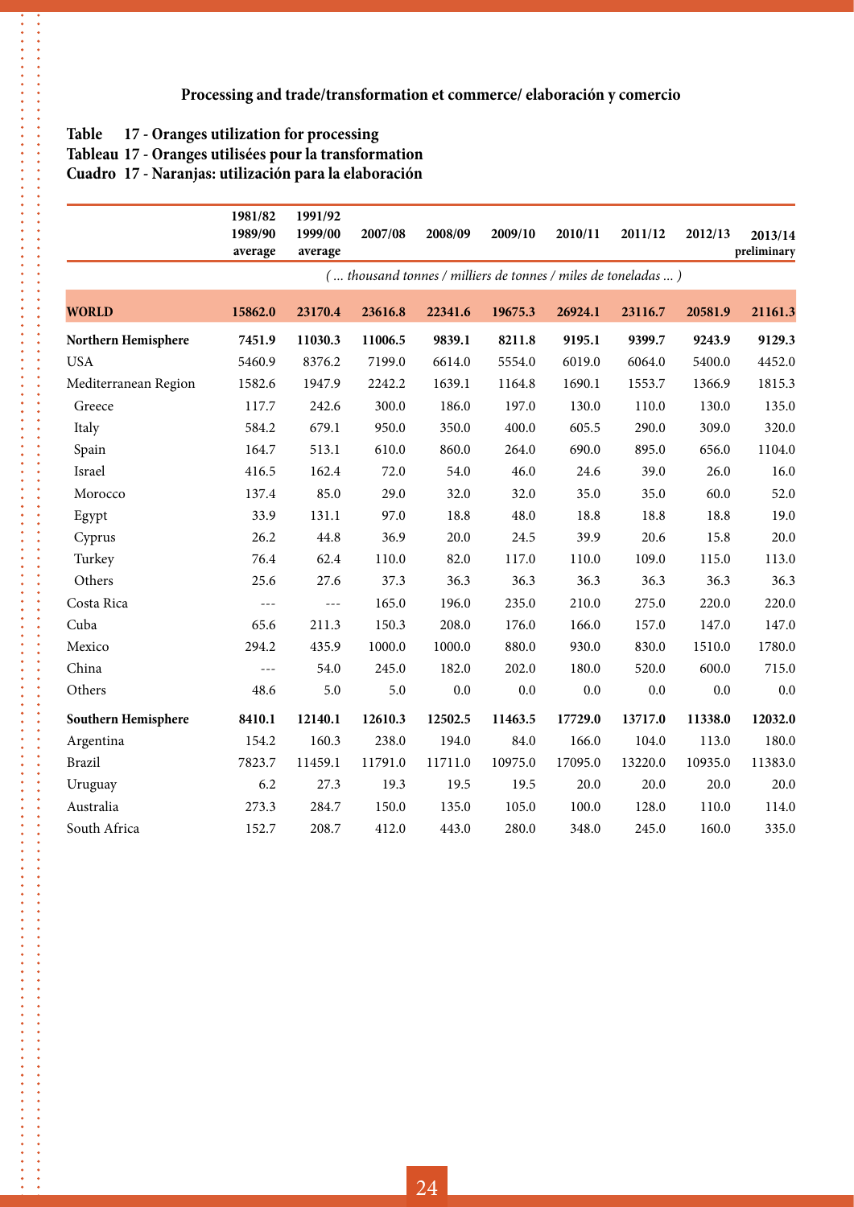## Processing and trade/transformation et commerce/ elaboración y comercio

### Table 17 - Oranges utilization for processing
### Tableau 17 - Oranges utilisées pour la transformation
### Cuadro 17 - Naranjas: utilización para la elaboración

| | 1981/82 1989/90 average | 1991/92 1999/00 average | 2007/08 | 2008/09 | 2009/10 | 2010/11 | 2011/12 | 2012/13 | 2013/14 preliminary |
|---|---|---|---|---|---|---|---|---|---|
| | *( ... thousand tonnes / milliers de tonnes / miles de toneladas ... )* | | | | | | | | |
| **WORLD** | **15862.0** | **23170.4** | **23616.8** | **22341.6** | **19675.3** | **26924.1** | **23116.7** | **20581.9** | **21161.3** |
| **Northern Hemisphere** | **7451.9** | **11030.3** | **11006.5** | **9839.1** | **8211.8** | **9195.1** | **9399.7** | **9243.9** | **9129.3** |
| USA | 5460.9 | 8376.2 | 7199.0 | 6614.0 | 5554.0 | 6019.0 | 6064.0 | 5400.0 | 4452.0 |
| Mediterranean Region | 1582.6 | 1947.9 | 2242.2 | 1639.1 | 1164.8 | 1690.1 | 1553.7 | 1366.9 | 1815.3 |
| Greece | 117.7 | 242.6 | 300.0 | 186.0 | 197.0 | 130.0 | 110.0 | 130.0 | 135.0 |
| Italy | 584.2 | 679.1 | 950.0 | 350.0 | 400.0 | 605.5 | 290.0 | 309.0 | 320.0 |
| Spain | 164.7 | 513.1 | 610.0 | 860.0 | 264.0 | 690.0 | 895.0 | 656.0 | 1104.0 |
| Israel | 416.5 | 162.4 | 72.0 | 54.0 | 46.0 | 24.6 | 39.0 | 26.0 | 16.0 |
| Morocco | 137.4 | 85.0 | 29.0 | 32.0 | 32.0 | 35.0 | 35.0 | 60.0 | 52.0 |
| Egypt | 33.9 | 131.1 | 97.0 | 18.8 | 48.0 | 18.8 | 18.8 | 18.8 | 19.0 |
| Cyprus | 26.2 | 44.8 | 36.9 | 20.0 | 24.5 | 39.9 | 20.6 | 15.8 | 20.0 |
| Turkey | 76.4 | 62.4 | 110.0 | 82.0 | 117.0 | 110.0 | 109.0 | 115.0 | 113.0 |
| Others | 25.6 | 27.6 | 37.3 | 36.3 | 36.3 | 36.3 | 36.3 | 36.3 | 36.3 |
| Costa Rica | --- | --- | 165.0 | 196.0 | 235.0 | 210.0 | 275.0 | 220.0 | 220.0 |
| Cuba | 65.6 | 211.3 | 150.3 | 208.0 | 176.0 | 166.0 | 157.0 | 147.0 | 147.0 |
| Mexico | 294.2 | 435.9 | 1000.0 | 1000.0 | 880.0 | 930.0 | 830.0 | 1510.0 | 1780.0 |
| China | --- | 54.0 | 245.0 | 182.0 | 202.0 | 180.0 | 520.0 | 600.0 | 715.0 |
| Others | 48.6 | 5.0 | 5.0 | 0.0 | 0.0 | 0.0 | 0.0 | 0.0 | 0.0 |
| **Southern Hemisphere** | **8410.1** | **12140.1** | **12610.3** | **12502.5** | **11463.5** | **17729.0** | **13717.0** | **11338.0** | **12032.0** |
| Argentina | 154.2 | 160.3 | 238.0 | 194.0 | 84.0 | 166.0 | 104.0 | 113.0 | 180.0 |
| Brazil | 7823.7 | 11459.1 | 11791.0 | 11711.0 | 10975.0 | 17095.0 | 13220.0 | 10935.0 | 11383.0 |
| Uruguay | 6.2 | 27.3 | 19.3 | 19.5 | 19.5 | 20.0 | 20.0 | 20.0 | 20.0 |
| Australia | 273.3 | 284.7 | 150.0 | 135.0 | 105.0 | 100.0 | 128.0 | 110.0 | 114.0 |
| South Africa | 152.7 | 208.7 | 412.0 | 443.0 | 280.0 | 348.0 | 245.0 | 160.0 | 335.0 |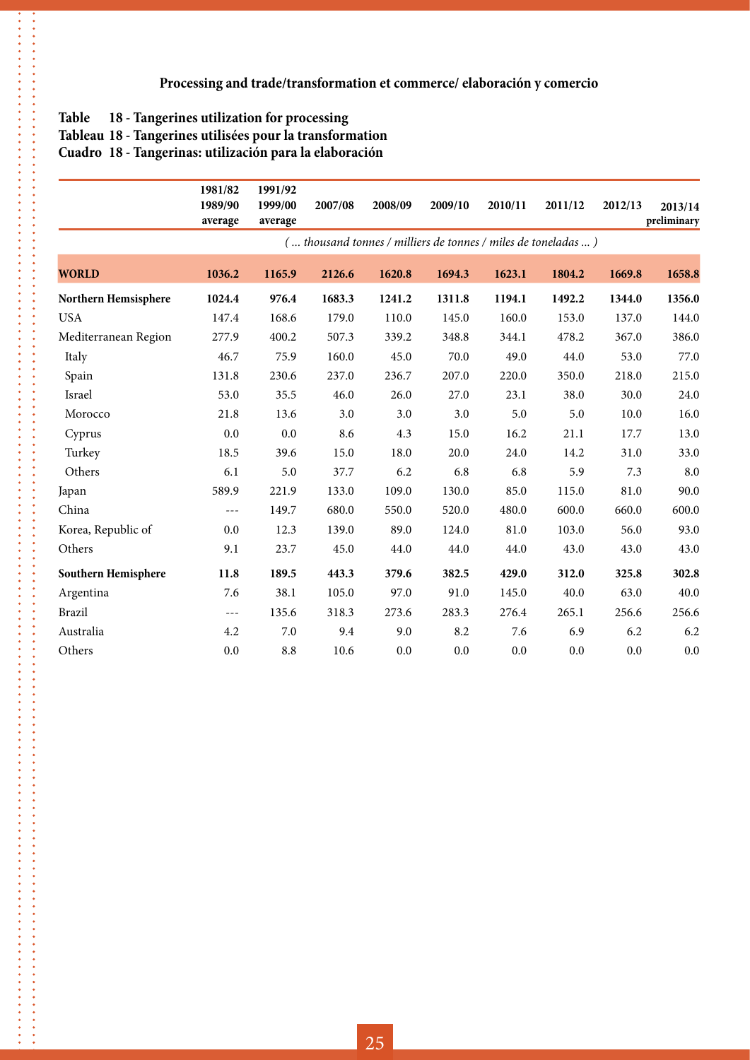## Processing and trade/transformation et commerce/ elaboración y comercio

### Table 18 - Tangerines utilization for processing
### Tableau 18 - Tangerines utilisées pour la transformation
### Cuadro 18 - Tangerinas: utilización para la elaboración

| | 1981/82 1989/90 average | 1991/92 1999/00 average | 2007/08 | 2008/09 | 2009/10 | 2010/11 | 2011/12 | 2012/13 | 2013/14 preliminary |
|---|---|---|---|---|---|---|---|---|---|
| | *( ... thousand tonnes / milliers de tonnes / miles de toneladas ... )* | | | | | | | | |
| **WORLD** | **1036.2** | **1165.9** | **2126.6** | **1620.8** | **1694.3** | **1623.1** | **1804.2** | **1669.8** | **1658.8** |
| **Northern Hemsisphere** | **1024.4** | **976.4** | **1683.3** | **1241.2** | **1311.8** | **1194.1** | **1492.2** | **1344.0** | **1356.0** |
| USA | 147.4 | 168.6 | 179.0 | 110.0 | 145.0 | 160.0 | 153.0 | 137.0 | 144.0 |
| Mediterranean Region | 277.9 | 400.2 | 507.3 | 339.2 | 348.8 | 344.1 | 478.2 | 367.0 | 386.0 |
| Italy | 46.7 | 75.9 | 160.0 | 45.0 | 70.0 | 49.0 | 44.0 | 53.0 | 77.0 |
| Spain | 131.8 | 230.6 | 237.0 | 236.7 | 207.0 | 220.0 | 350.0 | 218.0 | 215.0 |
| Israel | 53.0 | 35.5 | 46.0 | 26.0 | 27.0 | 23.1 | 38.0 | 30.0 | 24.0 |
| Morocco | 21.8 | 13.6 | 3.0 | 3.0 | 3.0 | 5.0 | 5.0 | 10.0 | 16.0 |
| Cyprus | 0.0 | 0.0 | 8.6 | 4.3 | 15.0 | 16.2 | 21.1 | 17.7 | 13.0 |
| Turkey | 18.5 | 39.6 | 15.0 | 18.0 | 20.0 | 24.0 | 14.2 | 31.0 | 33.0 |
| Others | 6.1 | 5.0 | 37.7 | 6.2 | 6.8 | 6.8 | 5.9 | 7.3 | 8.0 |
| Japan | 589.9 | 221.9 | 133.0 | 109.0 | 130.0 | 85.0 | 115.0 | 81.0 | 90.0 |
| China | --- | 149.7 | 680.0 | 550.0 | 520.0 | 480.0 | 600.0 | 660.0 | 600.0 |
| Korea, Republic of | 0.0 | 12.3 | 139.0 | 89.0 | 124.0 | 81.0 | 103.0 | 56.0 | 93.0 |
| Others | 9.1 | 23.7 | 45.0 | 44.0 | 44.0 | 44.0 | 43.0 | 43.0 | 43.0 |
| **Southern Hemisphere** | **11.8** | **189.5** | **443.3** | **379.6** | **382.5** | **429.0** | **312.0** | **325.8** | **302.8** |
| Argentina | 7.6 | 38.1 | 105.0 | 97.0 | 91.0 | 145.0 | 40.0 | 63.0 | 40.0 |
| Brazil | --- | 135.6 | 318.3 | 273.6 | 283.3 | 276.4 | 265.1 | 256.6 | 256.6 |
| Australia | 4.2 | 7.0 | 9.4 | 9.0 | 8.2 | 7.6 | 6.9 | 6.2 | 6.2 |
| Others | 0.0 | 8.8 | 10.6 | 0.0 | 0.0 | 0.0 | 0.0 | 0.0 | 0.0 |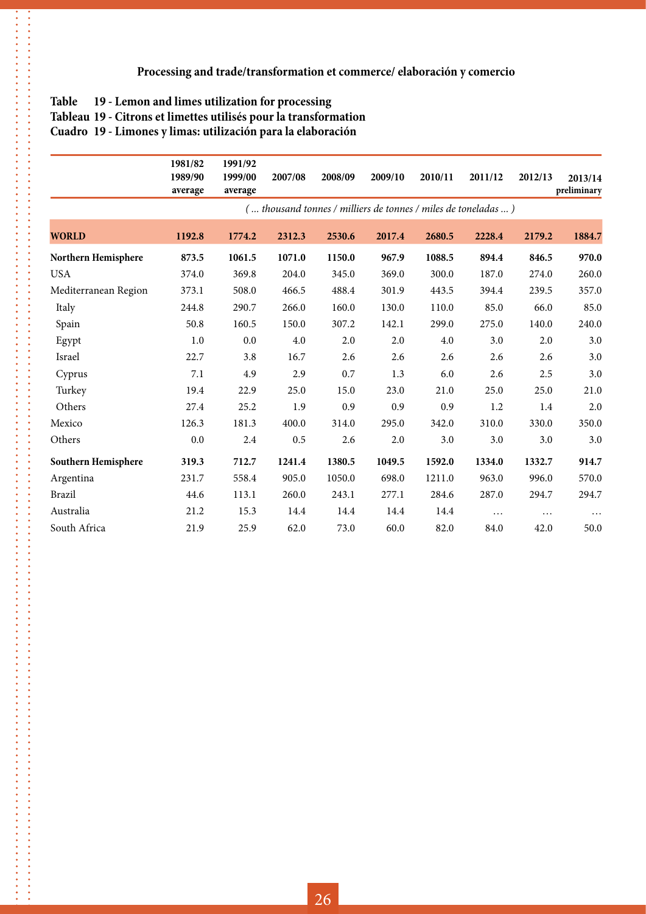## Processing and trade/transformation et commerce/ elaboración y comercio

**Table 19 - Lemon and limes utilization for processing**
**Tableau 19 - Citrons et limettes utilisés pour la transformation**
**Cuadro 19 - Limones y limas: utilización para la elaboración**

| | 1981/82 1989/90 average | 1991/92 1999/00 average | 2007/08 | 2008/09 | 2009/10 | 2010/11 | 2011/12 | 2012/13 | 2013/14 preliminary |
|---|---|---|---|---|---|---|---|---|---|
| | *( ... thousand tonnes / milliers de tonnes / miles de toneladas ... )* | | | | | | | | |
| **WORLD** | **1192.8** | **1774.2** | **2312.3** | **2530.6** | **2017.4** | **2680.5** | **2228.4** | **2179.2** | **1884.7** |
| **Northern Hemisphere** | **873.5** | **1061.5** | **1071.0** | **1150.0** | **967.9** | **1088.5** | **894.4** | **846.5** | **970.0** |
| USA | 374.0 | 369.8 | 204.0 | 345.0 | 369.0 | 300.0 | 187.0 | 274.0 | 260.0 |
| Mediterranean Region | 373.1 | 508.0 | 466.5 | 488.4 | 301.9 | 443.5 | 394.4 | 239.5 | 357.0 |
| Italy | 244.8 | 290.7 | 266.0 | 160.0 | 130.0 | 110.0 | 85.0 | 66.0 | 85.0 |
| Spain | 50.8 | 160.5 | 150.0 | 307.2 | 142.1 | 299.0 | 275.0 | 140.0 | 240.0 |
| Egypt | 1.0 | 0.0 | 4.0 | 2.0 | 2.0 | 4.0 | 3.0 | 2.0 | 3.0 |
| Israel | 22.7 | 3.8 | 16.7 | 2.6 | 2.6 | 2.6 | 2.6 | 2.6 | 3.0 |
| Cyprus | 7.1 | 4.9 | 2.9 | 0.7 | 1.3 | 6.0 | 2.6 | 2.5 | 3.0 |
| Turkey | 19.4 | 22.9 | 25.0 | 15.0 | 23.0 | 21.0 | 25.0 | 25.0 | 21.0 |
| Others | 27.4 | 25.2 | 1.9 | 0.9 | 0.9 | 0.9 | 1.2 | 1.4 | 2.0 |
| Mexico | 126.3 | 181.3 | 400.0 | 314.0 | 295.0 | 342.0 | 310.0 | 330.0 | 350.0 |
| Others | 0.0 | 2.4 | 0.5 | 2.6 | 2.0 | 3.0 | 3.0 | 3.0 | 3.0 |
| **Southern Hemisphere** | **319.3** | **712.7** | **1241.4** | **1380.5** | **1049.5** | **1592.0** | **1334.0** | **1332.7** | **914.7** |
| Argentina | 231.7 | 558.4 | 905.0 | 1050.0 | 698.0 | 1211.0 | 963.0 | 996.0 | 570.0 |
| Brazil | 44.6 | 113.1 | 260.0 | 243.1 | 277.1 | 284.6 | 287.0 | 294.7 | 294.7 |
| Australia | 21.2 | 15.3 | 14.4 | 14.4 | 14.4 | 14.4 | … | … | … |
| South Africa | 21.9 | 25.9 | 62.0 | 73.0 | 60.0 | 82.0 | 84.0 | 42.0 | 50.0 |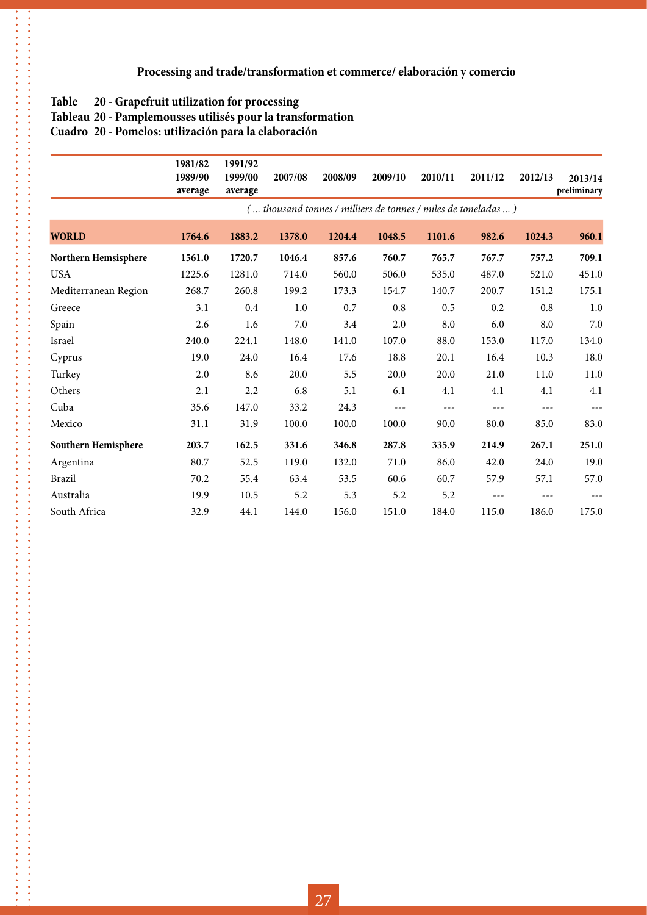## Processing and trade/transformation et commerce/ elaboración y comercio

**Table 20 - Grapefruit utilization for processing**
**Tableau 20 - Pamplemousses utilisés pour la transformation**
**Cuadro 20 - Pomelos: utilización para la elaboración**

| | 1981/82 1989/90 average | 1991/92 1999/00 average | 2007/08 | 2008/09 | 2009/10 | 2010/11 | 2011/12 | 2012/13 | 2013/14 preliminary |
|---|---|---|---|---|---|---|---|---|---|
| | *( ... thousand tonnes / milliers de tonnes / miles de toneladas ... )* | | | | | | | | |
| **WORLD** | **1764.6** | **1883.2** | **1378.0** | **1204.4** | **1048.5** | **1101.6** | **982.6** | **1024.3** | **960.1** |
| **Northern Hemsisphere** | **1561.0** | **1720.7** | **1046.4** | **857.6** | **760.7** | **765.7** | **767.7** | **757.2** | **709.1** |
| USA | 1225.6 | 1281.0 | 714.0 | 560.0 | 506.0 | 535.0 | 487.0 | 521.0 | 451.0 |
| Mediterranean Region | 268.7 | 260.8 | 199.2 | 173.3 | 154.7 | 140.7 | 200.7 | 151.2 | 175.1 |
| Greece | 3.1 | 0.4 | 1.0 | 0.7 | 0.8 | 0.5 | 0.2 | 0.8 | 1.0 |
| Spain | 2.6 | 1.6 | 7.0 | 3.4 | 2.0 | 8.0 | 6.0 | 8.0 | 7.0 |
| Israel | 240.0 | 224.1 | 148.0 | 141.0 | 107.0 | 88.0 | 153.0 | 117.0 | 134.0 |
| Cyprus | 19.0 | 24.0 | 16.4 | 17.6 | 18.8 | 20.1 | 16.4 | 10.3 | 18.0 |
| Turkey | 2.0 | 8.6 | 20.0 | 5.5 | 20.0 | 20.0 | 21.0 | 11.0 | 11.0 |
| Others | 2.1 | 2.2 | 6.8 | 5.1 | 6.1 | 4.1 | 4.1 | 4.1 | 4.1 |
| Cuba | 35.6 | 147.0 | 33.2 | 24.3 | --- | --- | --- | --- | --- |
| Mexico | 31.1 | 31.9 | 100.0 | 100.0 | 100.0 | 90.0 | 80.0 | 85.0 | 83.0 |
| **Southern Hemisphere** | **203.7** | **162.5** | **331.6** | **346.8** | **287.8** | **335.9** | **214.9** | **267.1** | **251.0** |
| Argentina | 80.7 | 52.5 | 119.0 | 132.0 | 71.0 | 86.0 | 42.0 | 24.0 | 19.0 |
| Brazil | 70.2 | 55.4 | 63.4 | 53.5 | 60.6 | 60.7 | 57.9 | 57.1 | 57.0 |
| Australia | 19.9 | 10.5 | 5.2 | 5.3 | 5.2 | 5.2 | --- | --- | --- |
| South Africa | 32.9 | 44.1 | 144.0 | 156.0 | 151.0 | 184.0 | 115.0 | 186.0 | 175.0 |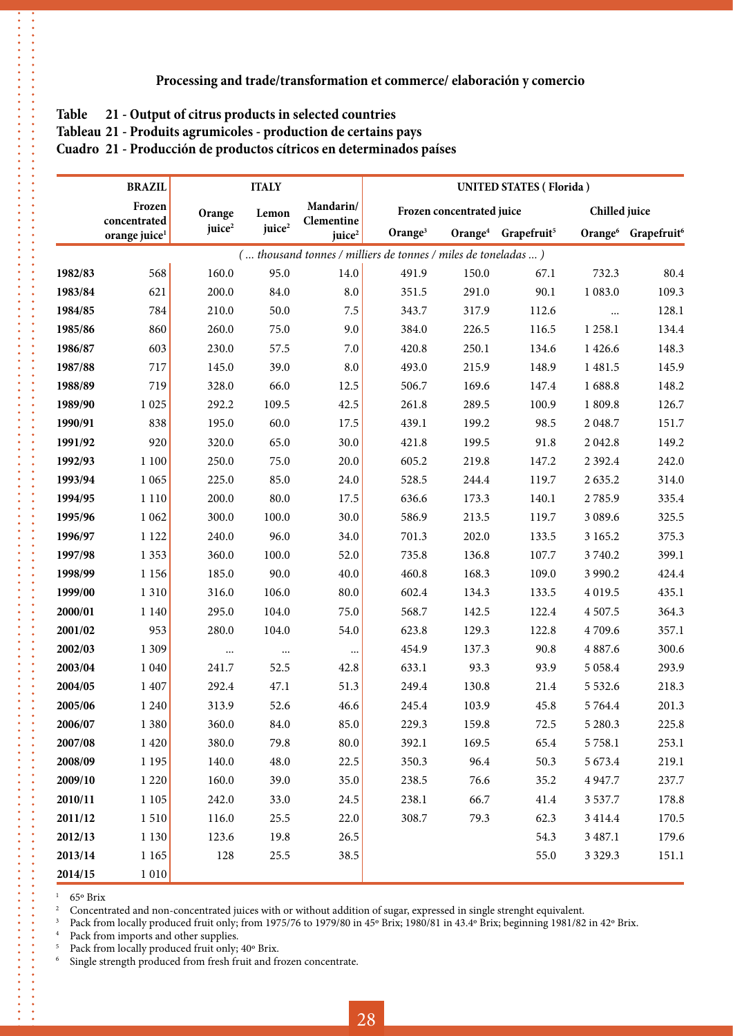**Processing and trade/transformation et commerce/ elaboración y comercio**

**Table 21 - Output of citrus products in selected countries**
**Tableau 21 - Produits agrumicoles - production de certains pays**
**Cuadro 21 - Producción de productos cítricos en determinados países**

| | BRAZIL | ITALY | | | UNITED STATES ( Florida ) | | | | |
|---|---|---|---|---|---|---|---|---|---|
| | Frozen concentrated orange juice[1] | Orange juice[2] | Lemon juice[2] | Mandarin/ Clementine juice[2] | Frozen concentrated juice | | | Chilled juice | |
| | | | | | Orange[3] | Orange[4] | Grapefruit[5] | Orange[6] | Grapefruit[6] |
| | *( ... thousand tonnes / milliers de tonnes / miles de toneladas ... )* | | | | | | | | |
| **1982/83** | 568 | 160.0 | 95.0 | 14.0 | 491.9 | 150.0 | 67.1 | 732.3 | 80.4 |
| **1983/84** | 621 | 200.0 | 84.0 | 8.0 | 351.5 | 291.0 | 90.1 | 1 083.0 | 109.3 |
| **1984/85** | 784 | 210.0 | 50.0 | 7.5 | 343.7 | 317.9 | 112.6 | ... | 128.1 |
| **1985/86** | 860 | 260.0 | 75.0 | 9.0 | 384.0 | 226.5 | 116.5 | 1 258.1 | 134.4 |
| **1986/87** | 603 | 230.0 | 57.5 | 7.0 | 420.8 | 250.1 | 134.6 | 1 426.6 | 148.3 |
| **1987/88** | 717 | 145.0 | 39.0 | 8.0 | 493.0 | 215.9 | 148.9 | 1 481.5 | 145.9 |
| **1988/89** | 719 | 328.0 | 66.0 | 12.5 | 506.7 | 169.6 | 147.4 | 1 688.8 | 148.2 |
| **1989/90** | 1 025 | 292.2 | 109.5 | 42.5 | 261.8 | 289.5 | 100.9 | 1 809.8 | 126.7 |
| **1990/91** | 838 | 195.0 | 60.0 | 17.5 | 439.1 | 199.2 | 98.5 | 2 048.7 | 151.7 |
| **1991/92** | 920 | 320.0 | 65.0 | 30.0 | 421.8 | 199.5 | 91.8 | 2 042.8 | 149.2 |
| **1992/93** | 1 100 | 250.0 | 75.0 | 20.0 | 605.2 | 219.8 | 147.2 | 2 392.4 | 242.0 |
| **1993/94** | 1 065 | 225.0 | 85.0 | 24.0 | 528.5 | 244.4 | 119.7 | 2 635.2 | 314.0 |
| **1994/95** | 1 110 | 200.0 | 80.0 | 17.5 | 636.6 | 173.3 | 140.1 | 2 785.9 | 335.4 |
| **1995/96** | 1 062 | 300.0 | 100.0 | 30.0 | 586.9 | 213.5 | 119.7 | 3 089.6 | 325.5 |
| **1996/97** | 1 122 | 240.0 | 96.0 | 34.0 | 701.3 | 202.0 | 133.5 | 3 165.2 | 375.3 |
| **1997/98** | 1 353 | 360.0 | 100.0 | 52.0 | 735.8 | 136.8 | 107.7 | 3 740.2 | 399.1 |
| **1998/99** | 1 156 | 185.0 | 90.0 | 40.0 | 460.8 | 168.3 | 109.0 | 3 990.2 | 424.4 |
| **1999/00** | 1 310 | 316.0 | 106.0 | 80.0 | 602.4 | 134.3 | 133.5 | 4 019.5 | 435.1 |
| **2000/01** | 1 140 | 295.0 | 104.0 | 75.0 | 568.7 | 142.5 | 122.4 | 4 507.5 | 364.3 |
| **2001/02** | 953 | 280.0 | 104.0 | 54.0 | 623.8 | 129.3 | 122.8 | 4 709.6 | 357.1 |
| **2002/03** | 1 309 | ... | ... | ... | 454.9 | 137.3 | 90.8 | 4 887.6 | 300.6 |
| **2003/04** | 1 040 | 241.7 | 52.5 | 42.8 | 633.1 | 93.3 | 93.9 | 5 058.4 | 293.9 |
| **2004/05** | 1 407 | 292.4 | 47.1 | 51.3 | 249.4 | 130.8 | 21.4 | 5 532.6 | 218.3 |
| **2005/06** | 1 240 | 313.9 | 52.6 | 46.6 | 245.4 | 103.9 | 45.8 | 5 764.4 | 201.3 |
| **2006/07** | 1 380 | 360.0 | 84.0 | 85.0 | 229.3 | 159.8 | 72.5 | 5 280.3 | 225.8 |
| **2007/08** | 1 420 | 380.0 | 79.8 | 80.0 | 392.1 | 169.5 | 65.4 | 5 758.1 | 253.1 |
| **2008/09** | 1 195 | 140.0 | 48.0 | 22.5 | 350.3 | 96.4 | 50.3 | 5 673.4 | 219.1 |
| **2009/10** | 1 220 | 160.0 | 39.0 | 35.0 | 238.5 | 76.6 | 35.2 | 4 947.7 | 237.7 |
| **2010/11** | 1 105 | 242.0 | 33.0 | 24.5 | 238.1 | 66.7 | 41.4 | 3 537.7 | 178.8 |
| **2011/12** | 1 510 | 116.0 | 25.5 | 22.0 | 308.7 | 79.3 | 62.3 | 3 414.4 | 170.5 |
| **2012/13** | 1 130 | 123.6 | 19.8 | 26.5 | | | 54.3 | 3 487.1 | 179.6 |
| **2013/14** | 1 165 | 128 | 25.5 | 38.5 | | | 55.0 | 3 329.3 | 151.1 |
| **2014/15** | 1 010 | | | | | | | | |

[1] 65º Brix
[2] Concentrated and non-concentrated juices with or without addition of sugar, expressed in single strenght equivalent.
[3] Pack from locally produced fruit only; from 1975/76 to 1979/80 in 45º Brix; 1980/81 in 43.4º Brix; beginning 1981/82 in 42º Brix.
[4] Pack from imports and other supplies.
[5] Pack from locally produced fruit only; 40º Brix.
[6] Single strength produced from fresh fruit and frozen concentrate.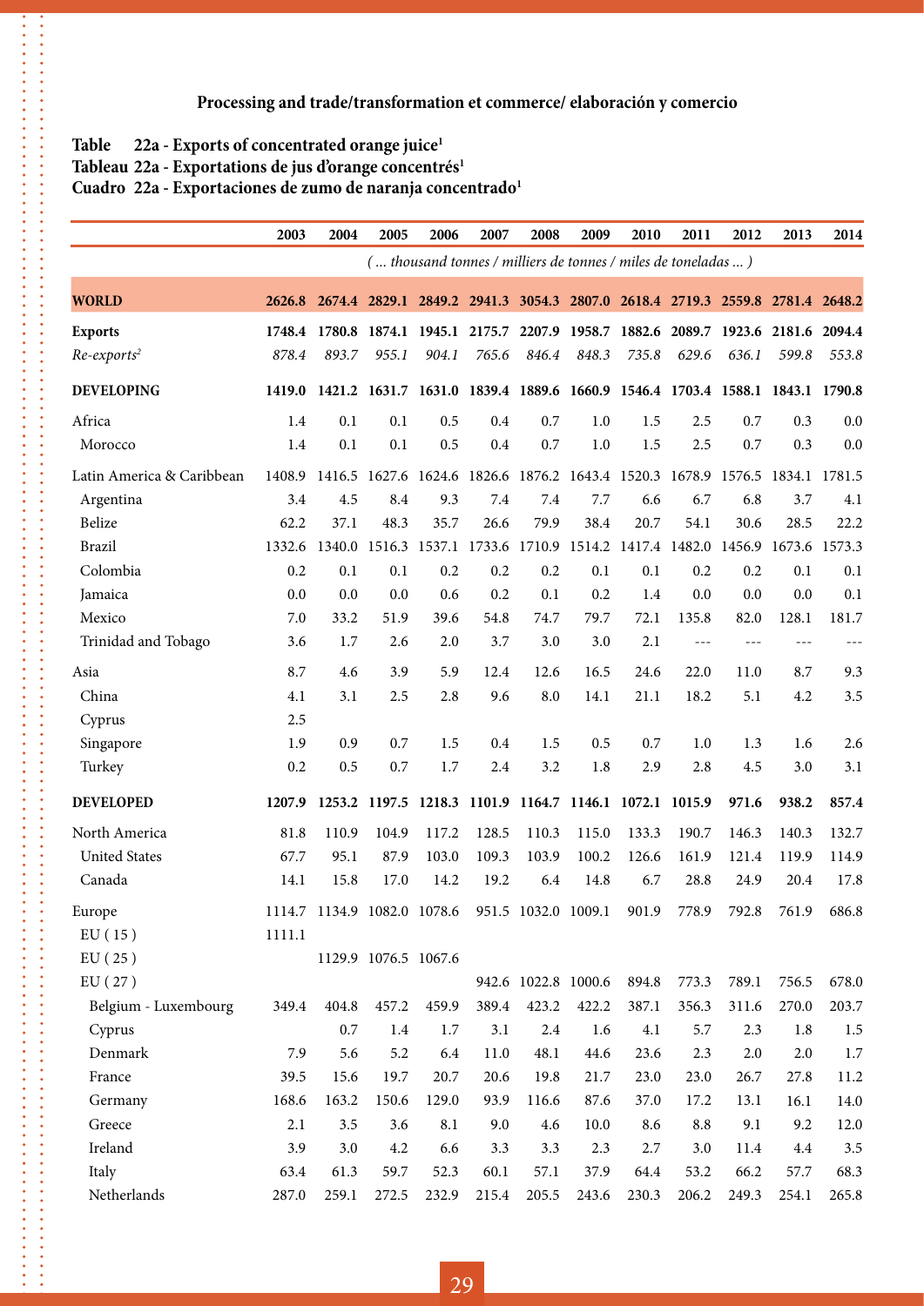**Processing and trade/transformation et commerce/ elaboración y comercio**

**Table 22a - Exports of concentrated orange juice[1]**
**Tableau 22a - Exportations de jus d'orange concentrés[1]**
**Cuadro 22a - Exportaciones de zumo de naranja concentrado[1]**

| | 2003 | 2004 | 2005 | 2006 | 2007 | 2008 | 2009 | 2010 | 2011 | 2012 | 2013 | 2014 |
|---|---|---|---|---|---|---|---|---|---|---|---|---|
| | *( ... thousand tonnes / milliers de tonnes / miles de toneladas ... )* | | | | | | | | | | | |
| **WORLD** | **2626.8** | **2674.4** | **2829.1** | **2849.2** | **2941.3** | **3054.3** | **2807.0** | **2618.4** | **2719.3** | **2559.8** | **2781.4** | **2648.2** |
| **Exports** | **1748.4** | **1780.8** | **1874.1** | **1945.1** | **2175.7** | **2207.9** | **1958.7** | **1882.6** | **2089.7** | **1923.6** | **2181.6** | **2094.4** |
| *Re-exports[2]* | *878.4* | *893.7* | *955.1* | *904.1* | *765.6* | *846.4* | *848.3* | *735.8* | *629.6* | *636.1* | *599.8* | *553.8* |
| **DEVELOPING** | **1419.0** | **1421.2** | **1631.7** | **1631.0** | **1839.4** | **1889.6** | **1660.9** | **1546.4** | **1703.4** | **1588.1** | **1843.1** | **1790.8** |
| Africa | 1.4 | 0.1 | 0.1 | 0.5 | 0.4 | 0.7 | 1.0 | 1.5 | 2.5 | 0.7 | 0.3 | 0.0 |
| Morocco | 1.4 | 0.1 | 0.1 | 0.5 | 0.4 | 0.7 | 1.0 | 1.5 | 2.5 | 0.7 | 0.3 | 0.0 |
| Latin America & Caribbean | 1408.9 | 1416.5 | 1627.6 | 1624.6 | 1826.6 | 1876.2 | 1643.4 | 1520.3 | 1678.9 | 1576.5 | 1834.1 | 1781.5 |
| Argentina | 3.4 | 4.5 | 8.4 | 9.3 | 7.4 | 7.4 | 7.7 | 6.6 | 6.7 | 6.8 | 3.7 | 4.1 |
| Belize | 62.2 | 37.1 | 48.3 | 35.7 | 26.6 | 79.9 | 38.4 | 20.7 | 54.1 | 30.6 | 28.5 | 22.2 |
| Brazil | 1332.6 | 1340.0 | 1516.3 | 1537.1 | 1733.6 | 1710.9 | 1514.2 | 1417.4 | 1482.0 | 1456.9 | 1673.6 | 1573.3 |
| Colombia | 0.2 | 0.1 | 0.1 | 0.2 | 0.2 | 0.2 | 0.1 | 0.1 | 0.2 | 0.2 | 0.1 | 0.1 |
| Jamaica | 0.0 | 0.0 | 0.0 | 0.6 | 0.2 | 0.1 | 0.2 | 1.4 | 0.0 | 0.0 | 0.0 | 0.1 |
| Mexico | 7.0 | 33.2 | 51.9 | 39.6 | 54.8 | 74.7 | 79.7 | 72.1 | 135.8 | 82.0 | 128.1 | 181.7 |
| Trinidad and Tobago | 3.6 | 1.7 | 2.6 | 2.0 | 3.7 | 3.0 | 3.0 | 2.1 | --- | --- | --- | --- |
| Asia | 8.7 | 4.6 | 3.9 | 5.9 | 12.4 | 12.6 | 16.5 | 24.6 | 22.0 | 11.0 | 8.7 | 9.3 |
| China | 4.1 | 3.1 | 2.5 | 2.8 | 9.6 | 8.0 | 14.1 | 21.1 | 18.2 | 5.1 | 4.2 | 3.5 |
| Cyprus | 2.5 | | | | | | | | | | | |
| Singapore | 1.9 | 0.9 | 0.7 | 1.5 | 0.4 | 1.5 | 0.5 | 0.7 | 1.0 | 1.3 | 1.6 | 2.6 |
| Turkey | 0.2 | 0.5 | 0.7 | 1.7 | 2.4 | 3.2 | 1.8 | 2.9 | 2.8 | 4.5 | 3.0 | 3.1 |
| **DEVELOPED** | **1207.9** | **1253.2** | **1197.5** | **1218.3** | **1101.9** | **1164.7** | **1146.1** | **1072.1** | **1015.9** | **971.6** | **938.2** | **857.4** |
| North America | 81.8 | 110.9 | 104.9 | 117.2 | 128.5 | 110.3 | 115.0 | 133.3 | 190.7 | 146.3 | 140.3 | 132.7 |
| United States | 67.7 | 95.1 | 87.9 | 103.0 | 109.3 | 103.9 | 100.2 | 126.6 | 161.9 | 121.4 | 119.9 | 114.9 |
| Canada | 14.1 | 15.8 | 17.0 | 14.2 | 19.2 | 6.4 | 14.8 | 6.7 | 28.8 | 24.9 | 20.4 | 17.8 |
| Europe | 1114.7 | 1134.9 | 1082.0 | 1078.6 | 951.5 | 1032.0 | 1009.1 | 901.9 | 778.9 | 792.8 | 761.9 | 686.8 |
| EU ( 15 ) | 1111.1 | | | | | | | | | | | |
| EU ( 25 ) | | 1129.9 | 1076.5 | 1067.6 | | | | | | | | |
| EU ( 27 ) | | | | | 942.6 | 1022.8 | 1000.6 | 894.8 | 773.3 | 789.1 | 756.5 | 678.0 |
| Belgium - Luxembourg | 349.4 | 404.8 | 457.2 | 459.9 | 389.4 | 423.2 | 422.2 | 387.1 | 356.3 | 311.6 | 270.0 | 203.7 |
| Cyprus | | 0.7 | 1.4 | 1.7 | 3.1 | 2.4 | 1.6 | 4.1 | 5.7 | 2.3 | 1.8 | 1.5 |
| Denmark | 7.9 | 5.6 | 5.2 | 6.4 | 11.0 | 48.1 | 44.6 | 23.6 | 2.3 | 2.0 | 2.0 | 1.7 |
| France | 39.5 | 15.6 | 19.7 | 20.7 | 20.6 | 19.8 | 21.7 | 23.0 | 23.0 | 26.7 | 27.8 | 11.2 |
| Germany | 168.6 | 163.2 | 150.6 | 129.0 | 93.9 | 116.6 | 87.6 | 37.0 | 17.2 | 13.1 | 16.1 | 14.0 |
| Greece | 2.1 | 3.5 | 3.6 | 8.1 | 9.0 | 4.6 | 10.0 | 8.6 | 8.8 | 9.1 | 9.2 | 12.0 |
| Ireland | 3.9 | 3.0 | 4.2 | 6.6 | 3.3 | 3.3 | 2.3 | 2.7 | 3.0 | 11.4 | 4.4 | 3.5 |
| Italy | 63.4 | 61.3 | 59.7 | 52.3 | 60.1 | 57.1 | 37.9 | 64.4 | 53.2 | 66.2 | 57.7 | 68.3 |
| Netherlands | 287.0 | 259.1 | 272.5 | 232.9 | 215.4 | 205.5 | 243.6 | 230.3 | 206.2 | 249.3 | 254.1 | 265.8 |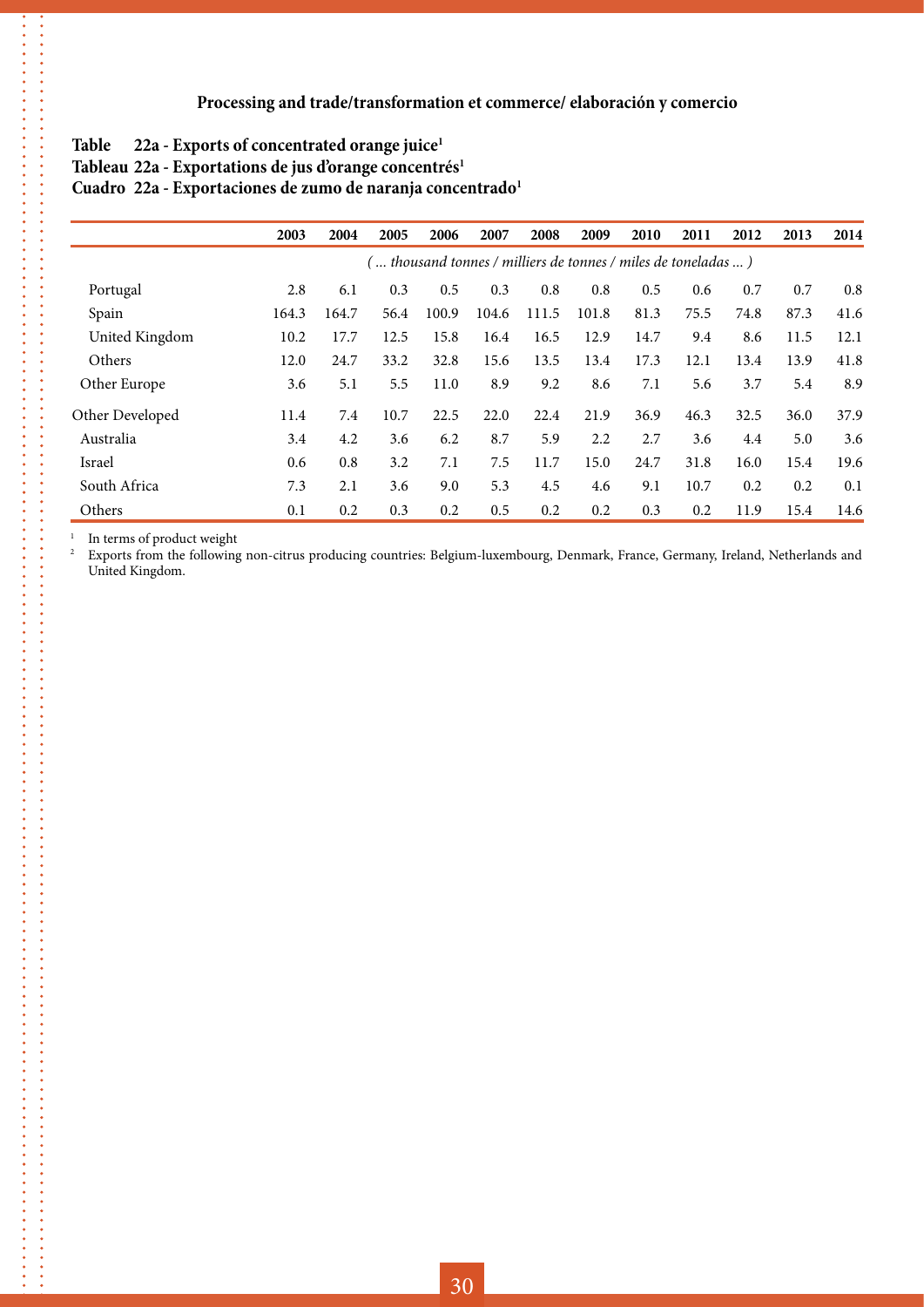**Processing and trade/transformation et commerce/ elaboración y comercio**

**Table 22a - Exports of concentrated orange juice[1]**
**Tableau 22a - Exportations de jus d'orange concentrés[1]**
**Cuadro 22a - Exportaciones de zumo de naranja concentrado[1]**

| | 2003 | 2004 | 2005 | 2006 | 2007 | 2008 | 2009 | 2010 | 2011 | 2012 | 2013 | 2014 |
|---|---|---|---|---|---|---|---|---|---|---|---|---|
| | *( ... thousand tonnes / milliers de tonnes / miles de toneladas ... )* | | | | | | | | | | | |
| Portugal | 2.8 | 6.1 | 0.3 | 0.5 | 0.3 | 0.8 | 0.8 | 0.5 | 0.6 | 0.7 | 0.7 | 0.8 |
| Spain | 164.3 | 164.7 | 56.4 | 100.9 | 104.6 | 111.5 | 101.8 | 81.3 | 75.5 | 74.8 | 87.3 | 41.6 |
| United Kingdom | 10.2 | 17.7 | 12.5 | 15.8 | 16.4 | 16.5 | 12.9 | 14.7 | 9.4 | 8.6 | 11.5 | 12.1 |
| Others | 12.0 | 24.7 | 33.2 | 32.8 | 15.6 | 13.5 | 13.4 | 17.3 | 12.1 | 13.4 | 13.9 | 41.8 |
| Other Europe | 3.6 | 5.1 | 5.5 | 11.0 | 8.9 | 9.2 | 8.6 | 7.1 | 5.6 | 3.7 | 5.4 | 8.9 |
| Other Developed | 11.4 | 7.4 | 10.7 | 22.5 | 22.0 | 22.4 | 21.9 | 36.9 | 46.3 | 32.5 | 36.0 | 37.9 |
| Australia | 3.4 | 4.2 | 3.6 | 6.2 | 8.7 | 5.9 | 2.2 | 2.7 | 3.6 | 4.4 | 5.0 | 3.6 |
| Israel | 0.6 | 0.8 | 3.2 | 7.1 | 7.5 | 11.7 | 15.0 | 24.7 | 31.8 | 16.0 | 15.4 | 19.6 |
| South Africa | 7.3 | 2.1 | 3.6 | 9.0 | 5.3 | 4.5 | 4.6 | 9.1 | 10.7 | 0.2 | 0.2 | 0.1 |
| Others | 0.1 | 0.2 | 0.3 | 0.2 | 0.5 | 0.2 | 0.2 | 0.3 | 0.2 | 11.9 | 15.4 | 14.6 |

[1] In terms of product weight

[2] Exports from the following non-citrus producing countries: Belgium-luxembourg, Denmark, France, Germany, Ireland, Netherlands and United Kingdom.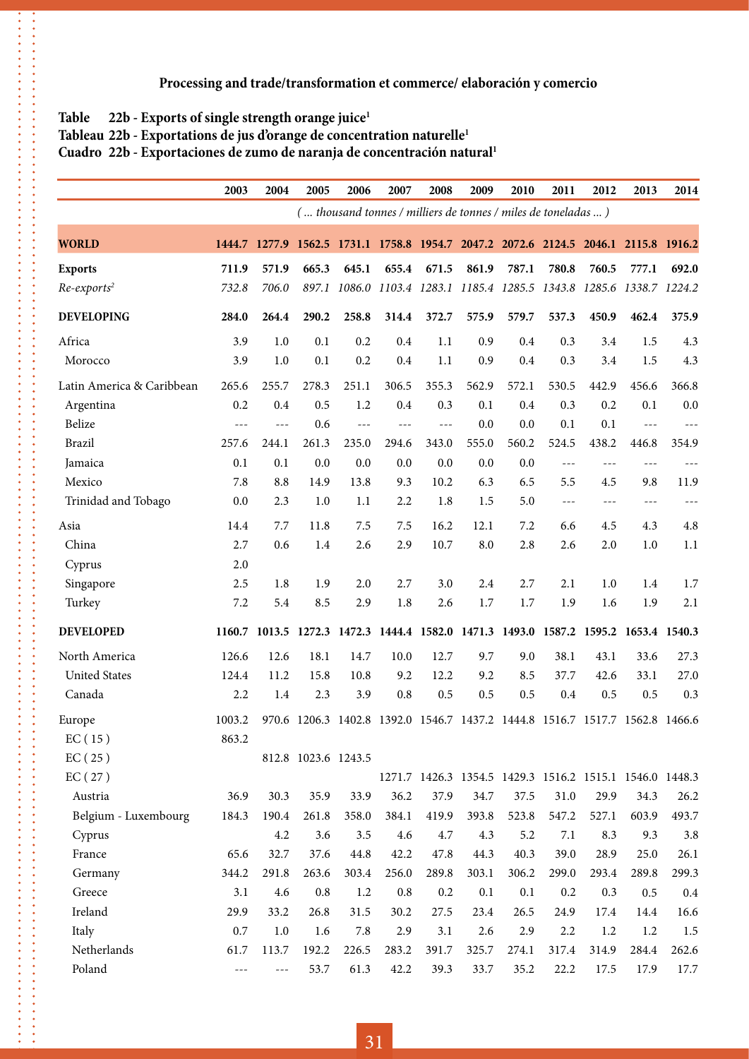**Processing and trade/transformation et commerce/ elaboración y comercio**

**Table 22b - Exports of single strength orange juice[1]**
**Tableau 22b - Exportations de jus d'orange de concentration naturelle[1]**
**Cuadro 22b - Exportaciones de zumo de naranja de concentración natural[1]**

| | 2003 | 2004 | 2005 | 2006 | 2007 | 2008 | 2009 | 2010 | 2011 | 2012 | 2013 | 2014 |
|---|---|---|---|---|---|---|---|---|---|---|---|---|
| | *( ... thousand tonnes / milliers de tonnes / miles de toneladas ... )* | | | | | | | | | | | |
| **WORLD** | **1444.7** | **1277.9** | **1562.5** | **1731.1** | **1758.8** | **1954.7** | **2047.2** | **2072.6** | **2124.5** | **2046.1** | **2115.8** | **1916.2** |
| **Exports** | **711.9** | **571.9** | **665.3** | **645.1** | **655.4** | **671.5** | **861.9** | **787.1** | **780.8** | **760.5** | **777.1** | **692.0** |
| *Re-exports[2]* | *732.8* | *706.0* | *897.1* | *1086.0* | *1103.4* | *1283.1* | *1185.4* | *1285.5* | *1343.8* | *1285.6* | *1338.7* | *1224.2* |
| **DEVELOPING** | **284.0** | **264.4** | **290.2** | **258.8** | **314.4** | **372.7** | **575.9** | **579.7** | **537.3** | **450.9** | **462.4** | **375.9** |
| Africa | 3.9 | 1.0 | 0.1 | 0.2 | 0.4 | 1.1 | 0.9 | 0.4 | 0.3 | 3.4 | 1.5 | 4.3 |
| Morocco | 3.9 | 1.0 | 0.1 | 0.2 | 0.4 | 1.1 | 0.9 | 0.4 | 0.3 | 3.4 | 1.5 | 4.3 |
| Latin America & Caribbean | 265.6 | 255.7 | 278.3 | 251.1 | 306.5 | 355.3 | 562.9 | 572.1 | 530.5 | 442.9 | 456.6 | 366.8 |
| Argentina | 0.2 | 0.4 | 0.5 | 1.2 | 0.4 | 0.3 | 0.1 | 0.4 | 0.3 | 0.2 | 0.1 | 0.0 |
| Belize | --- | --- | 0.6 | --- | --- | --- | 0.0 | 0.0 | 0.1 | 0.1 | --- | --- |
| Brazil | 257.6 | 244.1 | 261.3 | 235.0 | 294.6 | 343.0 | 555.0 | 560.2 | 524.5 | 438.2 | 446.8 | 354.9 |
| Jamaica | 0.1 | 0.1 | 0.0 | 0.0 | 0.0 | 0.0 | 0.0 | 0.0 | --- | --- | --- | --- |
| Mexico | 7.8 | 8.8 | 14.9 | 13.8 | 9.3 | 10.2 | 6.3 | 6.5 | 5.5 | 4.5 | 9.8 | 11.9 |
| Trinidad and Tobago | 0.0 | 2.3 | 1.0 | 1.1 | 2.2 | 1.8 | 1.5 | 5.0 | --- | --- | --- | --- |
| Asia | 14.4 | 7.7 | 11.8 | 7.5 | 7.5 | 16.2 | 12.1 | 7.2 | 6.6 | 4.5 | 4.3 | 4.8 |
| China | 2.7 | 0.6 | 1.4 | 2.6 | 2.9 | 10.7 | 8.0 | 2.8 | 2.6 | 2.0 | 1.0 | 1.1 |
| Cyprus | 2.0 | | | | | | | | | | | |
| Singapore | 2.5 | 1.8 | 1.9 | 2.0 | 2.7 | 3.0 | 2.4 | 2.7 | 2.1 | 1.0 | 1.4 | 1.7 |
| Turkey | 7.2 | 5.4 | 8.5 | 2.9 | 1.8 | 2.6 | 1.7 | 1.7 | 1.9 | 1.6 | 1.9 | 2.1 |
| **DEVELOPED** | **1160.7** | **1013.5** | **1272.3** | **1472.3** | **1444.4** | **1582.0** | **1471.3** | **1493.0** | **1587.2** | **1595.2** | **1653.4** | **1540.3** |
| North America | 126.6 | 12.6 | 18.1 | 14.7 | 10.0 | 12.7 | 9.7 | 9.0 | 38.1 | 43.1 | 33.6 | 27.3 |
| United States | 124.4 | 11.2 | 15.8 | 10.8 | 9.2 | 12.2 | 9.2 | 8.5 | 37.7 | 42.6 | 33.1 | 27.0 |
| Canada | 2.2 | 1.4 | 2.3 | 3.9 | 0.8 | 0.5 | 0.5 | 0.5 | 0.4 | 0.5 | 0.5 | 0.3 |
| Europe | 1003.2 | 970.6 | 1206.3 | 1402.8 | 1392.0 | 1546.7 | 1437.2 | 1444.8 | 1516.7 | 1517.7 | 1562.8 | 1466.6 |
| EC ( 15 ) | 863.2 | | | | | | | | | | | |
| EC ( 25 ) | | 812.8 | 1023.6 | 1243.5 | | | | | | | | |
| EC ( 27 ) | | | | | 1271.7 | 1426.3 | 1354.5 | 1429.3 | 1516.2 | 1515.1 | 1546.0 | 1448.3 |
| Austria | 36.9 | 30.3 | 35.9 | 33.9 | 36.2 | 37.9 | 34.7 | 37.5 | 31.0 | 29.9 | 34.3 | 26.2 |
| Belgium - Luxembourg | 184.3 | 190.4 | 261.8 | 358.0 | 384.1 | 419.9 | 393.8 | 523.8 | 547.2 | 527.1 | 603.9 | 493.7 |
| Cyprus | | 4.2 | 3.6 | 3.5 | 4.6 | 4.7 | 4.3 | 5.2 | 7.1 | 8.3 | 9.3 | 3.8 |
| France | 65.6 | 32.7 | 37.6 | 44.8 | 42.2 | 47.8 | 44.3 | 40.3 | 39.0 | 28.9 | 25.0 | 26.1 |
| Germany | 344.2 | 291.8 | 263.6 | 303.4 | 256.0 | 289.8 | 303.1 | 306.2 | 299.0 | 293.4 | 289.8 | 299.3 |
| Greece | 3.1 | 4.6 | 0.8 | 1.2 | 0.8 | 0.2 | 0.1 | 0.1 | 0.2 | 0.3 | 0.5 | 0.4 |
| Ireland | 29.9 | 33.2 | 26.8 | 31.5 | 30.2 | 27.5 | 23.4 | 26.5 | 24.9 | 17.4 | 14.4 | 16.6 |
| Italy | 0.7 | 1.0 | 1.6 | 7.8 | 2.9 | 3.1 | 2.6 | 2.9 | 2.2 | 1.2 | 1.2 | 1.5 |
| Netherlands | 61.7 | 113.7 | 192.2 | 226.5 | 283.2 | 391.7 | 325.7 | 274.1 | 317.4 | 314.9 | 284.4 | 262.6 |
| Poland | --- | --- | 53.7 | 61.3 | 42.2 | 39.3 | 33.7 | 35.2 | 22.2 | 17.5 | 17.9 | 17.7 |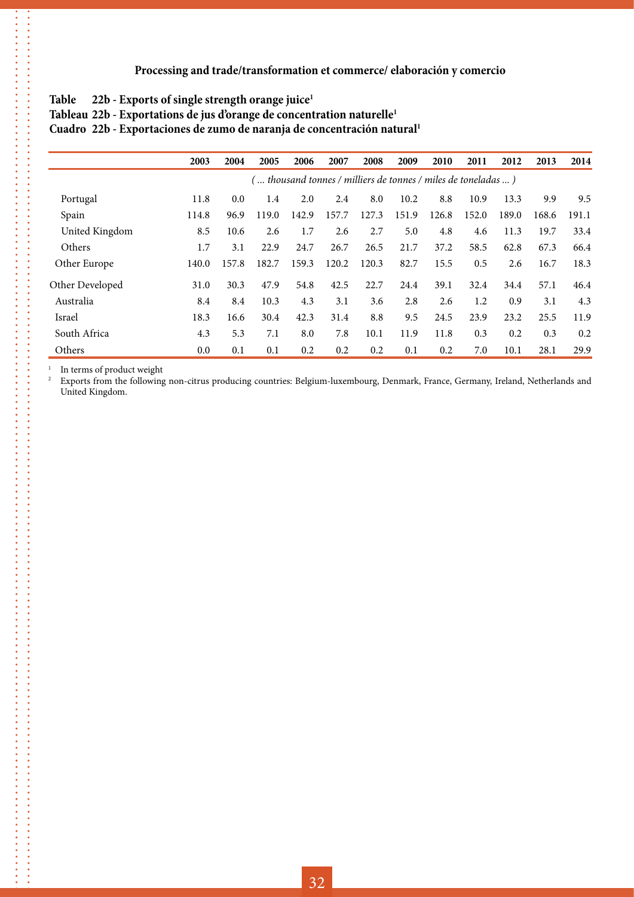**Processing and trade/transformation et commerce/ elaboración y comercio**

**Table 22b - Exports of single strength orange juice[1]**
**Tableau 22b - Exportations de jus d'orange de concentration naturelle[1]**
**Cuadro 22b - Exportaciones de zumo de naranja de concentración natural[1]**

| | 2003 | 2004 | 2005 | 2006 | 2007 | 2008 | 2009 | 2010 | 2011 | 2012 | 2013 | 2014 |
|---|---|---|---|---|---|---|---|---|---|---|---|---|
| | *( ... thousand tonnes / milliers de tonnes / miles de toneladas ... )* | | | | | | | | | | | |
| Portugal | 11.8 | 0.0 | 1.4 | 2.0 | 2.4 | 8.0 | 10.2 | 8.8 | 10.9 | 13.3 | 9.9 | 9.5 |
| Spain | 114.8 | 96.9 | 119.0 | 142.9 | 157.7 | 127.3 | 151.9 | 126.8 | 152.0 | 189.0 | 168.6 | 191.1 |
| United Kingdom | 8.5 | 10.6 | 2.6 | 1.7 | 2.6 | 2.7 | 5.0 | 4.8 | 4.6 | 11.3 | 19.7 | 33.4 |
| Others | 1.7 | 3.1 | 22.9 | 24.7 | 26.7 | 26.5 | 21.7 | 37.2 | 58.5 | 62.8 | 67.3 | 66.4 |
| Other Europe | 140.0 | 157.8 | 182.7 | 159.3 | 120.2 | 120.3 | 82.7 | 15.5 | 0.5 | 2.6 | 16.7 | 18.3 |
| Other Developed | 31.0 | 30.3 | 47.9 | 54.8 | 42.5 | 22.7 | 24.4 | 39.1 | 32.4 | 34.4 | 57.1 | 46.4 |
| Australia | 8.4 | 8.4 | 10.3 | 4.3 | 3.1 | 3.6 | 2.8 | 2.6 | 1.2 | 0.9 | 3.1 | 4.3 |
| Israel | 18.3 | 16.6 | 30.4 | 42.3 | 31.4 | 8.8 | 9.5 | 24.5 | 23.9 | 23.2 | 25.5 | 11.9 |
| South Africa | 4.3 | 5.3 | 7.1 | 8.0 | 7.8 | 10.1 | 11.9 | 11.8 | 0.3 | 0.2 | 0.3 | 0.2 |
| Others | 0.0 | 0.1 | 0.1 | 0.2 | 0.2 | 0.2 | 0.1 | 0.2 | 7.0 | 10.1 | 28.1 | 29.9 |

[1] In terms of product weight

[2] Exports from the following non-citrus producing countries: Belgium-luxembourg, Denmark, France, Germany, Ireland, Netherlands and United Kingdom.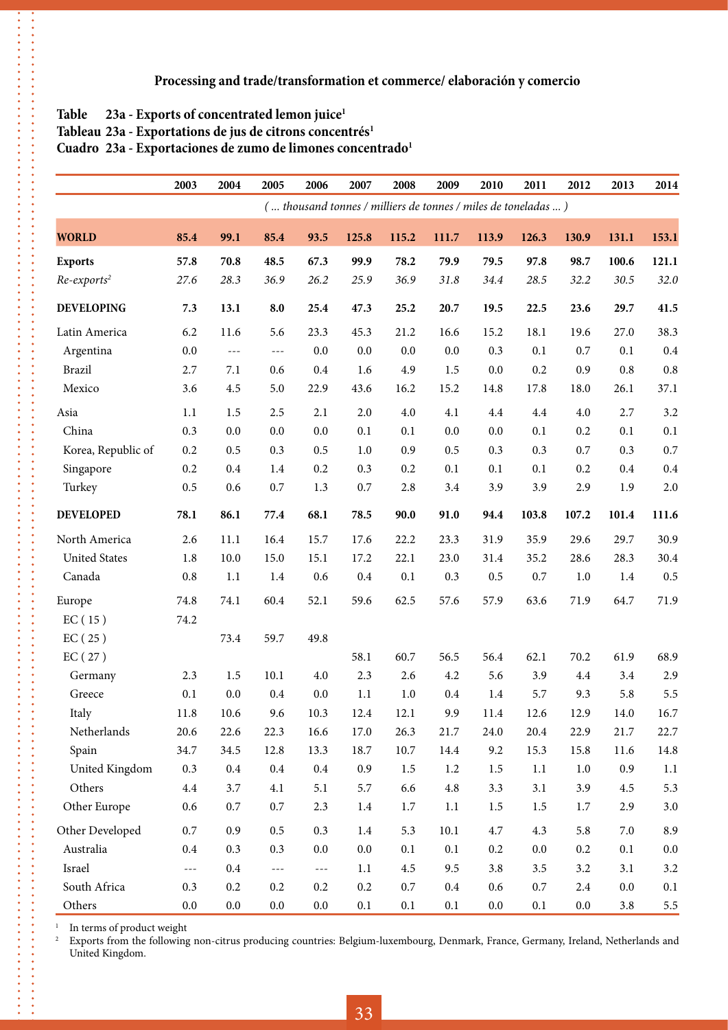**Processing and trade/transformation et commerce/ elaboración y comercio**

**Table 23a - Exports of concentrated lemon juice[1]**
**Tableau 23a - Exportations de jus de citrons concentrés[1]**
**Cuadro 23a - Exportaciones de zumo de limones concentrado[1]**

| | 2003 | 2004 | 2005 | 2006 | 2007 | 2008 | 2009 | 2010 | 2011 | 2012 | 2013 | 2014 |
|---|---|---|---|---|---|---|---|---|---|---|---|---|
| | *( ... thousand tonnes / milliers de tonnes / miles de toneladas ... )* | | | | | | | | | | | |
| **WORLD** | **85.4** | **99.1** | **85.4** | **93.5** | **125.8** | **115.2** | **111.7** | **113.9** | **126.3** | **130.9** | **131.1** | **153.1** |
| **Exports** | **57.8** | **70.8** | **48.5** | **67.3** | **99.9** | **78.2** | **79.9** | **79.5** | **97.8** | **98.7** | **100.6** | **121.1** |
| *Re-exports[2]* | *27.6* | *28.3* | *36.9* | *26.2* | *25.9* | *36.9* | *31.8* | *34.4* | *28.5* | *32.2* | *30.5* | *32.0* |
| **DEVELOPING** | **7.3** | **13.1** | **8.0** | **25.4** | **47.3** | **25.2** | **20.7** | **19.5** | **22.5** | **23.6** | **29.7** | **41.5** |
| Latin America | 6.2 | 11.6 | 5.6 | 23.3 | 45.3 | 21.2 | 16.6 | 15.2 | 18.1 | 19.6 | 27.0 | 38.3 |
| Argentina | 0.0 | --- | --- | 0.0 | 0.0 | 0.0 | 0.0 | 0.3 | 0.1 | 0.7 | 0.1 | 0.4 |
| Brazil | 2.7 | 7.1 | 0.6 | 0.4 | 1.6 | 4.9 | 1.5 | 0.0 | 0.2 | 0.9 | 0.8 | 0.8 |
| Mexico | 3.6 | 4.5 | 5.0 | 22.9 | 43.6 | 16.2 | 15.2 | 14.8 | 17.8 | 18.0 | 26.1 | 37.1 |
| Asia | 1.1 | 1.5 | 2.5 | 2.1 | 2.0 | 4.0 | 4.1 | 4.4 | 4.4 | 4.0 | 2.7 | 3.2 |
| China | 0.3 | 0.0 | 0.0 | 0.0 | 0.1 | 0.1 | 0.0 | 0.0 | 0.1 | 0.2 | 0.1 | 0.1 |
| Korea, Republic of | 0.2 | 0.5 | 0.3 | 0.5 | 1.0 | 0.9 | 0.5 | 0.3 | 0.3 | 0.7 | 0.3 | 0.7 |
| Singapore | 0.2 | 0.4 | 1.4 | 0.2 | 0.3 | 0.2 | 0.1 | 0.1 | 0.1 | 0.2 | 0.4 | 0.4 |
| Turkey | 0.5 | 0.6 | 0.7 | 1.3 | 0.7 | 2.8 | 3.4 | 3.9 | 3.9 | 2.9 | 1.9 | 2.0 |
| **DEVELOPED** | **78.1** | **86.1** | **77.4** | **68.1** | **78.5** | **90.0** | **91.0** | **94.4** | **103.8** | **107.2** | **101.4** | **111.6** |
| North America | 2.6 | 11.1 | 16.4 | 15.7 | 17.6 | 22.2 | 23.3 | 31.9 | 35.9 | 29.6 | 29.7 | 30.9 |
| United States | 1.8 | 10.0 | 15.0 | 15.1 | 17.2 | 22.1 | 23.0 | 31.4 | 35.2 | 28.6 | 28.3 | 30.4 |
| Canada | 0.8 | 1.1 | 1.4 | 0.6 | 0.4 | 0.1 | 0.3 | 0.5 | 0.7 | 1.0 | 1.4 | 0.5 |
| Europe | 74.8 | 74.1 | 60.4 | 52.1 | 59.6 | 62.5 | 57.6 | 57.9 | 63.6 | 71.9 | 64.7 | 71.9 |
| EC ( 15 ) | 74.2 | | | | | | | | | | | |
| EC ( 25 ) | | 73.4 | 59.7 | 49.8 | | | | | | | | |
| EC ( 27 ) | | | | | 58.1 | 60.7 | 56.5 | 56.4 | 62.1 | 70.2 | 61.9 | 68.9 |
| Germany | 2.3 | 1.5 | 10.1 | 4.0 | 2.3 | 2.6 | 4.2 | 5.6 | 3.9 | 4.4 | 3.4 | 2.9 |
| Greece | 0.1 | 0.0 | 0.4 | 0.0 | 1.1 | 1.0 | 0.4 | 1.4 | 5.7 | 9.3 | 5.8 | 5.5 |
| Italy | 11.8 | 10.6 | 9.6 | 10.3 | 12.4 | 12.1 | 9.9 | 11.4 | 12.6 | 12.9 | 14.0 | 16.7 |
| Netherlands | 20.6 | 22.6 | 22.3 | 16.6 | 17.0 | 26.3 | 21.7 | 24.0 | 20.4 | 22.9 | 21.7 | 22.7 |
| Spain | 34.7 | 34.5 | 12.8 | 13.3 | 18.7 | 10.7 | 14.4 | 9.2 | 15.3 | 15.8 | 11.6 | 14.8 |
| United Kingdom | 0.3 | 0.4 | 0.4 | 0.4 | 0.9 | 1.5 | 1.2 | 1.5 | 1.1 | 1.0 | 0.9 | 1.1 |
| Others | 4.4 | 3.7 | 4.1 | 5.1 | 5.7 | 6.6 | 4.8 | 3.3 | 3.1 | 3.9 | 4.5 | 5.3 |
| Other Europe | 0.6 | 0.7 | 0.7 | 2.3 | 1.4 | 1.7 | 1.1 | 1.5 | 1.5 | 1.7 | 2.9 | 3.0 |
| Other Developed | 0.7 | 0.9 | 0.5 | 0.3 | 1.4 | 5.3 | 10.1 | 4.7 | 4.3 | 5.8 | 7.0 | 8.9 |
| Australia | 0.4 | 0.3 | 0.3 | 0.0 | 0.0 | 0.1 | 0.1 | 0.2 | 0.0 | 0.2 | 0.1 | 0.0 |
| Israel | --- | 0.4 | --- | --- | 1.1 | 4.5 | 9.5 | 3.8 | 3.5 | 3.2 | 3.1 | 3.2 |
| South Africa | 0.3 | 0.2 | 0.2 | 0.2 | 0.2 | 0.7 | 0.4 | 0.6 | 0.7 | 2.4 | 0.0 | 0.1 |
| Others | 0.0 | 0.0 | 0.0 | 0.0 | 0.1 | 0.1 | 0.1 | 0.0 | 0.1 | 0.0 | 3.8 | 5.5 |

[1] In terms of product weight

[2] Exports from the following non-citrus producing countries: Belgium-luxembourg, Denmark, France, Germany, Ireland, Netherlands and United Kingdom.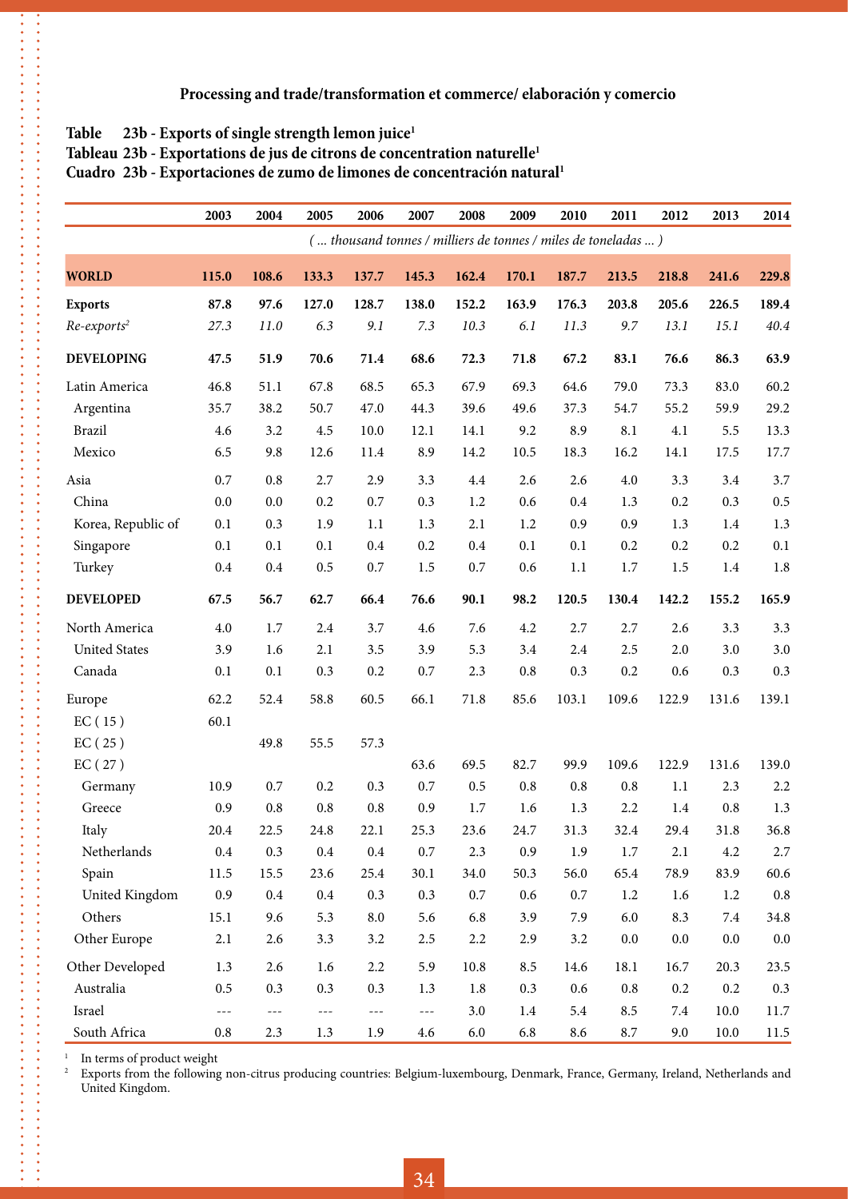**Processing and trade/transformation et commerce/ elaboración y comercio**

**Table 23b - Exports of single strength lemon juice[1]**
**Tableau 23b - Exportations de jus de citrons de concentration naturelle[1]**
**Cuadro 23b - Exportaciones de zumo de limones de concentración natural[1]**

| | 2003 | 2004 | 2005 | 2006 | 2007 | 2008 | 2009 | 2010 | 2011 | 2012 | 2013 | 2014 |
|---|---|---|---|---|---|---|---|---|---|---|---|---|
| | *( ... thousand tonnes / milliers de tonnes / miles de toneladas ... )* | | | | | | | | | | | |
| **WORLD** | **115.0** | **108.6** | **133.3** | **137.7** | **145.3** | **162.4** | **170.1** | **187.7** | **213.5** | **218.8** | **241.6** | **229.8** |
| **Exports** | **87.8** | **97.6** | **127.0** | **128.7** | **138.0** | **152.2** | **163.9** | **176.3** | **203.8** | **205.6** | **226.5** | **189.4** |
| *Re-exports[2]* | *27.3* | *11.0* | *6.3* | *9.1* | *7.3* | *10.3* | *6.1* | *11.3* | *9.7* | *13.1* | *15.1* | *40.4* |
| **DEVELOPING** | **47.5** | **51.9** | **70.6** | **71.4** | **68.6** | **72.3** | **71.8** | **67.2** | **83.1** | **76.6** | **86.3** | **63.9** |
| Latin America | 46.8 | 51.1 | 67.8 | 68.5 | 65.3 | 67.9 | 69.3 | 64.6 | 79.0 | 73.3 | 83.0 | 60.2 |
| Argentina | 35.7 | 38.2 | 50.7 | 47.0 | 44.3 | 39.6 | 49.6 | 37.3 | 54.7 | 55.2 | 59.9 | 29.2 |
| Brazil | 4.6 | 3.2 | 4.5 | 10.0 | 12.1 | 14.1 | 9.2 | 8.9 | 8.1 | 4.1 | 5.5 | 13.3 |
| Mexico | 6.5 | 9.8 | 12.6 | 11.4 | 8.9 | 14.2 | 10.5 | 18.3 | 16.2 | 14.1 | 17.5 | 17.7 |
| Asia | 0.7 | 0.8 | 2.7 | 2.9 | 3.3 | 4.4 | 2.6 | 2.6 | 4.0 | 3.3 | 3.4 | 3.7 |
| China | 0.0 | 0.0 | 0.2 | 0.7 | 0.3 | 1.2 | 0.6 | 0.4 | 1.3 | 0.2 | 0.3 | 0.5 |
| Korea, Republic of | 0.1 | 0.3 | 1.9 | 1.1 | 1.3 | 2.1 | 1.2 | 0.9 | 0.9 | 1.3 | 1.4 | 1.3 |
| Singapore | 0.1 | 0.1 | 0.1 | 0.4 | 0.2 | 0.4 | 0.1 | 0.1 | 0.2 | 0.2 | 0.2 | 0.1 |
| Turkey | 0.4 | 0.4 | 0.5 | 0.7 | 1.5 | 0.7 | 0.6 | 1.1 | 1.7 | 1.5 | 1.4 | 1.8 |
| **DEVELOPED** | **67.5** | **56.7** | **62.7** | **66.4** | **76.6** | **90.1** | **98.2** | **120.5** | **130.4** | **142.2** | **155.2** | **165.9** |
| North America | 4.0 | 1.7 | 2.4 | 3.7 | 4.6 | 7.6 | 4.2 | 2.7 | 2.7 | 2.6 | 3.3 | 3.3 |
| United States | 3.9 | 1.6 | 2.1 | 3.5 | 3.9 | 5.3 | 3.4 | 2.4 | 2.5 | 2.0 | 3.0 | 3.0 |
| Canada | 0.1 | 0.1 | 0.3 | 0.2 | 0.7 | 2.3 | 0.8 | 0.3 | 0.2 | 0.6 | 0.3 | 0.3 |
| Europe | 62.2 | 52.4 | 58.8 | 60.5 | 66.1 | 71.8 | 85.6 | 103.1 | 109.6 | 122.9 | 131.6 | 139.1 |
| EC ( 15 ) | 60.1 | | | | | | | | | | | |
| EC ( 25 ) | | 49.8 | 55.5 | 57.3 | | | | | | | | |
| EC ( 27 ) | | | | | 63.6 | 69.5 | 82.7 | 99.9 | 109.6 | 122.9 | 131.6 | 139.0 |
| Germany | 10.9 | 0.7 | 0.2 | 0.3 | 0.7 | 0.5 | 0.8 | 0.8 | 0.8 | 1.1 | 2.3 | 2.2 |
| Greece | 0.9 | 0.8 | 0.8 | 0.8 | 0.9 | 1.7 | 1.6 | 1.3 | 2.2 | 1.4 | 0.8 | 1.3 |
| Italy | 20.4 | 22.5 | 24.8 | 22.1 | 25.3 | 23.6 | 24.7 | 31.3 | 32.4 | 29.4 | 31.8 | 36.8 |
| Netherlands | 0.4 | 0.3 | 0.4 | 0.4 | 0.7 | 2.3 | 0.9 | 1.9 | 1.7 | 2.1 | 4.2 | 2.7 |
| Spain | 11.5 | 15.5 | 23.6 | 25.4 | 30.1 | 34.0 | 50.3 | 56.0 | 65.4 | 78.9 | 83.9 | 60.6 |
| United Kingdom | 0.9 | 0.4 | 0.4 | 0.3 | 0.3 | 0.7 | 0.6 | 0.7 | 1.2 | 1.6 | 1.2 | 0.8 |
| Others | 15.1 | 9.6 | 5.3 | 8.0 | 5.6 | 6.8 | 3.9 | 7.9 | 6.0 | 8.3 | 7.4 | 34.8 |
| Other Europe | 2.1 | 2.6 | 3.3 | 3.2 | 2.5 | 2.2 | 2.9 | 3.2 | 0.0 | 0.0 | 0.0 | 0.0 |
| Other Developed | 1.3 | 2.6 | 1.6 | 2.2 | 5.9 | 10.8 | 8.5 | 14.6 | 18.1 | 16.7 | 20.3 | 23.5 |
| Australia | 0.5 | 0.3 | 0.3 | 0.3 | 1.3 | 1.8 | 0.3 | 0.6 | 0.8 | 0.2 | 0.2 | 0.3 |
| Israel | --- | --- | --- | --- | --- | 3.0 | 1.4 | 5.4 | 8.5 | 7.4 | 10.0 | 11.7 |
| South Africa | 0.8 | 2.3 | 1.3 | 1.9 | 4.6 | 6.0 | 6.8 | 8.6 | 8.7 | 9.0 | 10.0 | 11.5 |

[1] In terms of product weight

[2] Exports from the following non-citrus producing countries: Belgium-luxembourg, Denmark, France, Germany, Ireland, Netherlands and United Kingdom.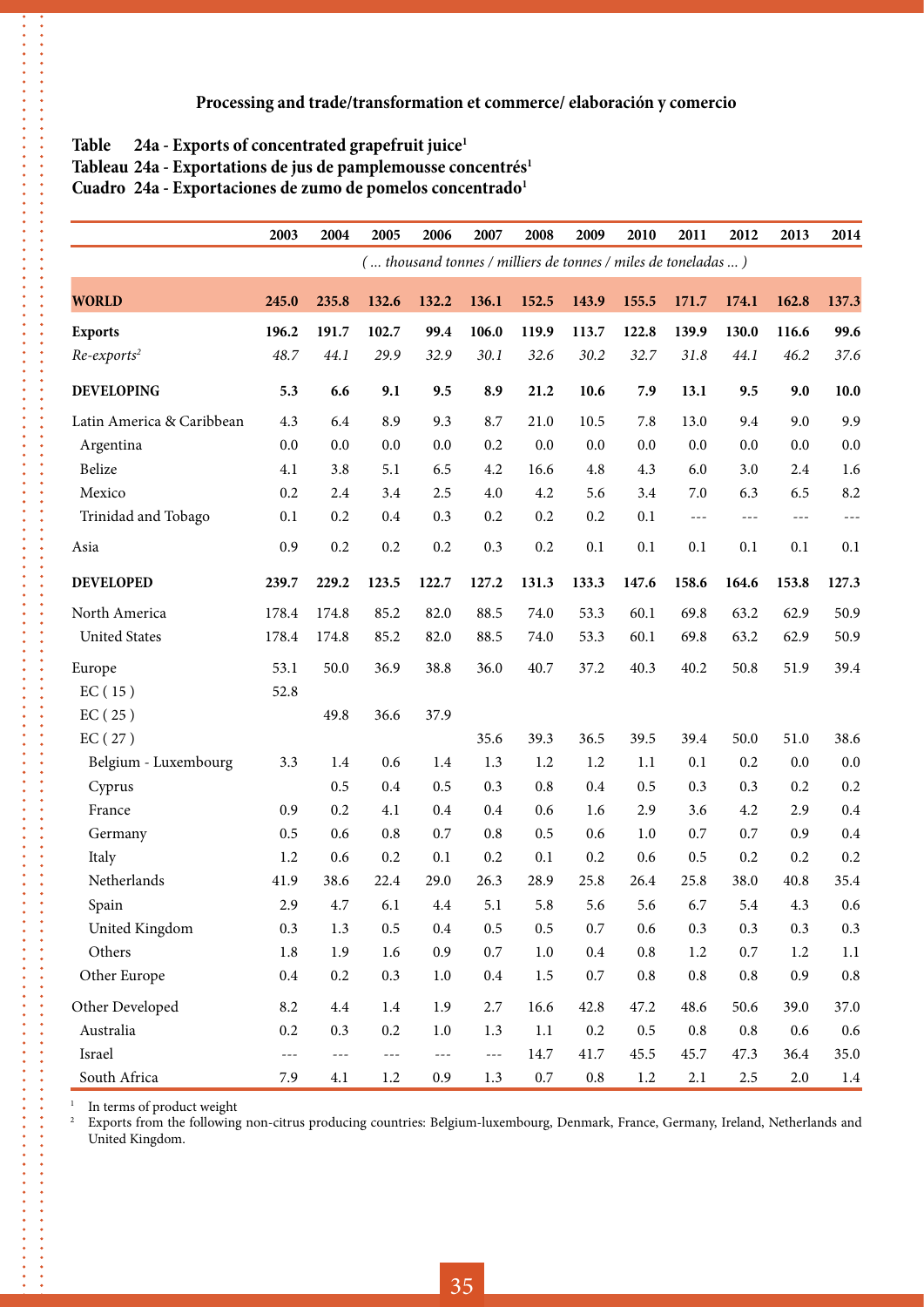**Processing and trade/transformation et commerce/ elaboración y comercio**

**Table 24a - Exports of concentrated grapefruit juice[1]**
**Tableau 24a - Exportations de jus de pamplemousse concentrés[1]**
**Cuadro 24a - Exportaciones de zumo de pomelos concentrado[1]**

| | 2003 | 2004 | 2005 | 2006 | 2007 | 2008 | 2009 | 2010 | 2011 | 2012 | 2013 | 2014 |
|---|---|---|---|---|---|---|---|---|---|---|---|---|
| | *( ... thousand tonnes / milliers de tonnes / miles de toneladas ... )* | | | | | | | | | | | |
| **WORLD** | **245.0** | **235.8** | **132.6** | **132.2** | **136.1** | **152.5** | **143.9** | **155.5** | **171.7** | **174.1** | **162.8** | **137.3** |
| **Exports** | **196.2** | **191.7** | **102.7** | **99.4** | **106.0** | **119.9** | **113.7** | **122.8** | **139.9** | **130.0** | **116.6** | **99.6** |
| *Re-exports[2]* | *48.7* | *44.1* | *29.9* | *32.9* | *30.1* | *32.6* | *30.2* | *32.7* | *31.8* | *44.1* | *46.2* | *37.6* |
| **DEVELOPING** | **5.3** | **6.6** | **9.1** | **9.5** | **8.9** | **21.2** | **10.6** | **7.9** | **13.1** | **9.5** | **9.0** | **10.0** |
| Latin America & Caribbean | 4.3 | 6.4 | 8.9 | 9.3 | 8.7 | 21.0 | 10.5 | 7.8 | 13.0 | 9.4 | 9.0 | 9.9 |
| Argentina | 0.0 | 0.0 | 0.0 | 0.0 | 0.2 | 0.0 | 0.0 | 0.0 | 0.0 | 0.0 | 0.0 | 0.0 |
| Belize | 4.1 | 3.8 | 5.1 | 6.5 | 4.2 | 16.6 | 4.8 | 4.3 | 6.0 | 3.0 | 2.4 | 1.6 |
| Mexico | 0.2 | 2.4 | 3.4 | 2.5 | 4.0 | 4.2 | 5.6 | 3.4 | 7.0 | 6.3 | 6.5 | 8.2 |
| Trinidad and Tobago | 0.1 | 0.2 | 0.4 | 0.3 | 0.2 | 0.2 | 0.2 | 0.1 | --- | --- | --- | --- |
| Asia | 0.9 | 0.2 | 0.2 | 0.2 | 0.3 | 0.2 | 0.1 | 0.1 | 0.1 | 0.1 | 0.1 | 0.1 |
| **DEVELOPED** | **239.7** | **229.2** | **123.5** | **122.7** | **127.2** | **131.3** | **133.3** | **147.6** | **158.6** | **164.6** | **153.8** | **127.3** |
| North America | 178.4 | 174.8 | 85.2 | 82.0 | 88.5 | 74.0 | 53.3 | 60.1 | 69.8 | 63.2 | 62.9 | 50.9 |
| United States | 178.4 | 174.8 | 85.2 | 82.0 | 88.5 | 74.0 | 53.3 | 60.1 | 69.8 | 63.2 | 62.9 | 50.9 |
| Europe | 53.1 | 50.0 | 36.9 | 38.8 | 36.0 | 40.7 | 37.2 | 40.3 | 40.2 | 50.8 | 51.9 | 39.4 |
| EC ( 15 ) | 52.8 | | | | | | | | | | | |
| EC ( 25 ) | | 49.8 | 36.6 | 37.9 | | | | | | | | |
| EC ( 27 ) | | | | | 35.6 | 39.3 | 36.5 | 39.5 | 39.4 | 50.0 | 51.0 | 38.6 |
| Belgium - Luxembourg | 3.3 | 1.4 | 0.6 | 1.4 | 1.3 | 1.2 | 1.2 | 1.1 | 0.1 | 0.2 | 0.0 | 0.0 |
| Cyprus | | 0.5 | 0.4 | 0.5 | 0.3 | 0.8 | 0.4 | 0.5 | 0.3 | 0.3 | 0.2 | 0.2 |
| France | 0.9 | 0.2 | 4.1 | 0.4 | 0.4 | 0.6 | 1.6 | 2.9 | 3.6 | 4.2 | 2.9 | 0.4 |
| Germany | 0.5 | 0.6 | 0.8 | 0.7 | 0.8 | 0.5 | 0.6 | 1.0 | 0.7 | 0.7 | 0.9 | 0.4 |
| Italy | 1.2 | 0.6 | 0.2 | 0.1 | 0.2 | 0.1 | 0.2 | 0.6 | 0.5 | 0.2 | 0.2 | 0.2 |
| Netherlands | 41.9 | 38.6 | 22.4 | 29.0 | 26.3 | 28.9 | 25.8 | 26.4 | 25.8 | 38.0 | 40.8 | 35.4 |
| Spain | 2.9 | 4.7 | 6.1 | 4.4 | 5.1 | 5.8 | 5.6 | 5.6 | 6.7 | 5.4 | 4.3 | 0.6 |
| United Kingdom | 0.3 | 1.3 | 0.5 | 0.4 | 0.5 | 0.5 | 0.7 | 0.6 | 0.3 | 0.3 | 0.3 | 0.3 |
| Others | 1.8 | 1.9 | 1.6 | 0.9 | 0.7 | 1.0 | 0.4 | 0.8 | 1.2 | 0.7 | 1.2 | 1.1 |
| Other Europe | 0.4 | 0.2 | 0.3 | 1.0 | 0.4 | 1.5 | 0.7 | 0.8 | 0.8 | 0.8 | 0.9 | 0.8 |
| Other Developed | 8.2 | 4.4 | 1.4 | 1.9 | 2.7 | 16.6 | 42.8 | 47.2 | 48.6 | 50.6 | 39.0 | 37.0 |
| Australia | 0.2 | 0.3 | 0.2 | 1.0 | 1.3 | 1.1 | 0.2 | 0.5 | 0.8 | 0.8 | 0.6 | 0.6 |
| Israel | --- | --- | --- | --- | --- | 14.7 | 41.7 | 45.5 | 45.7 | 47.3 | 36.4 | 35.0 |
| South Africa | 7.9 | 4.1 | 1.2 | 0.9 | 1.3 | 0.7 | 0.8 | 1.2 | 2.1 | 2.5 | 2.0 | 1.4 |

[1] In terms of product weight

[2] Exports from the following non-citrus producing countries: Belgium-luxembourg, Denmark, France, Germany, Ireland, Netherlands and United Kingdom.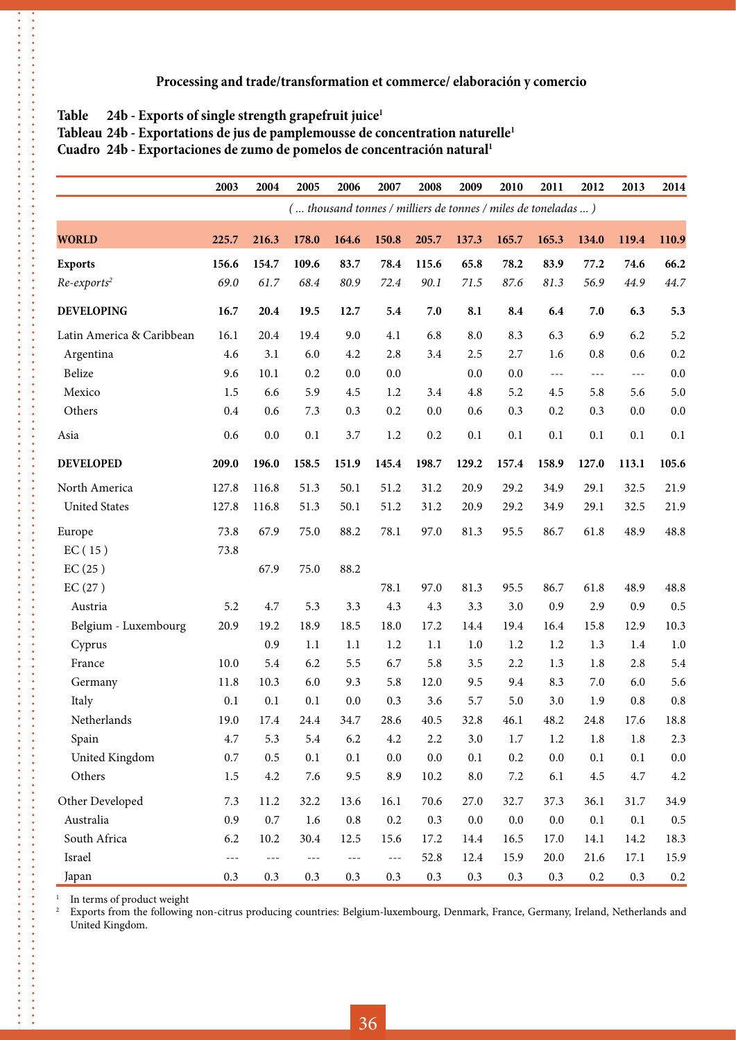**Processing and trade/transformation et commerce/ elaboración y comercio**

**Table 24b - Exports of single strength grapefruit juice[1]**
**Tableau 24b - Exportations de jus de pamplemousse de concentration naturelle[1]**
**Cuadro 24b - Exportaciones de zumo de pomelos de concentración natural[1]**

| | 2003 | 2004 | 2005 | 2006 | 2007 | 2008 | 2009 | 2010 | 2011 | 2012 | 2013 | 2014 |
|---|---|---|---|---|---|---|---|---|---|---|---|---|
| | *( ... thousand tonnes / milliers de tonnes / miles de toneladas ... )* | | | | | | | | | | | |
| **WORLD** | **225.7** | **216.3** | **178.0** | **164.6** | **150.8** | **205.7** | **137.3** | **165.7** | **165.3** | **134.0** | **119.4** | **110.9** |
| **Exports** | **156.6** | **154.7** | **109.6** | **83.7** | **78.4** | **115.6** | **65.8** | **78.2** | **83.9** | **77.2** | **74.6** | **66.2** |
| *Re-exports[2]* | *69.0* | *61.7* | *68.4* | *80.9* | *72.4* | *90.1* | *71.5* | *87.6* | *81.3* | *56.9* | *44.9* | *44.7* |
| **DEVELOPING** | **16.7** | **20.4** | **19.5** | **12.7** | **5.4** | **7.0** | **8.1** | **8.4** | **6.4** | **7.0** | **6.3** | **5.3** |
| Latin America & Caribbean | 16.1 | 20.4 | 19.4 | 9.0 | 4.1 | 6.8 | 8.0 | 8.3 | 6.3 | 6.9 | 6.2 | 5.2 |
| Argentina | 4.6 | 3.1 | 6.0 | 4.2 | 2.8 | 3.4 | 2.5 | 2.7 | 1.6 | 0.8 | 0.6 | 0.2 |
| Belize | 9.6 | 10.1 | 0.2 | 0.0 | 0.0 | | 0.0 | 0.0 | --- | --- | --- | 0.0 |
| Mexico | 1.5 | 6.6 | 5.9 | 4.5 | 1.2 | 3.4 | 4.8 | 5.2 | 4.5 | 5.8 | 5.6 | 5.0 |
| Others | 0.4 | 0.6 | 7.3 | 0.3 | 0.2 | 0.0 | 0.6 | 0.3 | 0.2 | 0.3 | 0.0 | 0.0 |
| Asia | 0.6 | 0.0 | 0.1 | 3.7 | 1.2 | 0.2 | 0.1 | 0.1 | 0.1 | 0.1 | 0.1 | 0.1 |
| **DEVELOPED** | **209.0** | **196.0** | **158.5** | **151.9** | **145.4** | **198.7** | **129.2** | **157.4** | **158.9** | **127.0** | **113.1** | **105.6** |
| North America | 127.8 | 116.8 | 51.3 | 50.1 | 51.2 | 31.2 | 20.9 | 29.2 | 34.9 | 29.1 | 32.5 | 21.9 |
| United States | 127.8 | 116.8 | 51.3 | 50.1 | 51.2 | 31.2 | 20.9 | 29.2 | 34.9 | 29.1 | 32.5 | 21.9 |
| Europe | 73.8 | 67.9 | 75.0 | 88.2 | 78.1 | 97.0 | 81.3 | 95.5 | 86.7 | 61.8 | 48.9 | 48.8 |
| EC ( 15 ) | 73.8 | | | | | | | | | | | |
| EC (25 ) | | 67.9 | 75.0 | 88.2 | | | | | | | | |
| EC (27 ) | | | | | 78.1 | 97.0 | 81.3 | 95.5 | 86.7 | 61.8 | 48.9 | 48.8 |
| Austria | 5.2 | 4.7 | 5.3 | 3.3 | 4.3 | 4.3 | 3.3 | 3.0 | 0.9 | 2.9 | 0.9 | 0.5 |
| Belgium - Luxembourg | 20.9 | 19.2 | 18.9 | 18.5 | 18.0 | 17.2 | 14.4 | 19.4 | 16.4 | 15.8 | 12.9 | 10.3 |
| Cyprus | | 0.9 | 1.1 | 1.1 | 1.2 | 1.1 | 1.0 | 1.2 | 1.2 | 1.3 | 1.4 | 1.0 |
| France | 10.0 | 5.4 | 6.2 | 5.5 | 6.7 | 5.8 | 3.5 | 2.2 | 1.3 | 1.8 | 2.8 | 5.4 |
| Germany | 11.8 | 10.3 | 6.0 | 9.3 | 5.8 | 12.0 | 9.5 | 9.4 | 8.3 | 7.0 | 6.0 | 5.6 |
| Italy | 0.1 | 0.1 | 0.1 | 0.0 | 0.3 | 3.6 | 5.7 | 5.0 | 3.0 | 1.9 | 0.8 | 0.8 |
| Netherlands | 19.0 | 17.4 | 24.4 | 34.7 | 28.6 | 40.5 | 32.8 | 46.1 | 48.2 | 24.8 | 17.6 | 18.8 |
| Spain | 4.7 | 5.3 | 5.4 | 6.2 | 4.2 | 2.2 | 3.0 | 1.7 | 1.2 | 1.8 | 1.8 | 2.3 |
| United Kingdom | 0.7 | 0.5 | 0.1 | 0.1 | 0.0 | 0.0 | 0.1 | 0.2 | 0.0 | 0.1 | 0.1 | 0.0 |
| Others | 1.5 | 4.2 | 7.6 | 9.5 | 8.9 | 10.2 | 8.0 | 7.2 | 6.1 | 4.5 | 4.7 | 4.2 |
| Other Developed | 7.3 | 11.2 | 32.2 | 13.6 | 16.1 | 70.6 | 27.0 | 32.7 | 37.3 | 36.1 | 31.7 | 34.9 |
| Australia | 0.9 | 0.7 | 1.6 | 0.8 | 0.2 | 0.3 | 0.0 | 0.0 | 0.0 | 0.1 | 0.1 | 0.5 |
| South Africa | 6.2 | 10.2 | 30.4 | 12.5 | 15.6 | 17.2 | 14.4 | 16.5 | 17.0 | 14.1 | 14.2 | 18.3 |
| Israel | --- | --- | --- | --- | --- | 52.8 | 12.4 | 15.9 | 20.0 | 21.6 | 17.1 | 15.9 |
| Japan | 0.3 | 0.3 | 0.3 | 0.3 | 0.3 | 0.3 | 0.3 | 0.3 | 0.3 | 0.2 | 0.3 | 0.2 |

[1] In terms of product weight
[2] Exports from the following non-citrus producing countries: Belgium-luxembourg, Denmark, France, Germany, Ireland, Netherlands and United Kingdom.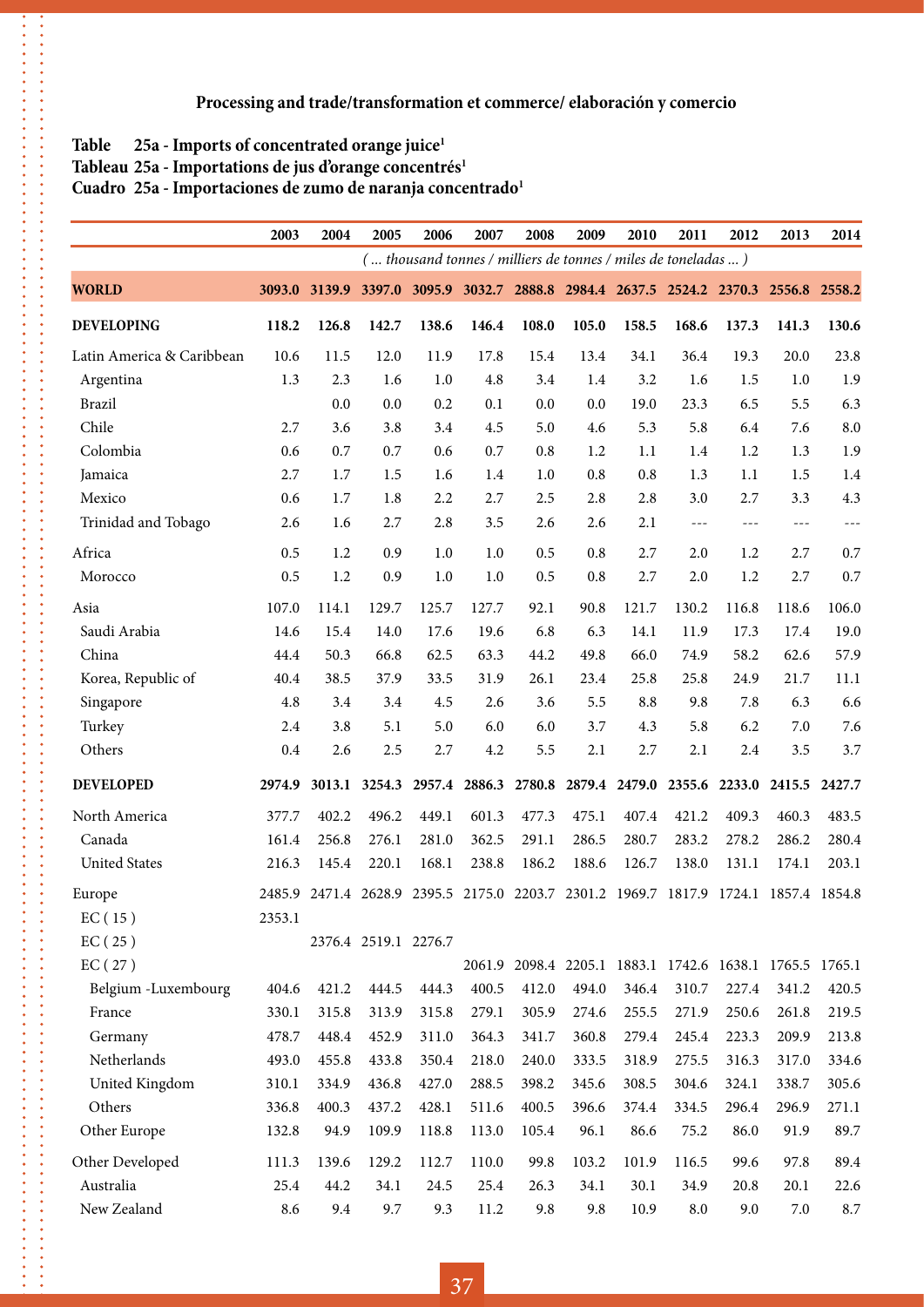**Processing and trade/transformation et commerce/ elaboración y comercio**

**Table 25a - Imports of concentrated orange juice[1]**
**Tableau 25a - Importations de jus d'orange concentrés[1]**
**Cuadro 25a - Importaciones de zumo de naranja concentrado[1]**

| | 2003 | 2004 | 2005 | 2006 | 2007 | 2008 | 2009 | 2010 | 2011 | 2012 | 2013 | 2014 |
|---|---|---|---|---|---|---|---|---|---|---|---|---|
| | *( ... thousand tonnes / milliers de tonnes / miles de toneladas ... )* | | | | | | | | | | | |
| **WORLD** | **3093.0** | **3139.9** | **3397.0** | **3095.9** | **3032.7** | **2888.8** | **2984.4** | **2637.5** | **2524.2** | **2370.3** | **2556.8** | **2558.2** |
| **DEVELOPING** | **118.2** | **126.8** | **142.7** | **138.6** | **146.4** | **108.0** | **105.0** | **158.5** | **168.6** | **137.3** | **141.3** | **130.6** |
| Latin America & Caribbean | 10.6 | 11.5 | 12.0 | 11.9 | 17.8 | 15.4 | 13.4 | 34.1 | 36.4 | 19.3 | 20.0 | 23.8 |
| Argentina | 1.3 | 2.3 | 1.6 | 1.0 | 4.8 | 3.4 | 1.4 | 3.2 | 1.6 | 1.5 | 1.0 | 1.9 |
| Brazil | | 0.0 | 0.0 | 0.2 | 0.1 | 0.0 | 0.0 | 19.0 | 23.3 | 6.5 | 5.5 | 6.3 |
| Chile | 2.7 | 3.6 | 3.8 | 3.4 | 4.5 | 5.0 | 4.6 | 5.3 | 5.8 | 6.4 | 7.6 | 8.0 |
| Colombia | 0.6 | 0.7 | 0.7 | 0.6 | 0.7 | 0.8 | 1.2 | 1.1 | 1.4 | 1.2 | 1.3 | 1.9 |
| Jamaica | 2.7 | 1.7 | 1.5 | 1.6 | 1.4 | 1.0 | 0.8 | 0.8 | 1.3 | 1.1 | 1.5 | 1.4 |
| Mexico | 0.6 | 1.7 | 1.8 | 2.2 | 2.7 | 2.5 | 2.8 | 2.8 | 3.0 | 2.7 | 3.3 | 4.3 |
| Trinidad and Tobago | 2.6 | 1.6 | 2.7 | 2.8 | 3.5 | 2.6 | 2.6 | 2.1 | --- | --- | --- | --- |
| Africa | 0.5 | 1.2 | 0.9 | 1.0 | 1.0 | 0.5 | 0.8 | 2.7 | 2.0 | 1.2 | 2.7 | 0.7 |
| Morocco | 0.5 | 1.2 | 0.9 | 1.0 | 1.0 | 0.5 | 0.8 | 2.7 | 2.0 | 1.2 | 2.7 | 0.7 |
| Asia | 107.0 | 114.1 | 129.7 | 125.7 | 127.7 | 92.1 | 90.8 | 121.7 | 130.2 | 116.8 | 118.6 | 106.0 |
| Saudi Arabia | 14.6 | 15.4 | 14.0 | 17.6 | 19.6 | 6.8 | 6.3 | 14.1 | 11.9 | 17.3 | 17.4 | 19.0 |
| China | 44.4 | 50.3 | 66.8 | 62.5 | 63.3 | 44.2 | 49.8 | 66.0 | 74.9 | 58.2 | 62.6 | 57.9 |
| Korea, Republic of | 40.4 | 38.5 | 37.9 | 33.5 | 31.9 | 26.1 | 23.4 | 25.8 | 25.8 | 24.9 | 21.7 | 11.1 |
| Singapore | 4.8 | 3.4 | 3.4 | 4.5 | 2.6 | 3.6 | 5.5 | 8.8 | 9.8 | 7.8 | 6.3 | 6.6 |
| Turkey | 2.4 | 3.8 | 5.1 | 5.0 | 6.0 | 6.0 | 3.7 | 4.3 | 5.8 | 6.2 | 7.0 | 7.6 |
| Others | 0.4 | 2.6 | 2.5 | 2.7 | 4.2 | 5.5 | 2.1 | 2.7 | 2.1 | 2.4 | 3.5 | 3.7 |
| **DEVELOPED** | **2974.9** | **3013.1** | **3254.3** | **2957.4** | **2886.3** | **2780.8** | **2879.4** | **2479.0** | **2355.6** | **2233.0** | **2415.5** | **2427.7** |
| North America | 377.7 | 402.2 | 496.2 | 449.1 | 601.3 | 477.3 | 475.1 | 407.4 | 421.2 | 409.3 | 460.3 | 483.5 |
| Canada | 161.4 | 256.8 | 276.1 | 281.0 | 362.5 | 291.1 | 286.5 | 280.7 | 283.2 | 278.2 | 286.2 | 280.4 |
| United States | 216.3 | 145.4 | 220.1 | 168.1 | 238.8 | 186.2 | 188.6 | 126.7 | 138.0 | 131.1 | 174.1 | 203.1 |
| Europe | 2485.9 | 2471.4 | 2628.9 | 2395.5 | 2175.0 | 2203.7 | 2301.2 | 1969.7 | 1817.9 | 1724.1 | 1857.4 | 1854.8 |
| EC ( 15 ) | 2353.1 | | | | | | | | | | | |
| EC ( 25 ) | | 2376.4 | 2519.1 | 2276.7 | | | | | | | | |
| EC ( 27 ) | | | | | 2061.9 | 2098.4 | 2205.1 | 1883.1 | 1742.6 | 1638.1 | 1765.5 | 1765.1 |
| Belgium -Luxembourg | 404.6 | 421.2 | 444.5 | 444.3 | 400.5 | 412.0 | 494.0 | 346.4 | 310.7 | 227.4 | 341.2 | 420.5 |
| France | 330.1 | 315.8 | 313.9 | 315.8 | 279.1 | 305.9 | 274.6 | 255.5 | 271.9 | 250.6 | 261.8 | 219.5 |
| Germany | 478.7 | 448.4 | 452.9 | 311.0 | 364.3 | 341.7 | 360.8 | 279.4 | 245.4 | 223.3 | 209.9 | 213.8 |
| Netherlands | 493.0 | 455.8 | 433.8 | 350.4 | 218.0 | 240.0 | 333.5 | 318.9 | 275.5 | 316.3 | 317.0 | 334.6 |
| United Kingdom | 310.1 | 334.9 | 436.8 | 427.0 | 288.5 | 398.2 | 345.6 | 308.5 | 304.6 | 324.1 | 338.7 | 305.6 |
| Others | 336.8 | 400.3 | 437.2 | 428.1 | 511.6 | 400.5 | 396.6 | 374.4 | 334.5 | 296.4 | 296.9 | 271.1 |
| Other Europe | 132.8 | 94.9 | 109.9 | 118.8 | 113.0 | 105.4 | 96.1 | 86.6 | 75.2 | 86.0 | 91.9 | 89.7 |
| Other Developed | 111.3 | 139.6 | 129.2 | 112.7 | 110.0 | 99.8 | 103.2 | 101.9 | 116.5 | 99.6 | 97.8 | 89.4 |
| Australia | 25.4 | 44.2 | 34.1 | 24.5 | 25.4 | 26.3 | 34.1 | 30.1 | 34.9 | 20.8 | 20.1 | 22.6 |
| New Zealand | 8.6 | 9.4 | 9.7 | 9.3 | 11.2 | 9.8 | 9.8 | 10.9 | 8.0 | 9.0 | 7.0 | 8.7 |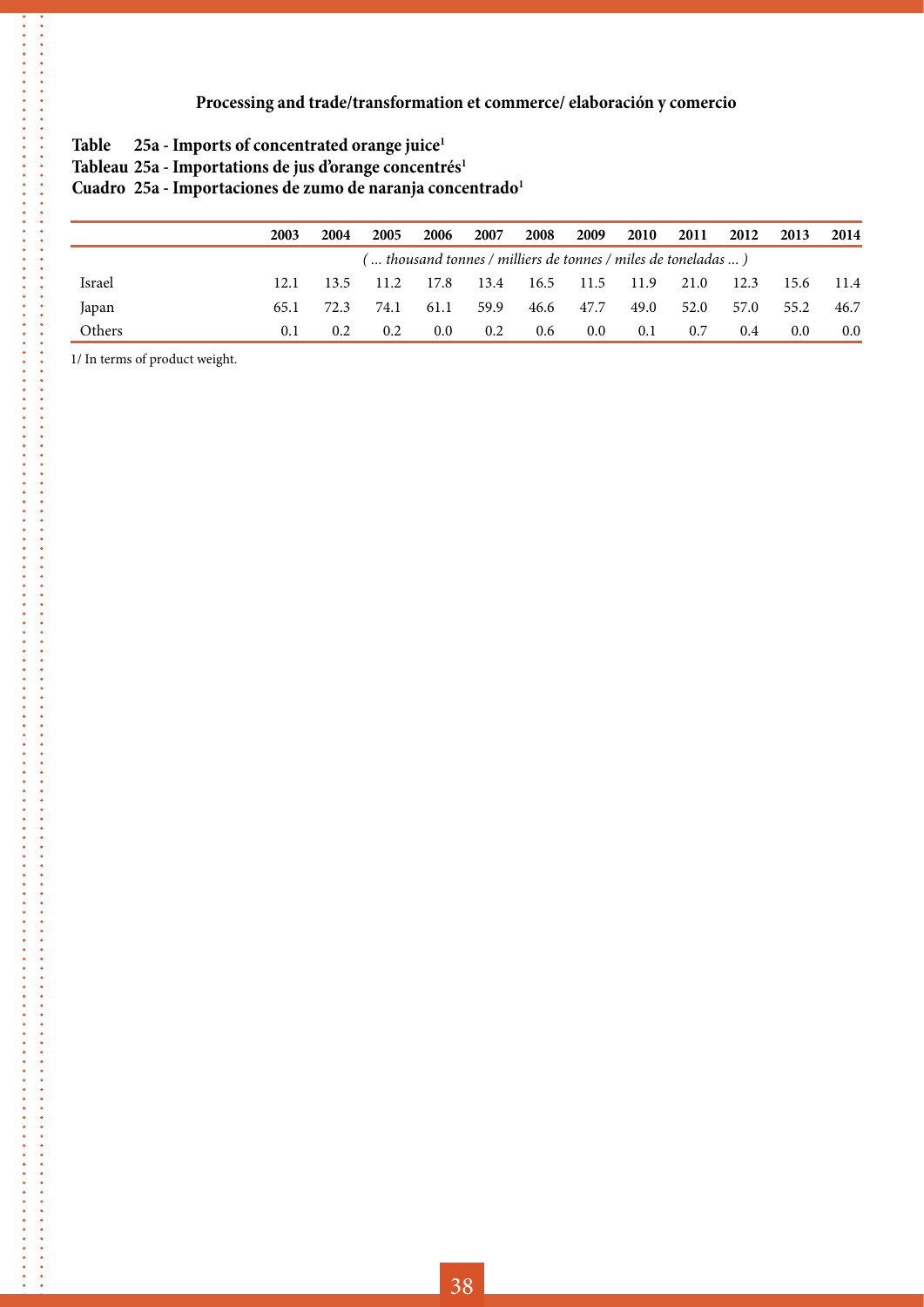**Processing and trade/transformation et commerce/ elaboración y comercio**

**Table 25a - Imports of concentrated orange juice[1]**
**Tableau 25a - Importations de jus d'orange concentrés[1]**
**Cuadro 25a - Importaciones de zumo de naranja concentrado[1]**

| | 2003 | 2004 | 2005 | 2006 | 2007 | 2008 | 2009 | 2010 | 2011 | 2012 | 2013 | 2014 |
|---|---|---|---|---|---|---|---|---|---|---|---|---|
| | *( ... thousand tonnes / milliers de tonnes / miles de toneladas ... )* | | | | | | | | | | | |
| Israel | 12.1 | 13.5 | 11.2 | 17.8 | 13.4 | 16.5 | 11.5 | 11.9 | 21.0 | 12.3 | 15.6 | 11.4 |
| Japan | 65.1 | 72.3 | 74.1 | 61.1 | 59.9 | 46.6 | 47.7 | 49.0 | 52.0 | 57.0 | 55.2 | 46.7 |
| Others | 0.1 | 0.2 | 0.2 | 0.0 | 0.2 | 0.6 | 0.0 | 0.1 | 0.7 | 0.4 | 0.0 | 0.0 |

1/ In terms of product weight.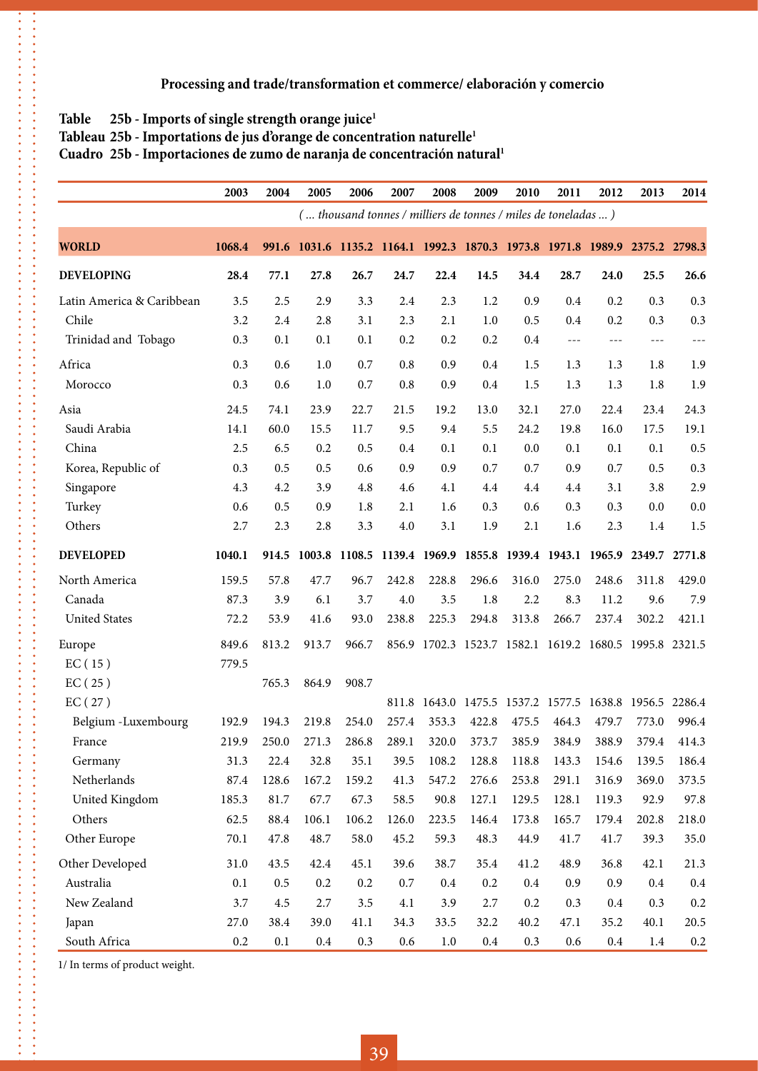**Processing and trade/transformation et commerce/ elaboración y comercio**

**Table 25b - Imports of single strength orange juice[1]**
**Tableau 25b - Importations de jus d'orange de concentration naturelle[1]**
**Cuadro 25b - Importaciones de zumo de naranja de concentración natural[1]**

| | 2003 | 2004 | 2005 | 2006 | 2007 | 2008 | 2009 | 2010 | 2011 | 2012 | 2013 | 2014 |
|---|---|---|---|---|---|---|---|---|---|---|---|---|
| | *( ... thousand tonnes / milliers de tonnes / miles de toneladas ... )* | | | | | | | | | | | |
| **WORLD** | **1068.4** | **991.6** | **1031.6** | **1135.2** | **1164.1** | **1992.3** | **1870.3** | **1973.8** | **1971.8** | **1989.9** | **2375.2** | **2798.3** |
| **DEVELOPING** | **28.4** | **77.1** | **27.8** | **26.7** | **24.7** | **22.4** | **14.5** | **34.4** | **28.7** | **24.0** | **25.5** | **26.6** |
| Latin America & Caribbean | 3.5 | 2.5 | 2.9 | 3.3 | 2.4 | 2.3 | 1.2 | 0.9 | 0.4 | 0.2 | 0.3 | 0.3 |
| Chile | 3.2 | 2.4 | 2.8 | 3.1 | 2.3 | 2.1 | 1.0 | 0.5 | 0.4 | 0.2 | 0.3 | 0.3 |
| Trinidad and Tobago | 0.3 | 0.1 | 0.1 | 0.1 | 0.2 | 0.2 | 0.2 | 0.4 | --- | --- | --- | --- |
| Africa | 0.3 | 0.6 | 1.0 | 0.7 | 0.8 | 0.9 | 0.4 | 1.5 | 1.3 | 1.3 | 1.8 | 1.9 |
| Morocco | 0.3 | 0.6 | 1.0 | 0.7 | 0.8 | 0.9 | 0.4 | 1.5 | 1.3 | 1.3 | 1.8 | 1.9 |
| Asia | 24.5 | 74.1 | 23.9 | 22.7 | 21.5 | 19.2 | 13.0 | 32.1 | 27.0 | 22.4 | 23.4 | 24.3 |
| Saudi Arabia | 14.1 | 60.0 | 15.5 | 11.7 | 9.5 | 9.4 | 5.5 | 24.2 | 19.8 | 16.0 | 17.5 | 19.1 |
| China | 2.5 | 6.5 | 0.2 | 0.5 | 0.4 | 0.1 | 0.1 | 0.0 | 0.1 | 0.1 | 0.1 | 0.5 |
| Korea, Republic of | 0.3 | 0.5 | 0.5 | 0.6 | 0.9 | 0.9 | 0.7 | 0.7 | 0.9 | 0.7 | 0.5 | 0.3 |
| Singapore | 4.3 | 4.2 | 3.9 | 4.8 | 4.6 | 4.1 | 4.4 | 4.4 | 4.4 | 3.1 | 3.8 | 2.9 |
| Turkey | 0.6 | 0.5 | 0.9 | 1.8 | 2.1 | 1.6 | 0.3 | 0.6 | 0.3 | 0.3 | 0.0 | 0.0 |
| Others | 2.7 | 2.3 | 2.8 | 3.3 | 4.0 | 3.1 | 1.9 | 2.1 | 1.6 | 2.3 | 1.4 | 1.5 |
| **DEVELOPED** | **1040.1** | **914.5** | **1003.8** | **1108.5** | **1139.4** | **1969.9** | **1855.8** | **1939.4** | **1943.1** | **1965.9** | **2349.7** | **2771.8** |
| North America | 159.5 | 57.8 | 47.7 | 96.7 | 242.8 | 228.8 | 296.6 | 316.0 | 275.0 | 248.6 | 311.8 | 429.0 |
| Canada | 87.3 | 3.9 | 6.1 | 3.7 | 4.0 | 3.5 | 1.8 | 2.2 | 8.3 | 11.2 | 9.6 | 7.9 |
| United States | 72.2 | 53.9 | 41.6 | 93.0 | 238.8 | 225.3 | 294.8 | 313.8 | 266.7 | 237.4 | 302.2 | 421.1 |
| Europe | 849.6 | 813.2 | 913.7 | 966.7 | 856.9 | 1702.3 | 1523.7 | 1582.1 | 1619.2 | 1680.5 | 1995.8 | 2321.5 |
| EC ( 15 ) | 779.5 | | | | | | | | | | | |
| EC ( 25 ) | | 765.3 | 864.9 | 908.7 | | | | | | | | |
| EC ( 27 ) | | | | | 811.8 | 1643.0 | 1475.5 | 1537.2 | 1577.5 | 1638.8 | 1956.5 | 2286.4 |
| Belgium -Luxembourg | 192.9 | 194.3 | 219.8 | 254.0 | 257.4 | 353.3 | 422.8 | 475.5 | 464.3 | 479.7 | 773.0 | 996.4 |
| France | 219.9 | 250.0 | 271.3 | 286.8 | 289.1 | 320.0 | 373.7 | 385.9 | 384.9 | 388.9 | 379.4 | 414.3 |
| Germany | 31.3 | 22.4 | 32.8 | 35.1 | 39.5 | 108.2 | 128.8 | 118.8 | 143.3 | 154.6 | 139.5 | 186.4 |
| Netherlands | 87.4 | 128.6 | 167.2 | 159.2 | 41.3 | 547.2 | 276.6 | 253.8 | 291.1 | 316.9 | 369.0 | 373.5 |
| United Kingdom | 185.3 | 81.7 | 67.7 | 67.3 | 58.5 | 90.8 | 127.1 | 129.5 | 128.1 | 119.3 | 92.9 | 97.8 |
| Others | 62.5 | 88.4 | 106.1 | 106.2 | 126.0 | 223.5 | 146.4 | 173.8 | 165.7 | 179.4 | 202.8 | 218.0 |
| Other Europe | 70.1 | 47.8 | 48.7 | 58.0 | 45.2 | 59.3 | 48.3 | 44.9 | 41.7 | 41.7 | 39.3 | 35.0 |
| Other Developed | 31.0 | 43.5 | 42.4 | 45.1 | 39.6 | 38.7 | 35.4 | 41.2 | 48.9 | 36.8 | 42.1 | 21.3 |
| Australia | 0.1 | 0.5 | 0.2 | 0.2 | 0.7 | 0.4 | 0.2 | 0.4 | 0.9 | 0.9 | 0.4 | 0.4 |
| New Zealand | 3.7 | 4.5 | 2.7 | 3.5 | 4.1 | 3.9 | 2.7 | 0.2 | 0.3 | 0.4 | 0.3 | 0.2 |
| Japan | 27.0 | 38.4 | 39.0 | 41.1 | 34.3 | 33.5 | 32.2 | 40.2 | 47.1 | 35.2 | 40.1 | 20.5 |
| South Africa | 0.2 | 0.1 | 0.4 | 0.3 | 0.6 | 1.0 | 0.4 | 0.3 | 0.6 | 0.4 | 1.4 | 0.2 |

1/ In terms of product weight.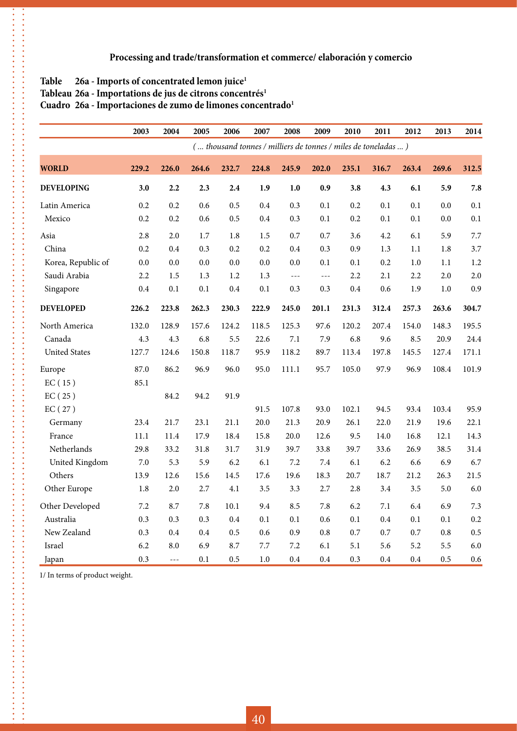**Processing and trade/transformation et commerce/ elaboración y comercio**

**Table 26a - Imports of concentrated lemon juice[1]**
**Tableau 26a - Importations de jus de citrons concentrés[1]**
**Cuadro 26a - Importaciones de zumo de limones concentrado[1]**

| | 2003 | 2004 | 2005 | 2006 | 2007 | 2008 | 2009 | 2010 | 2011 | 2012 | 2013 | 2014 |
|---|---|---|---|---|---|---|---|---|---|---|---|---|
| | *( ... thousand tonnes / milliers de tonnes / miles de toneladas ... )* | | | | | | | | | | | |
| **WORLD** | **229.2** | **226.0** | **264.6** | **232.7** | **224.8** | **245.9** | **202.0** | **235.1** | **316.7** | **263.4** | **269.6** | **312.5** |
| **DEVELOPING** | **3.0** | **2.2** | **2.3** | **2.4** | **1.9** | **1.0** | **0.9** | **3.8** | **4.3** | **6.1** | **5.9** | **7.8** |
| Latin America | 0.2 | 0.2 | 0.6 | 0.5 | 0.4 | 0.3 | 0.1 | 0.2 | 0.1 | 0.1 | 0.0 | 0.1 |
| Mexico | 0.2 | 0.2 | 0.6 | 0.5 | 0.4 | 0.3 | 0.1 | 0.2 | 0.1 | 0.1 | 0.0 | 0.1 |
| Asia | 2.8 | 2.0 | 1.7 | 1.8 | 1.5 | 0.7 | 0.7 | 3.6 | 4.2 | 6.1 | 5.9 | 7.7 |
| China | 0.2 | 0.4 | 0.3 | 0.2 | 0.2 | 0.4 | 0.3 | 0.9 | 1.3 | 1.1 | 1.8 | 3.7 |
| Korea, Republic of | 0.0 | 0.0 | 0.0 | 0.0 | 0.0 | 0.0 | 0.1 | 0.1 | 0.2 | 1.0 | 1.1 | 1.2 |
| Saudi Arabia | 2.2 | 1.5 | 1.3 | 1.2 | 1.3 | --- | --- | 2.2 | 2.1 | 2.2 | 2.0 | 2.0 |
| Singapore | 0.4 | 0.1 | 0.1 | 0.4 | 0.1 | 0.3 | 0.3 | 0.4 | 0.6 | 1.9 | 1.0 | 0.9 |
| **DEVELOPED** | **226.2** | **223.8** | **262.3** | **230.3** | **222.9** | **245.0** | **201.1** | **231.3** | **312.4** | **257.3** | **263.6** | **304.7** |
| North America | 132.0 | 128.9 | 157.6 | 124.2 | 118.5 | 125.3 | 97.6 | 120.2 | 207.4 | 154.0 | 148.3 | 195.5 |
| Canada | 4.3 | 4.3 | 6.8 | 5.5 | 22.6 | 7.1 | 7.9 | 6.8 | 9.6 | 8.5 | 20.9 | 24.4 |
| United States | 127.7 | 124.6 | 150.8 | 118.7 | 95.9 | 118.2 | 89.7 | 113.4 | 197.8 | 145.5 | 127.4 | 171.1 |
| Europe | 87.0 | 86.2 | 96.9 | 96.0 | 95.0 | 111.1 | 95.7 | 105.0 | 97.9 | 96.9 | 108.4 | 101.9 |
| EC ( 15 ) | 85.1 | | | | | | | | | | | |
| EC ( 25 ) | | 84.2 | 94.2 | 91.9 | | | | | | | | |
| EC ( 27 ) | | | | | 91.5 | 107.8 | 93.0 | 102.1 | 94.5 | 93.4 | 103.4 | 95.9 |
| Germany | 23.4 | 21.7 | 23.1 | 21.1 | 20.0 | 21.3 | 20.9 | 26.1 | 22.0 | 21.9 | 19.6 | 22.1 |
| France | 11.1 | 11.4 | 17.9 | 18.4 | 15.8 | 20.0 | 12.6 | 9.5 | 14.0 | 16.8 | 12.1 | 14.3 |
| Netherlands | 29.8 | 33.2 | 31.8 | 31.7 | 31.9 | 39.7 | 33.8 | 39.7 | 33.6 | 26.9 | 38.5 | 31.4 |
| United Kingdom | 7.0 | 5.3 | 5.9 | 6.2 | 6.1 | 7.2 | 7.4 | 6.1 | 6.2 | 6.6 | 6.9 | 6.7 |
| Others | 13.9 | 12.6 | 15.6 | 14.5 | 17.6 | 19.6 | 18.3 | 20.7 | 18.7 | 21.2 | 26.3 | 21.5 |
| Other Europe | 1.8 | 2.0 | 2.7 | 4.1 | 3.5 | 3.3 | 2.7 | 2.8 | 3.4 | 3.5 | 5.0 | 6.0 |
| Other Developed | 7.2 | 8.7 | 7.8 | 10.1 | 9.4 | 8.5 | 7.8 | 6.2 | 7.1 | 6.4 | 6.9 | 7.3 |
| Australia | 0.3 | 0.3 | 0.3 | 0.4 | 0.1 | 0.1 | 0.6 | 0.1 | 0.4 | 0.1 | 0.1 | 0.2 |
| New Zealand | 0.3 | 0.4 | 0.4 | 0.5 | 0.6 | 0.9 | 0.8 | 0.7 | 0.7 | 0.7 | 0.8 | 0.5 |
| Israel | 6.2 | 8.0 | 6.9 | 8.7 | 7.7 | 7.2 | 6.1 | 5.1 | 5.6 | 5.2 | 5.5 | 6.0 |
| Japan | 0.3 | --- | 0.1 | 0.5 | 1.0 | 0.4 | 0.4 | 0.3 | 0.4 | 0.4 | 0.5 | 0.6 |

1/ In terms of product weight.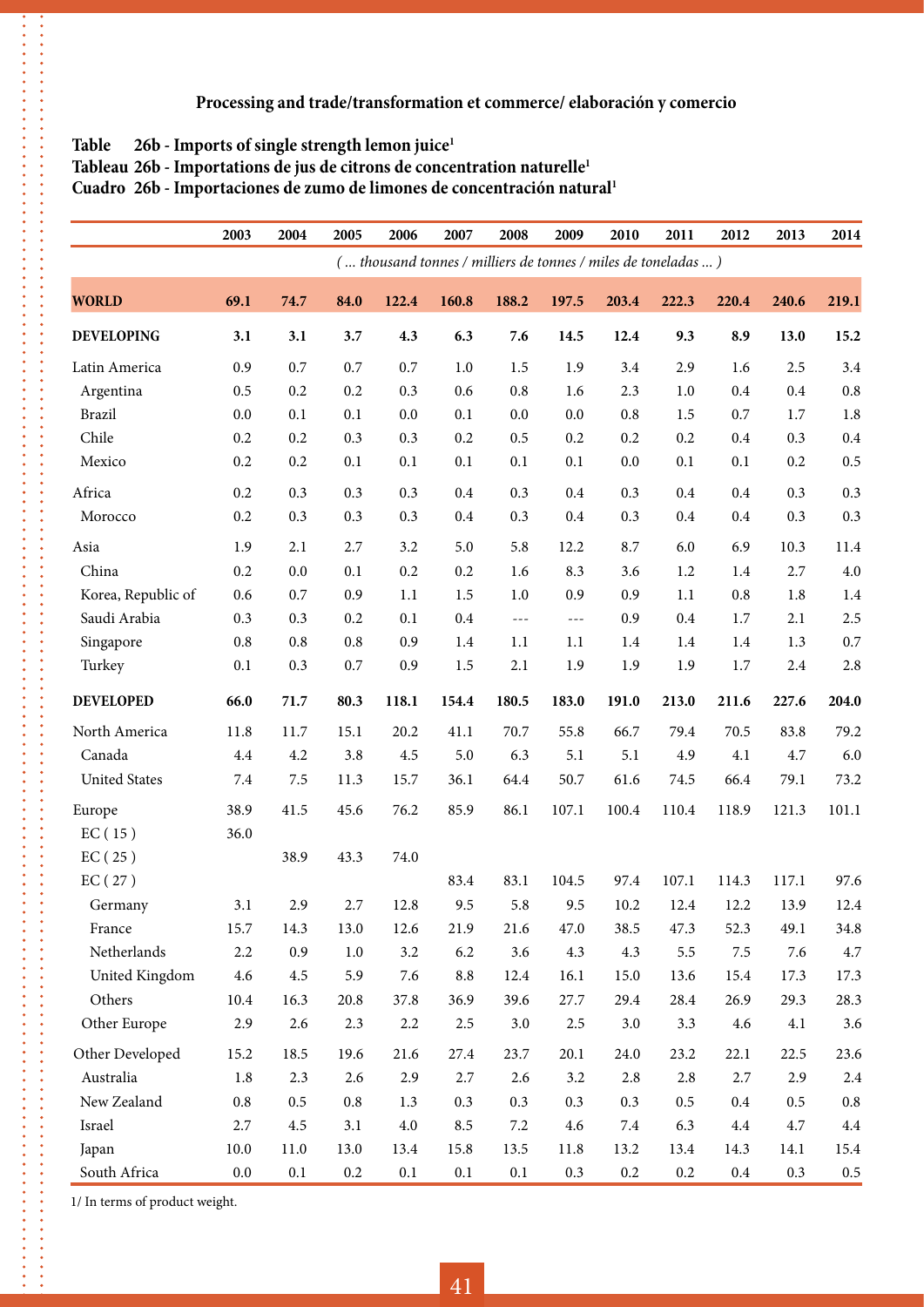## Processing and trade/transformation et commerce/ elaboración y comercio

### Table 26b - Imports of single strength lemon juice[1]
### Tableau 26b - Importations de jus de citrons de concentration naturelle[1]
### Cuadro 26b - Importaciones de zumo de limones de concentración natural[1]

| | 2003 | 2004 | 2005 | 2006 | 2007 | 2008 | 2009 | 2010 | 2011 | 2012 | 2013 | 2014 |
|---|---|---|---|---|---|---|---|---|---|---|---|---|
| | *( ... thousand tonnes / milliers de tonnes / miles de toneladas ... )* | | | | | | | | | | | |
| **WORLD** | **69.1** | **74.7** | **84.0** | **122.4** | **160.8** | **188.2** | **197.5** | **203.4** | **222.3** | **220.4** | **240.6** | **219.1** |
| **DEVELOPING** | **3.1** | **3.1** | **3.7** | **4.3** | **6.3** | **7.6** | **14.5** | **12.4** | **9.3** | **8.9** | **13.0** | **15.2** |
| Latin America | 0.9 | 0.7 | 0.7 | 0.7 | 1.0 | 1.5 | 1.9 | 3.4 | 2.9 | 1.6 | 2.5 | 3.4 |
| Argentina | 0.5 | 0.2 | 0.2 | 0.3 | 0.6 | 0.8 | 1.6 | 2.3 | 1.0 | 0.4 | 0.4 | 0.8 |
| Brazil | 0.0 | 0.1 | 0.1 | 0.0 | 0.1 | 0.0 | 0.0 | 0.8 | 1.5 | 0.7 | 1.7 | 1.8 |
| Chile | 0.2 | 0.2 | 0.3 | 0.3 | 0.2 | 0.5 | 0.2 | 0.2 | 0.2 | 0.4 | 0.3 | 0.4 |
| Mexico | 0.2 | 0.2 | 0.1 | 0.1 | 0.1 | 0.1 | 0.1 | 0.0 | 0.1 | 0.1 | 0.2 | 0.5 |
| Africa | 0.2 | 0.3 | 0.3 | 0.3 | 0.4 | 0.3 | 0.4 | 0.3 | 0.4 | 0.4 | 0.3 | 0.3 |
| Morocco | 0.2 | 0.3 | 0.3 | 0.3 | 0.4 | 0.3 | 0.4 | 0.3 | 0.4 | 0.4 | 0.3 | 0.3 |
| Asia | 1.9 | 2.1 | 2.7 | 3.2 | 5.0 | 5.8 | 12.2 | 8.7 | 6.0 | 6.9 | 10.3 | 11.4 |
| China | 0.2 | 0.0 | 0.1 | 0.2 | 0.2 | 1.6 | 8.3 | 3.6 | 1.2 | 1.4 | 2.7 | 4.0 |
| Korea, Republic of | 0.6 | 0.7 | 0.9 | 1.1 | 1.5 | 1.0 | 0.9 | 0.9 | 1.1 | 0.8 | 1.8 | 1.4 |
| Saudi Arabia | 0.3 | 0.3 | 0.2 | 0.1 | 0.4 | --- | --- | 0.9 | 0.4 | 1.7 | 2.1 | 2.5 |
| Singapore | 0.8 | 0.8 | 0.8 | 0.9 | 1.4 | 1.1 | 1.1 | 1.4 | 1.4 | 1.4 | 1.3 | 0.7 |
| Turkey | 0.1 | 0.3 | 0.7 | 0.9 | 1.5 | 2.1 | 1.9 | 1.9 | 1.9 | 1.7 | 2.4 | 2.8 |
| **DEVELOPED** | **66.0** | **71.7** | **80.3** | **118.1** | **154.4** | **180.5** | **183.0** | **191.0** | **213.0** | **211.6** | **227.6** | **204.0** |
| North America | 11.8 | 11.7 | 15.1 | 20.2 | 41.1 | 70.7 | 55.8 | 66.7 | 79.4 | 70.5 | 83.8 | 79.2 |
| Canada | 4.4 | 4.2 | 3.8 | 4.5 | 5.0 | 6.3 | 5.1 | 5.1 | 4.9 | 4.1 | 4.7 | 6.0 |
| United States | 7.4 | 7.5 | 11.3 | 15.7 | 36.1 | 64.4 | 50.7 | 61.6 | 74.5 | 66.4 | 79.1 | 73.2 |
| Europe | 38.9 | 41.5 | 45.6 | 76.2 | 85.9 | 86.1 | 107.1 | 100.4 | 110.4 | 118.9 | 121.3 | 101.1 |
| EC ( 15 ) | 36.0 | | | | | | | | | | | |
| EC ( 25 ) | | 38.9 | 43.3 | 74.0 | | | | | | | | |
| EC ( 27 ) | | | | | 83.4 | 83.1 | 104.5 | 97.4 | 107.1 | 114.3 | 117.1 | 97.6 |
| Germany | 3.1 | 2.9 | 2.7 | 12.8 | 9.5 | 5.8 | 9.5 | 10.2 | 12.4 | 12.2 | 13.9 | 12.4 |
| France | 15.7 | 14.3 | 13.0 | 12.6 | 21.9 | 21.6 | 47.0 | 38.5 | 47.3 | 52.3 | 49.1 | 34.8 |
| Netherlands | 2.2 | 0.9 | 1.0 | 3.2 | 6.2 | 3.6 | 4.3 | 4.3 | 5.5 | 7.5 | 7.6 | 4.7 |
| United Kingdom | 4.6 | 4.5 | 5.9 | 7.6 | 8.8 | 12.4 | 16.1 | 15.0 | 13.6 | 15.4 | 17.3 | 17.3 |
| Others | 10.4 | 16.3 | 20.8 | 37.8 | 36.9 | 39.6 | 27.7 | 29.4 | 28.4 | 26.9 | 29.3 | 28.3 |
| Other Europe | 2.9 | 2.6 | 2.3 | 2.2 | 2.5 | 3.0 | 2.5 | 3.0 | 3.3 | 4.6 | 4.1 | 3.6 |
| Other Developed | 15.2 | 18.5 | 19.6 | 21.6 | 27.4 | 23.7 | 20.1 | 24.0 | 23.2 | 22.1 | 22.5 | 23.6 |
| Australia | 1.8 | 2.3 | 2.6 | 2.9 | 2.7 | 2.6 | 3.2 | 2.8 | 2.8 | 2.7 | 2.9 | 2.4 |
| New Zealand | 0.8 | 0.5 | 0.8 | 1.3 | 0.3 | 0.3 | 0.3 | 0.3 | 0.5 | 0.4 | 0.5 | 0.8 |
| Israel | 2.7 | 4.5 | 3.1 | 4.0 | 8.5 | 7.2 | 4.6 | 7.4 | 6.3 | 4.4 | 4.7 | 4.4 |
| Japan | 10.0 | 11.0 | 13.0 | 13.4 | 15.8 | 13.5 | 11.8 | 13.2 | 13.4 | 14.3 | 14.1 | 15.4 |
| South Africa | 0.0 | 0.1 | 0.2 | 0.1 | 0.1 | 0.1 | 0.3 | 0.2 | 0.2 | 0.4 | 0.3 | 0.5 |

1/ In terms of product weight.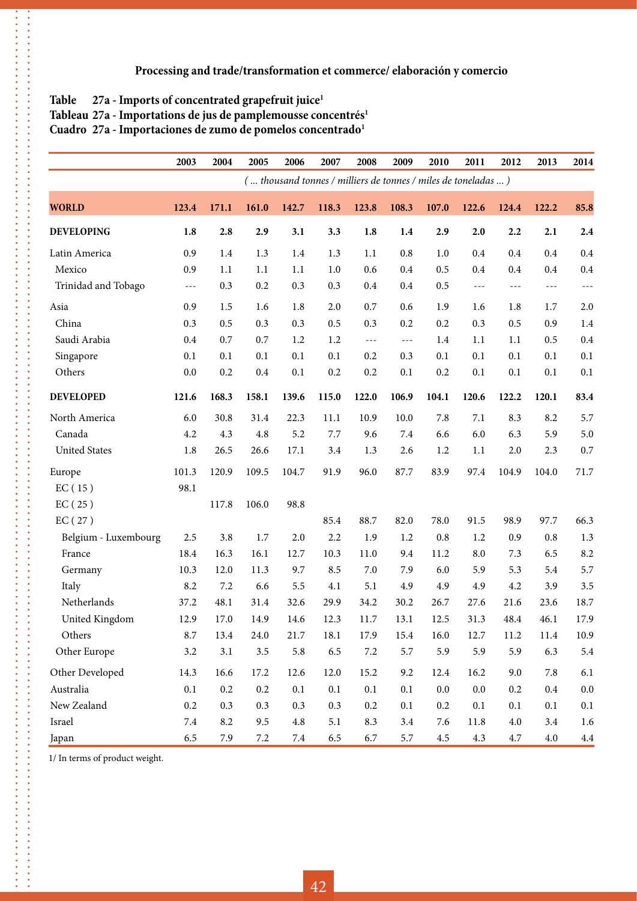**Processing and trade/transformation et commerce/ elaboración y comercio**

**Table 27a - Imports of concentrated grapefruit juice[1]**
**Tableau 27a - Importations de jus de pamplemousse concentrés[1]**
**Cuadro 27a - Importaciones de zumo de pomelos concentrado[1]**

| | 2003 | 2004 | 2005 | 2006 | 2007 | 2008 | 2009 | 2010 | 2011 | 2012 | 2013 | 2014 |
|---|---|---|---|---|---|---|---|---|---|---|---|---|
| | *( ... thousand tonnes / milliers de tonnes / miles de toneladas ... )* | | | | | | | | | | | |
| **WORLD** | **123.4** | **171.1** | **161.0** | **142.7** | **118.3** | **123.8** | **108.3** | **107.0** | **122.6** | **124.4** | **122.2** | **85.8** |
| **DEVELOPING** | **1.8** | **2.8** | **2.9** | **3.1** | **3.3** | **1.8** | **1.4** | **2.9** | **2.0** | **2.2** | **2.1** | **2.4** |
| Latin America | 0.9 | 1.4 | 1.3 | 1.4 | 1.3 | 1.1 | 0.8 | 1.0 | 0.4 | 0.4 | 0.4 | 0.4 |
| Mexico | 0.9 | 1.1 | 1.1 | 1.1 | 1.0 | 0.6 | 0.4 | 0.5 | 0.4 | 0.4 | 0.4 | 0.4 |
| Trinidad and Tobago | --- | 0.3 | 0.2 | 0.3 | 0.3 | 0.4 | 0.4 | 0.5 | --- | --- | --- | --- |
| Asia | 0.9 | 1.5 | 1.6 | 1.8 | 2.0 | 0.7 | 0.6 | 1.9 | 1.6 | 1.8 | 1.7 | 2.0 |
| China | 0.3 | 0.5 | 0.3 | 0.3 | 0.5 | 0.3 | 0.2 | 0.2 | 0.3 | 0.5 | 0.9 | 1.4 |
| Saudi Arabia | 0.4 | 0.7 | 0.7 | 1.2 | 1.2 | --- | --- | 1.4 | 1.1 | 1.1 | 0.5 | 0.4 |
| Singapore | 0.1 | 0.1 | 0.1 | 0.1 | 0.1 | 0.2 | 0.3 | 0.1 | 0.1 | 0.1 | 0.1 | 0.1 |
| Others | 0.0 | 0.2 | 0.4 | 0.1 | 0.2 | 0.2 | 0.1 | 0.2 | 0.1 | 0.1 | 0.1 | 0.1 |
| **DEVELOPED** | **121.6** | **168.3** | **158.1** | **139.6** | **115.0** | **122.0** | **106.9** | **104.1** | **120.6** | **122.2** | **120.1** | **83.4** |
| North America | 6.0 | 30.8 | 31.4 | 22.3 | 11.1 | 10.9 | 10.0 | 7.8 | 7.1 | 8.3 | 8.2 | 5.7 |
| Canada | 4.2 | 4.3 | 4.8 | 5.2 | 7.7 | 9.6 | 7.4 | 6.6 | 6.0 | 6.3 | 5.9 | 5.0 |
| United States | 1.8 | 26.5 | 26.6 | 17.1 | 3.4 | 1.3 | 2.6 | 1.2 | 1.1 | 2.0 | 2.3 | 0.7 |
| Europe | 101.3 | 120.9 | 109.5 | 104.7 | 91.9 | 96.0 | 87.7 | 83.9 | 97.4 | 104.9 | 104.0 | 71.7 |
| EC ( 15 ) | 98.1 | | | | | | | | | | | |
| EC ( 25 ) | | 117.8 | 106.0 | 98.8 | | | | | | | | |
| EC ( 27 ) | | | | | 85.4 | 88.7 | 82.0 | 78.0 | 91.5 | 98.9 | 97.7 | 66.3 |
| Belgium - Luxembourg | 2.5 | 3.8 | 1.7 | 2.0 | 2.2 | 1.9 | 1.2 | 0.8 | 1.2 | 0.9 | 0.8 | 1.3 |
| France | 18.4 | 16.3 | 16.1 | 12.7 | 10.3 | 11.0 | 9.4 | 11.2 | 8.0 | 7.3 | 6.5 | 8.2 |
| Germany | 10.3 | 12.0 | 11.3 | 9.7 | 8.5 | 7.0 | 7.9 | 6.0 | 5.9 | 5.3 | 5.4 | 5.7 |
| Italy | 8.2 | 7.2 | 6.6 | 5.5 | 4.1 | 5.1 | 4.9 | 4.9 | 4.9 | 4.2 | 3.9 | 3.5 |
| Netherlands | 37.2 | 48.1 | 31.4 | 32.6 | 29.9 | 34.2 | 30.2 | 26.7 | 27.6 | 21.6 | 23.6 | 18.7 |
| United Kingdom | 12.9 | 17.0 | 14.9 | 14.6 | 12.3 | 11.7 | 13.1 | 12.5 | 31.3 | 48.4 | 46.1 | 17.9 |
| Others | 8.7 | 13.4 | 24.0 | 21.7 | 18.1 | 17.9 | 15.4 | 16.0 | 12.7 | 11.2 | 11.4 | 10.9 |
| Other Europe | 3.2 | 3.1 | 3.5 | 5.8 | 6.5 | 7.2 | 5.7 | 5.9 | 5.9 | 5.9 | 6.3 | 5.4 |
| Other Developed | 14.3 | 16.6 | 17.2 | 12.6 | 12.0 | 15.2 | 9.2 | 12.4 | 16.2 | 9.0 | 7.8 | 6.1 |
| Australia | 0.1 | 0.2 | 0.2 | 0.1 | 0.1 | 0.1 | 0.1 | 0.0 | 0.0 | 0.2 | 0.4 | 0.0 |
| New Zealand | 0.2 | 0.3 | 0.3 | 0.3 | 0.3 | 0.2 | 0.1 | 0.2 | 0.1 | 0.1 | 0.1 | 0.1 |
| Israel | 7.4 | 8.2 | 9.5 | 4.8 | 5.1 | 8.3 | 3.4 | 7.6 | 11.8 | 4.0 | 3.4 | 1.6 |
| Japan | 6.5 | 7.9 | 7.2 | 7.4 | 6.5 | 6.7 | 5.7 | 4.5 | 4.3 | 4.7 | 4.0 | 4.4 |

1/ In terms of product weight.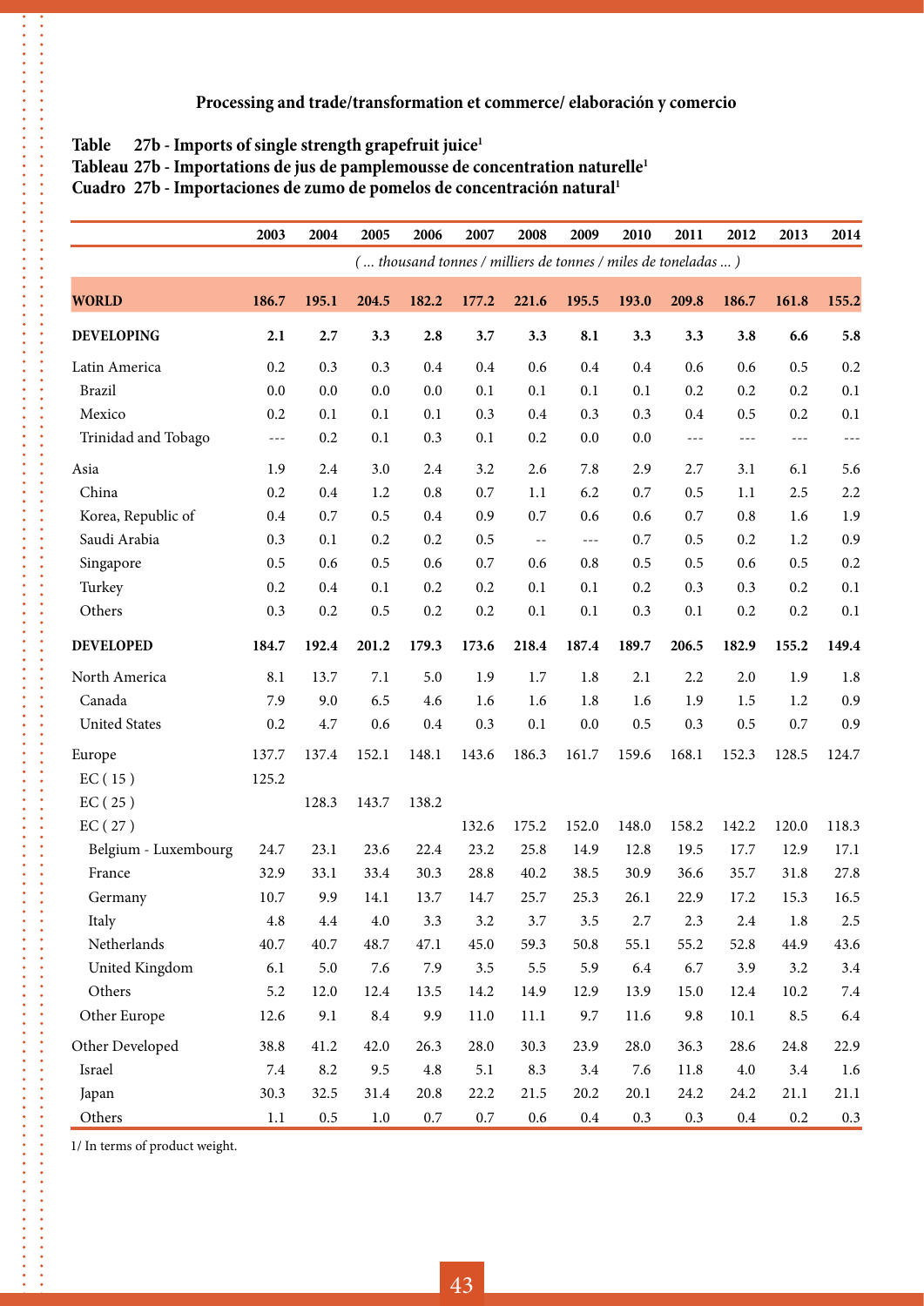**Processing and trade/transformation et commerce/ elaboración y comercio**

**Table 27b - Imports of single strength grapefruit juice[1]**
**Tableau 27b - Importations de jus de pamplemousse de concentration naturelle[1]**
**Cuadro 27b - Importaciones de zumo de pomelos de concentración natural[1]**

| | 2003 | 2004 | 2005 | 2006 | 2007 | 2008 | 2009 | 2010 | 2011 | 2012 | 2013 | 2014 |
|---|---|---|---|---|---|---|---|---|---|---|---|---|
| | *( ... thousand tonnes / milliers de tonnes / miles de toneladas ... )* | | | | | | | | | | | |
| **WORLD** | **186.7** | **195.1** | **204.5** | **182.2** | **177.2** | **221.6** | **195.5** | **193.0** | **209.8** | **186.7** | **161.8** | **155.2** |
| **DEVELOPING** | **2.1** | **2.7** | **3.3** | **2.8** | **3.7** | **3.3** | **8.1** | **3.3** | **3.3** | **3.8** | **6.6** | **5.8** |
| Latin America | 0.2 | 0.3 | 0.3 | 0.4 | 0.4 | 0.6 | 0.4 | 0.4 | 0.6 | 0.6 | 0.5 | 0.2 |
| Brazil | 0.0 | 0.0 | 0.0 | 0.0 | 0.1 | 0.1 | 0.1 | 0.1 | 0.2 | 0.2 | 0.2 | 0.1 |
| Mexico | 0.2 | 0.1 | 0.1 | 0.1 | 0.3 | 0.4 | 0.3 | 0.3 | 0.4 | 0.5 | 0.2 | 0.1 |
| Trinidad and Tobago | --- | 0.2 | 0.1 | 0.3 | 0.1 | 0.2 | 0.0 | 0.0 | --- | --- | --- | --- |
| Asia | 1.9 | 2.4 | 3.0 | 2.4 | 3.2 | 2.6 | 7.8 | 2.9 | 2.7 | 3.1 | 6.1 | 5.6 |
| China | 0.2 | 0.4 | 1.2 | 0.8 | 0.7 | 1.1 | 6.2 | 0.7 | 0.5 | 1.1 | 2.5 | 2.2 |
| Korea, Republic of | 0.4 | 0.7 | 0.5 | 0.4 | 0.9 | 0.7 | 0.6 | 0.6 | 0.7 | 0.8 | 1.6 | 1.9 |
| Saudi Arabia | 0.3 | 0.1 | 0.2 | 0.2 | 0.5 | -- | --- | 0.7 | 0.5 | 0.2 | 1.2 | 0.9 |
| Singapore | 0.5 | 0.6 | 0.5 | 0.6 | 0.7 | 0.6 | 0.8 | 0.5 | 0.5 | 0.6 | 0.5 | 0.2 |
| Turkey | 0.2 | 0.4 | 0.1 | 0.2 | 0.2 | 0.1 | 0.1 | 0.2 | 0.3 | 0.3 | 0.2 | 0.1 |
| Others | 0.3 | 0.2 | 0.5 | 0.2 | 0.2 | 0.1 | 0.1 | 0.3 | 0.1 | 0.2 | 0.2 | 0.1 |
| **DEVELOPED** | **184.7** | **192.4** | **201.2** | **179.3** | **173.6** | **218.4** | **187.4** | **189.7** | **206.5** | **182.9** | **155.2** | **149.4** |
| North America | 8.1 | 13.7 | 7.1 | 5.0 | 1.9 | 1.7 | 1.8 | 2.1 | 2.2 | 2.0 | 1.9 | 1.8 |
| Canada | 7.9 | 9.0 | 6.5 | 4.6 | 1.6 | 1.6 | 1.8 | 1.6 | 1.9 | 1.5 | 1.2 | 0.9 |
| United States | 0.2 | 4.7 | 0.6 | 0.4 | 0.3 | 0.1 | 0.0 | 0.5 | 0.3 | 0.5 | 0.7 | 0.9 |
| Europe | 137.7 | 137.4 | 152.1 | 148.1 | 143.6 | 186.3 | 161.7 | 159.6 | 168.1 | 152.3 | 128.5 | 124.7 |
| EC ( 15 ) | 125.2 | | | | | | | | | | | |
| EC ( 25 ) | | 128.3 | 143.7 | 138.2 | | | | | | | | |
| EC ( 27 ) | | | | | 132.6 | 175.2 | 152.0 | 148.0 | 158.2 | 142.2 | 120.0 | 118.3 |
| Belgium - Luxembourg | 24.7 | 23.1 | 23.6 | 22.4 | 23.2 | 25.8 | 14.9 | 12.8 | 19.5 | 17.7 | 12.9 | 17.1 |
| France | 32.9 | 33.1 | 33.4 | 30.3 | 28.8 | 40.2 | 38.5 | 30.9 | 36.6 | 35.7 | 31.8 | 27.8 |
| Germany | 10.7 | 9.9 | 14.1 | 13.7 | 14.7 | 25.7 | 25.3 | 26.1 | 22.9 | 17.2 | 15.3 | 16.5 |
| Italy | 4.8 | 4.4 | 4.0 | 3.3 | 3.2 | 3.7 | 3.5 | 2.7 | 2.3 | 2.4 | 1.8 | 2.5 |
| Netherlands | 40.7 | 40.7 | 48.7 | 47.1 | 45.0 | 59.3 | 50.8 | 55.1 | 55.2 | 52.8 | 44.9 | 43.6 |
| United Kingdom | 6.1 | 5.0 | 7.6 | 7.9 | 3.5 | 5.5 | 5.9 | 6.4 | 6.7 | 3.9 | 3.2 | 3.4 |
| Others | 5.2 | 12.0 | 12.4 | 13.5 | 14.2 | 14.9 | 12.9 | 13.9 | 15.0 | 12.4 | 10.2 | 7.4 |
| Other Europe | 12.6 | 9.1 | 8.4 | 9.9 | 11.0 | 11.1 | 9.7 | 11.6 | 9.8 | 10.1 | 8.5 | 6.4 |
| Other Developed | 38.8 | 41.2 | 42.0 | 26.3 | 28.0 | 30.3 | 23.9 | 28.0 | 36.3 | 28.6 | 24.8 | 22.9 |
| Israel | 7.4 | 8.2 | 9.5 | 4.8 | 5.1 | 8.3 | 3.4 | 7.6 | 11.8 | 4.0 | 3.4 | 1.6 |
| Japan | 30.3 | 32.5 | 31.4 | 20.8 | 22.2 | 21.5 | 20.2 | 20.1 | 24.2 | 24.2 | 21.1 | 21.1 |
| Others | 1.1 | 0.5 | 1.0 | 0.7 | 0.7 | 0.6 | 0.4 | 0.3 | 0.3 | 0.4 | 0.2 | 0.3 |

1/ In terms of product weight.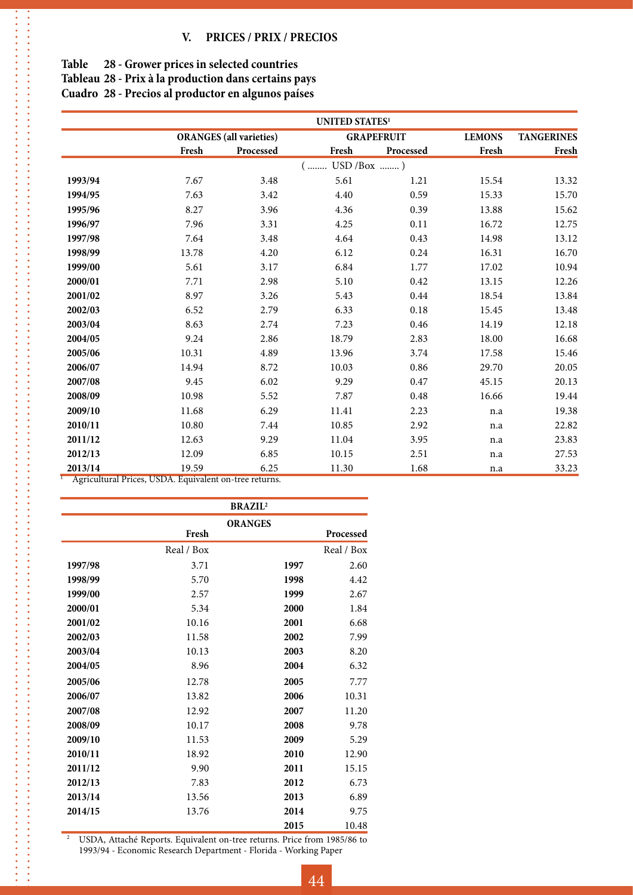## V. PRICES / PRIX / PRECIOS

**Table 28 - Grower prices in selected countries**
**Tableau 28 - Prix à la production dans certains pays**
**Cuadro 28 - Precios al productor en algunos países**

| | UNITED STATES[1] | | | | | |
|---|---|---|---|---|---|---|
| | ORANGES (all varieties) | | GRAPEFRUIT | | LEMONS | TANGERINES |
| | Fresh | Processed | Fresh | Processed | Fresh | Fresh |
| | ( ........ USD /Box ........ ) | | | | | |
| **1993/94** | 7.67 | 3.48 | 5.61 | 1.21 | 15.54 | 13.32 |
| **1994/95** | 7.63 | 3.42 | 4.40 | 0.59 | 15.33 | 15.70 |
| **1995/96** | 8.27 | 3.96 | 4.36 | 0.39 | 13.88 | 15.62 |
| **1996/97** | 7.96 | 3.31 | 4.25 | 0.11 | 16.72 | 12.75 |
| **1997/98** | 7.64 | 3.48 | 4.64 | 0.43 | 14.98 | 13.12 |
| **1998/99** | 13.78 | 4.20 | 6.12 | 0.24 | 16.31 | 16.70 |
| **1999/00** | 5.61 | 3.17 | 6.84 | 1.77 | 17.02 | 10.94 |
| **2000/01** | 7.71 | 2.98 | 5.10 | 0.42 | 13.15 | 12.26 |
| **2001/02** | 8.97 | 3.26 | 5.43 | 0.44 | 18.54 | 13.84 |
| **2002/03** | 6.52 | 2.79 | 6.33 | 0.18 | 15.45 | 13.48 |
| **2003/04** | 8.63 | 2.74 | 7.23 | 0.46 | 14.19 | 12.18 |
| **2004/05** | 9.24 | 2.86 | 18.79 | 2.83 | 18.00 | 16.68 |
| **2005/06** | 10.31 | 4.89 | 13.96 | 3.74 | 17.58 | 15.46 |
| **2006/07** | 14.94 | 8.72 | 10.03 | 0.86 | 29.70 | 20.05 |
| **2007/08** | 9.45 | 6.02 | 9.29 | 0.47 | 45.15 | 20.13 |
| **2008/09** | 10.98 | 5.52 | 7.87 | 0.48 | 16.66 | 19.44 |
| **2009/10** | 11.68 | 6.29 | 11.41 | 2.23 | n.a | 19.38 |
| **2010/11** | 10.80 | 7.44 | 10.85 | 2.92 | n.a | 22.82 |
| **2011/12** | 12.63 | 9.29 | 11.04 | 3.95 | n.a | 23.83 |
| **2012/13** | 12.09 | 6.85 | 10.15 | 2.51 | n.a | 27.53 |
| **2013/14** | 19.59 | 6.25 | 11.30 | 1.68 | n.a | 33.23 |

[1] Agricultural Prices, USDA. Equivalent on-tree returns.

| | BRAZIL[2] | | |
|---|---|---|---|
| | ORANGES | | |
| | Fresh | | Processed |
| | Real / Box | | Real / Box |
| **1997/98** | 3.71 | **1997** | 2.60 |
| **1998/99** | 5.70 | **1998** | 4.42 |
| **1999/00** | 2.57 | **1999** | 2.67 |
| **2000/01** | 5.34 | **2000** | 1.84 |
| **2001/02** | 10.16 | **2001** | 6.68 |
| **2002/03** | 11.58 | **2002** | 7.99 |
| **2003/04** | 10.13 | **2003** | 8.20 |
| **2004/05** | 8.96 | **2004** | 6.32 |
| **2005/06** | 12.78 | **2005** | 7.77 |
| **2006/07** | 13.82 | **2006** | 10.31 |
| **2007/08** | 12.92 | **2007** | 11.20 |
| **2008/09** | 10.17 | **2008** | 9.78 |
| **2009/10** | 11.53 | **2009** | 5.29 |
| **2010/11** | 18.92 | **2010** | 12.90 |
| **2011/12** | 9.90 | **2011** | 15.15 |
| **2012/13** | 7.83 | **2012** | 6.73 |
| **2013/14** | 13.56 | **2013** | 6.89 |
| **2014/15** | 13.76 | **2014** | 9.75 |
| | | **2015** | 10.48 |

[2] USDA, Attaché Reports. Equivalent on-tree returns. Price from 1985/86 to 1993/94 - Economic Research Department - Florida - Working Paper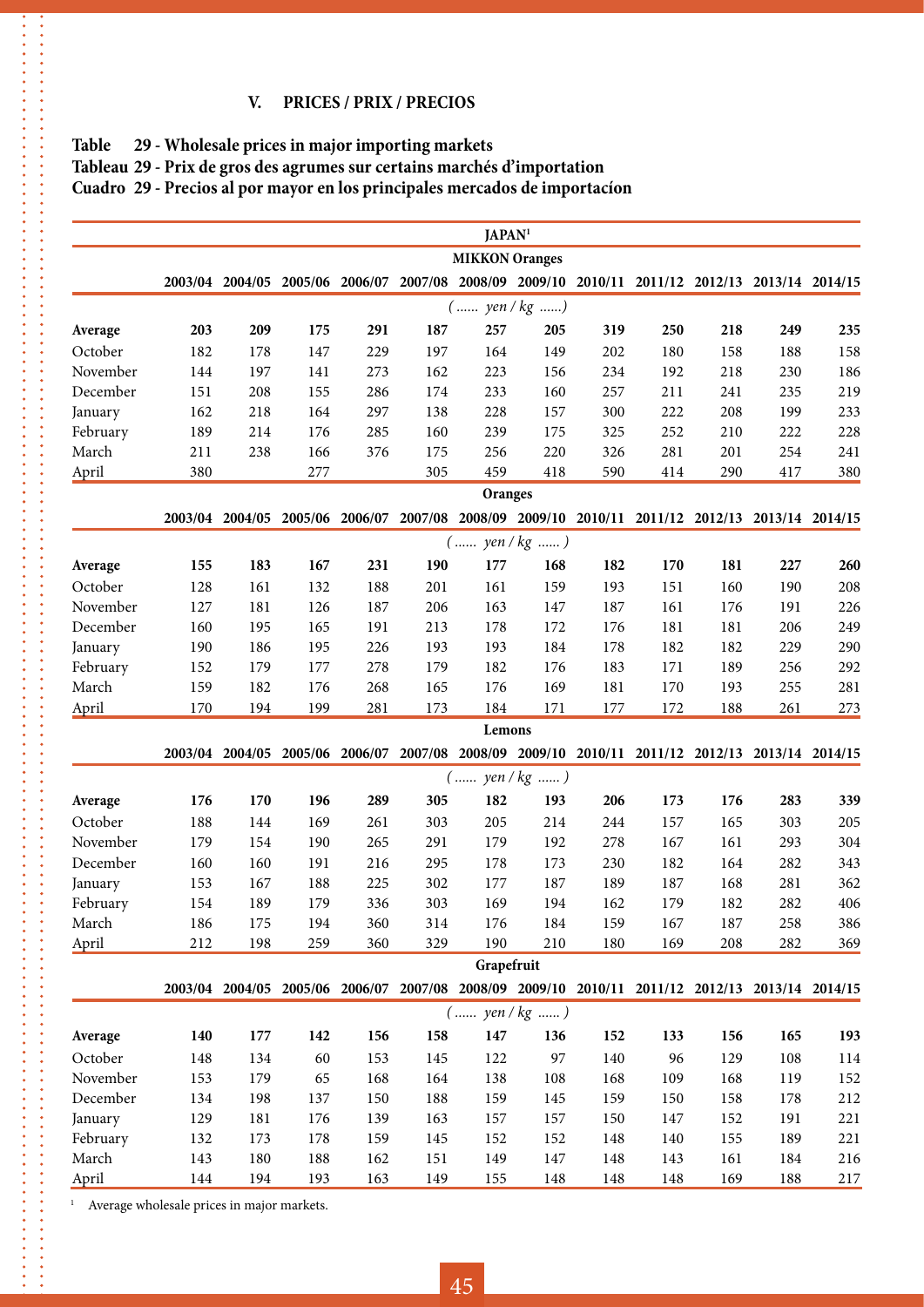## V. PRICES / PRIX / PRECIOS

**Table 29 - Wholesale prices in major importing markets**
**Tableau 29 - Prix de gros des agrumes sur certains marchés d'importation**
**Cuadro 29 - Precios al por mayor en los principales mercados de importacíon**

| JAPAN[1] | | | | | | | | | | | | |
|---|---|---|---|---|---|---|---|---|---|---|---|---|
| **MIKKON Oranges** | | | | | | | | | | | | |
| | 2003/04 | 2004/05 | 2005/06 | 2006/07 | 2007/08 | 2008/09 | 2009/10 | 2010/11 | 2011/12 | 2012/13 | 2013/14 | 2014/15 |
| | ( ...... yen / kg ......) | | | | | | | | | | | |
| **Average** | **203** | **209** | **175** | **291** | **187** | **257** | **205** | **319** | **250** | **218** | **249** | **235** |
| October | 182 | 178 | 147 | 229 | 197 | 164 | 149 | 202 | 180 | 158 | 188 | 158 |
| November | 144 | 197 | 141 | 273 | 162 | 223 | 156 | 234 | 192 | 218 | 230 | 186 |
| December | 151 | 208 | 155 | 286 | 174 | 233 | 160 | 257 | 211 | 241 | 235 | 219 |
| January | 162 | 218 | 164 | 297 | 138 | 228 | 157 | 300 | 222 | 208 | 199 | 233 |
| February | 189 | 214 | 176 | 285 | 160 | 239 | 175 | 325 | 252 | 210 | 222 | 228 |
| March | 211 | 238 | 166 | 376 | 175 | 256 | 220 | 326 | 281 | 201 | 254 | 241 |
| April | 380 | | 277 | | 305 | 459 | 418 | 590 | 414 | 290 | 417 | 380 |
| **Oranges** | | | | | | | | | | | | |
| | 2003/04 | 2004/05 | 2005/06 | 2006/07 | 2007/08 | 2008/09 | 2009/10 | 2010/11 | 2011/12 | 2012/13 | 2013/14 | 2014/15 |
| | ( ...... yen / kg ...... ) | | | | | | | | | | | |
| **Average** | **155** | **183** | **167** | **231** | **190** | **177** | **168** | **182** | **170** | **181** | **227** | **260** |
| October | 128 | 161 | 132 | 188 | 201 | 161 | 159 | 193 | 151 | 160 | 190 | 208 |
| November | 127 | 181 | 126 | 187 | 206 | 163 | 147 | 187 | 161 | 176 | 191 | 226 |
| December | 160 | 195 | 165 | 191 | 213 | 178 | 172 | 176 | 181 | 181 | 206 | 249 |
| January | 190 | 186 | 195 | 226 | 193 | 193 | 184 | 178 | 182 | 182 | 229 | 290 |
| February | 152 | 179 | 177 | 278 | 179 | 182 | 176 | 183 | 171 | 189 | 256 | 292 |
| March | 159 | 182 | 176 | 268 | 165 | 176 | 169 | 181 | 170 | 193 | 255 | 281 |
| April | 170 | 194 | 199 | 281 | 173 | 184 | 171 | 177 | 172 | 188 | 261 | 273 |
| **Lemons** | | | | | | | | | | | | |
| | 2003/04 | 2004/05 | 2005/06 | 2006/07 | 2007/08 | 2008/09 | 2009/10 | 2010/11 | 2011/12 | 2012/13 | 2013/14 | 2014/15 |
| | ( ...... yen / kg ...... ) | | | | | | | | | | | |
| **Average** | **176** | **170** | **196** | **289** | **305** | **182** | **193** | **206** | **173** | **176** | **283** | **339** |
| October | 188 | 144 | 169 | 261 | 303 | 205 | 214 | 244 | 157 | 165 | 303 | 205 |
| November | 179 | 154 | 190 | 265 | 291 | 179 | 192 | 278 | 167 | 161 | 293 | 304 |
| December | 160 | 160 | 191 | 216 | 295 | 178 | 173 | 230 | 182 | 164 | 282 | 343 |
| January | 153 | 167 | 188 | 225 | 302 | 177 | 187 | 189 | 187 | 168 | 281 | 362 |
| February | 154 | 189 | 179 | 336 | 303 | 169 | 194 | 162 | 179 | 182 | 282 | 406 |
| March | 186 | 175 | 194 | 360 | 314 | 176 | 184 | 159 | 167 | 187 | 258 | 386 |
| April | 212 | 198 | 259 | 360 | 329 | 190 | 210 | 180 | 169 | 208 | 282 | 369 |
| **Grapefruit** | | | | | | | | | | | | |
| | 2003/04 | 2004/05 | 2005/06 | 2006/07 | 2007/08 | 2008/09 | 2009/10 | 2010/11 | 2011/12 | 2012/13 | 2013/14 | 2014/15 |
| | ( ...... yen / kg ...... ) | | | | | | | | | | | |
| **Average** | **140** | **177** | **142** | **156** | **158** | **147** | **136** | **152** | **133** | **156** | **165** | **193** |
| October | 148 | 134 | 60 | 153 | 145 | 122 | 97 | 140 | 96 | 129 | 108 | 114 |
| November | 153 | 179 | 65 | 168 | 164 | 138 | 108 | 168 | 109 | 168 | 119 | 152 |
| December | 134 | 198 | 137 | 150 | 188 | 159 | 145 | 159 | 150 | 158 | 178 | 212 |
| January | 129 | 181 | 176 | 139 | 163 | 157 | 157 | 150 | 147 | 152 | 191 | 221 |
| February | 132 | 173 | 178 | 159 | 145 | 152 | 152 | 148 | 140 | 155 | 189 | 221 |
| March | 143 | 180 | 188 | 162 | 151 | 149 | 147 | 148 | 143 | 161 | 184 | 216 |
| April | 144 | 194 | 193 | 163 | 149 | 155 | 148 | 148 | 148 | 169 | 188 | 217 |

[1] Average wholesale prices in major markets.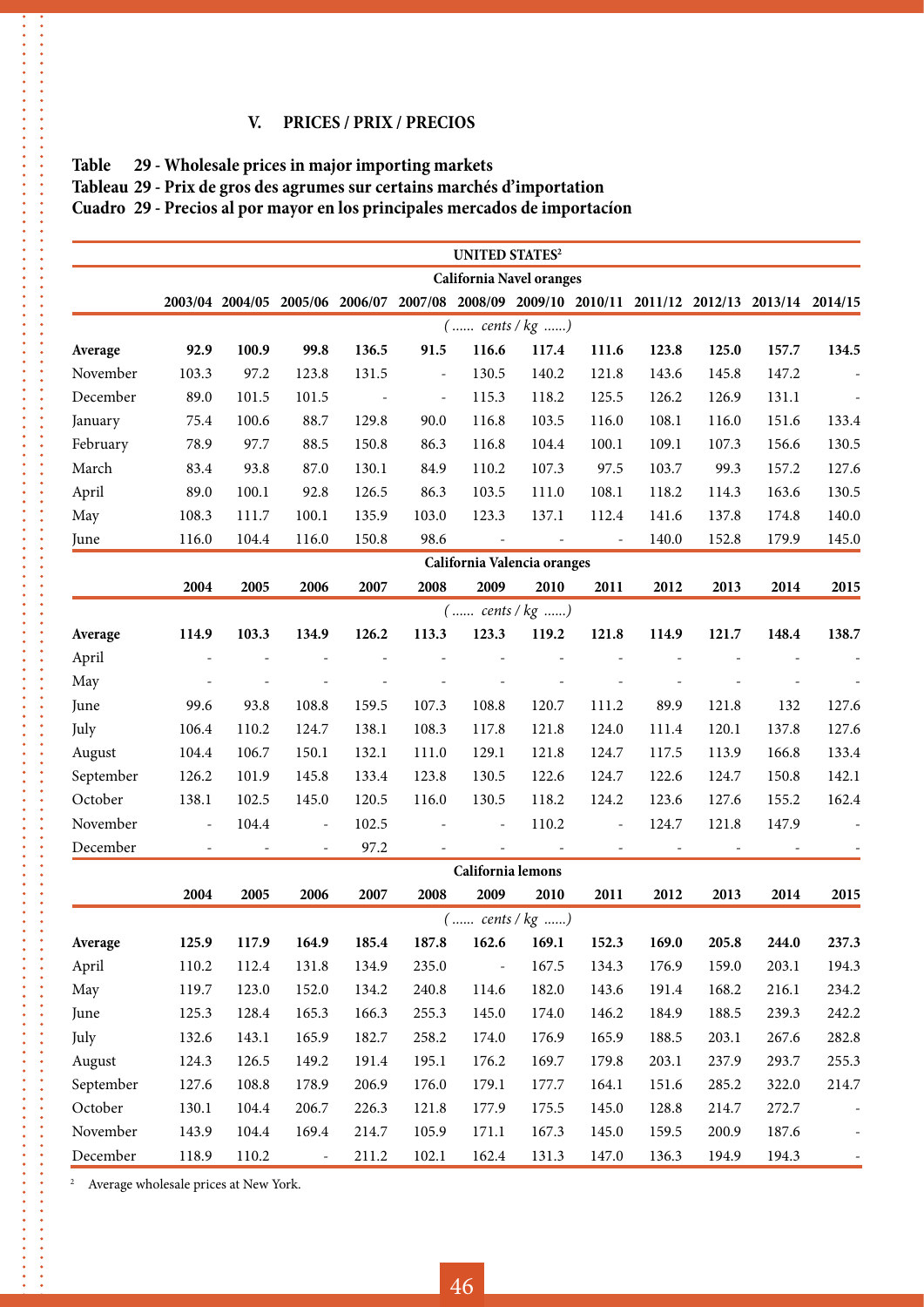## V. PRICES / PRIX / PRECIOS

**Table 29 - Wholesale prices in major importing markets**
**Tableau 29 - Prix de gros des agrumes sur certains marchés d'importation**
**Cuadro 29 - Precios al por mayor en los principales mercados de importacíon**

| UNITED STATES[2] | | | | | | | | | | | | |
|---|---|---|---|---|---|---|---|---|---|---|---|---|
| **California Navel oranges** | | | | | | | | | | | | |
| | 2003/04 | 2004/05 | 2005/06 | 2006/07 | 2007/08 | 2008/09 | 2009/10 | 2010/11 | 2011/12 | 2012/13 | 2013/14 | 2014/15 |
| | *(...... cents / kg ......)* | | | | | | | | | | | |
| **Average** | **92.9** | **100.9** | **99.8** | **136.5** | **91.5** | **116.6** | **117.4** | **111.6** | **123.8** | **125.0** | **157.7** | **134.5** |
| November | 103.3 | 97.2 | 123.8 | 131.5 | - | 130.5 | 140.2 | 121.8 | 143.6 | 145.8 | 147.2 | - |
| December | 89.0 | 101.5 | 101.5 | - | - | 115.3 | 118.2 | 125.5 | 126.2 | 126.9 | 131.1 | - |
| January | 75.4 | 100.6 | 88.7 | 129.8 | 90.0 | 116.8 | 103.5 | 116.0 | 108.1 | 116.0 | 151.6 | 133.4 |
| February | 78.9 | 97.7 | 88.5 | 150.8 | 86.3 | 116.8 | 104.4 | 100.1 | 109.1 | 107.3 | 156.6 | 130.5 |
| March | 83.4 | 93.8 | 87.0 | 130.1 | 84.9 | 110.2 | 107.3 | 97.5 | 103.7 | 99.3 | 157.2 | 127.6 |
| April | 89.0 | 100.1 | 92.8 | 126.5 | 86.3 | 103.5 | 111.0 | 108.1 | 118.2 | 114.3 | 163.6 | 130.5 |
| May | 108.3 | 111.7 | 100.1 | 135.9 | 103.0 | 123.3 | 137.1 | 112.4 | 141.6 | 137.8 | 174.8 | 140.0 |
| June | 116.0 | 104.4 | 116.0 | 150.8 | 98.6 | - | - | - | 140.0 | 152.8 | 179.9 | 145.0 |
| **California Valencia oranges** | | | | | | | | | | | | |
| | 2004 | 2005 | 2006 | 2007 | 2008 | 2009 | 2010 | 2011 | 2012 | 2013 | 2014 | 2015 |
| | *(...... cents / kg ......)* | | | | | | | | | | | |
| **Average** | **114.9** | **103.3** | **134.9** | **126.2** | **113.3** | **123.3** | **119.2** | **121.8** | **114.9** | **121.7** | **148.4** | **138.7** |
| April | - | - | - | - | - | - | - | - | - | - | - | - |
| May | - | - | - | - | - | - | - | - | - | - | - | - |
| June | 99.6 | 93.8 | 108.8 | 159.5 | 107.3 | 108.8 | 120.7 | 111.2 | 89.9 | 121.8 | 132 | 127.6 |
| July | 106.4 | 110.2 | 124.7 | 138.1 | 108.3 | 117.8 | 121.8 | 124.0 | 111.4 | 120.1 | 137.8 | 127.6 |
| August | 104.4 | 106.7 | 150.1 | 132.1 | 111.0 | 129.1 | 121.8 | 124.7 | 117.5 | 113.9 | 166.8 | 133.4 |
| September | 126.2 | 101.9 | 145.8 | 133.4 | 123.8 | 130.5 | 122.6 | 124.7 | 122.6 | 124.7 | 150.8 | 142.1 |
| October | 138.1 | 102.5 | 145.0 | 120.5 | 116.0 | 130.5 | 118.2 | 124.2 | 123.6 | 127.6 | 155.2 | 162.4 |
| November | - | 104.4 | - | 102.5 | - | - | 110.2 | - | 124.7 | 121.8 | 147.9 | - |
| December | - | - | - | 97.2 | - | - | - | - | - | - | - | - |
| **California lemons** | | | | | | | | | | | | |
| | 2004 | 2005 | 2006 | 2007 | 2008 | 2009 | 2010 | 2011 | 2012 | 2013 | 2014 | 2015 |
| | *(...... cents / kg ......)* | | | | | | | | | | | |
| **Average** | **125.9** | **117.9** | **164.9** | **185.4** | **187.8** | **162.6** | **169.1** | **152.3** | **169.0** | **205.8** | **244.0** | **237.3** |
| April | 110.2 | 112.4 | 131.8 | 134.9 | 235.0 | - | 167.5 | 134.3 | 176.9 | 159.0 | 203.1 | 194.3 |
| May | 119.7 | 123.0 | 152.0 | 134.2 | 240.8 | 114.6 | 182.0 | 143.6 | 191.4 | 168.2 | 216.1 | 234.2 |
| June | 125.3 | 128.4 | 165.3 | 166.3 | 255.3 | 145.0 | 174.0 | 146.2 | 184.9 | 188.5 | 239.3 | 242.2 |
| July | 132.6 | 143.1 | 165.9 | 182.7 | 258.2 | 174.0 | 176.9 | 165.9 | 188.5 | 203.1 | 267.6 | 282.8 |
| August | 124.3 | 126.5 | 149.2 | 191.4 | 195.1 | 176.2 | 169.7 | 179.8 | 203.1 | 237.9 | 293.7 | 255.3 |
| September | 127.6 | 108.8 | 178.9 | 206.9 | 176.0 | 179.1 | 177.7 | 164.1 | 151.6 | 285.2 | 322.0 | 214.7 |
| October | 130.1 | 104.4 | 206.7 | 226.3 | 121.8 | 177.9 | 175.5 | 145.0 | 128.8 | 214.7 | 272.7 | - |
| November | 143.9 | 104.4 | 169.4 | 214.7 | 105.9 | 171.1 | 167.3 | 145.0 | 159.5 | 200.9 | 187.6 | - |
| December | 118.9 | 110.2 | - | 211.2 | 102.1 | 162.4 | 131.3 | 147.0 | 136.3 | 194.9 | 194.3 | - |

[2] Average wholesale prices at New York.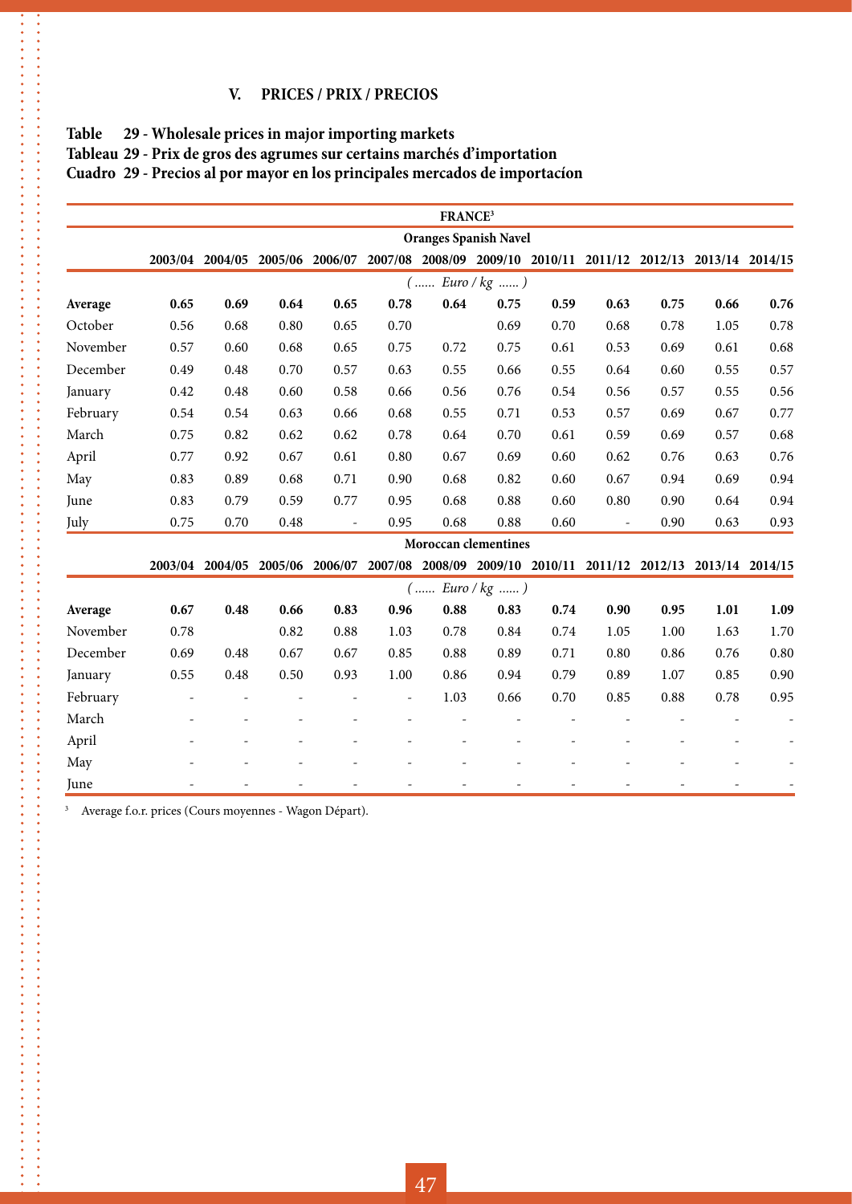## V. PRICES / PRIX / PRECIOS

**Table 29 - Wholesale prices in major importing markets**
**Tableau 29 - Prix de gros des agrumes sur certains marchés d'importation**
**Cuadro 29 - Precios al por mayor en los principales mercados de importacíon**

| FRANCE[3] | | | | | | | | | | | | |
|---|---|---|---|---|---|---|---|---|---|---|---|---|
| **Oranges Spanish Navel** | | | | | | | | | | | | |
| | 2003/04 | 2004/05 | 2005/06 | 2006/07 | 2007/08 | 2008/09 | 2009/10 | 2010/11 | 2011/12 | 2012/13 | 2013/14 | 2014/15 |
| | *( ...... Euro / kg ...... )* | | | | | | | | | | | |
| **Average** | **0.65** | **0.69** | **0.64** | **0.65** | **0.78** | **0.64** | **0.75** | **0.59** | **0.63** | **0.75** | **0.66** | **0.76** |
| October | 0.56 | 0.68 | 0.80 | 0.65 | 0.70 | | 0.69 | 0.70 | 0.68 | 0.78 | 1.05 | 0.78 |
| November | 0.57 | 0.60 | 0.68 | 0.65 | 0.75 | 0.72 | 0.75 | 0.61 | 0.53 | 0.69 | 0.61 | 0.68 |
| December | 0.49 | 0.48 | 0.70 | 0.57 | 0.63 | 0.55 | 0.66 | 0.55 | 0.64 | 0.60 | 0.55 | 0.57 |
| January | 0.42 | 0.48 | 0.60 | 0.58 | 0.66 | 0.56 | 0.76 | 0.54 | 0.56 | 0.57 | 0.55 | 0.56 |
| February | 0.54 | 0.54 | 0.63 | 0.66 | 0.68 | 0.55 | 0.71 | 0.53 | 0.57 | 0.69 | 0.67 | 0.77 |
| March | 0.75 | 0.82 | 0.62 | 0.62 | 0.78 | 0.64 | 0.70 | 0.61 | 0.59 | 0.69 | 0.57 | 0.68 |
| April | 0.77 | 0.92 | 0.67 | 0.61 | 0.80 | 0.67 | 0.69 | 0.60 | 0.62 | 0.76 | 0.63 | 0.76 |
| May | 0.83 | 0.89 | 0.68 | 0.71 | 0.90 | 0.68 | 0.82 | 0.60 | 0.67 | 0.94 | 0.69 | 0.94 |
| June | 0.83 | 0.79 | 0.59 | 0.77 | 0.95 | 0.68 | 0.88 | 0.60 | 0.80 | 0.90 | 0.64 | 0.94 |
| July | 0.75 | 0.70 | 0.48 | - | 0.95 | 0.68 | 0.88 | 0.60 | - | 0.90 | 0.63 | 0.93 |
| **Moroccan clementines** | | | | | | | | | | | | |
| | 2003/04 | 2004/05 | 2005/06 | 2006/07 | 2007/08 | 2008/09 | 2009/10 | 2010/11 | 2011/12 | 2012/13 | 2013/14 | 2014/15 |
| | *( ...... Euro / kg ...... )* | | | | | | | | | | | |
| **Average** | **0.67** | **0.48** | **0.66** | **0.83** | **0.96** | **0.88** | **0.83** | **0.74** | **0.90** | **0.95** | **1.01** | **1.09** |
| November | 0.78 | | 0.82 | 0.88 | 1.03 | 0.78 | 0.84 | 0.74 | 1.05 | 1.00 | 1.63 | 1.70 |
| December | 0.69 | 0.48 | 0.67 | 0.67 | 0.85 | 0.88 | 0.89 | 0.71 | 0.80 | 0.86 | 0.76 | 0.80 |
| January | 0.55 | 0.48 | 0.50 | 0.93 | 1.00 | 0.86 | 0.94 | 0.79 | 0.89 | 1.07 | 0.85 | 0.90 |
| February | - | - | - | - | - | 1.03 | 0.66 | 0.70 | 0.85 | 0.88 | 0.78 | 0.95 |
| March | - | - | - | - | - | - | - | - | - | - | - | - |
| April | - | - | - | - | - | - | - | - | - | - | - | - |
| May | - | - | - | - | - | - | - | - | - | - | - | - |
| June | - | - | - | - | - | - | - | - | - | - | - | - |

[3] Average f.o.r. prices (Cours moyennes - Wagon Départ).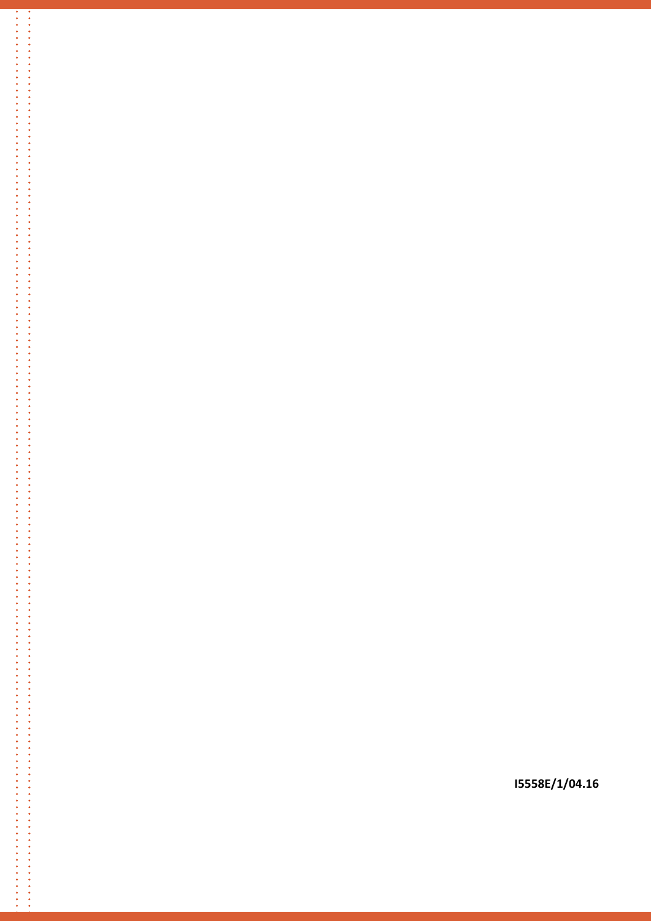**I5558E/1/04.16**